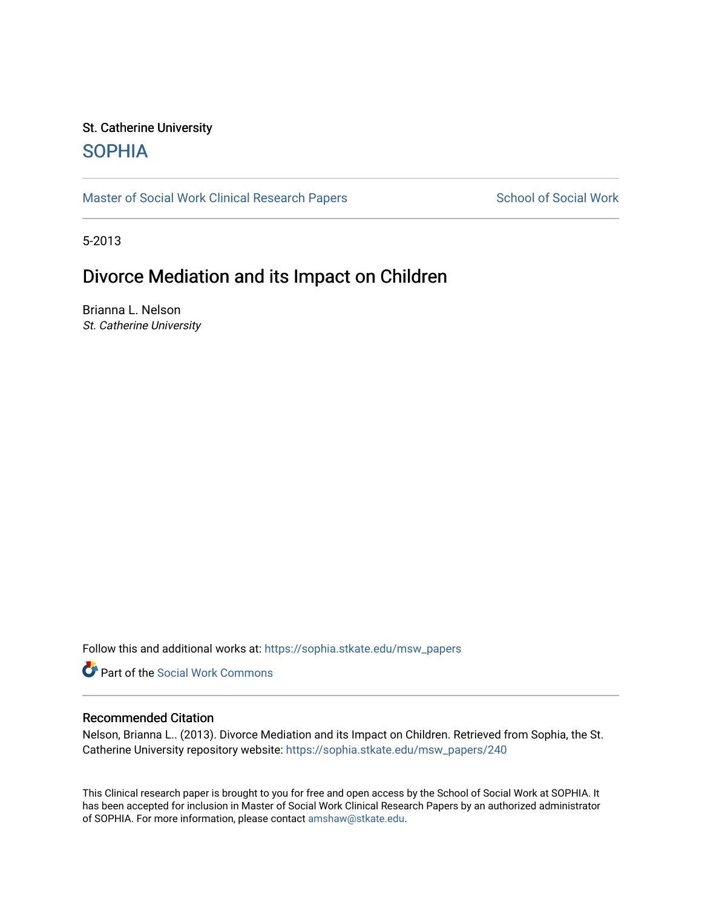St. Catherine University

## SOPHIA

Master of Social Work Clinical Research Papers | School of Social Work

5-2013

# Divorce Mediation and its Impact on Children

Brianna L. Nelson
*St. Catherine University*

Follow this and additional works at: https://sophia.stkate.edu/msw_papers

Part of the Social Work Commons

### Recommended Citation

Nelson, Brianna L.. (2013). Divorce Mediation and its Impact on Children. Retrieved from Sophia, the St. Catherine University repository website: https://sophia.stkate.edu/msw_papers/240

This Clinical research paper is brought to you for free and open access by the School of Social Work at SOPHIA. It has been accepted for inclusion in Master of Social Work Clinical Research Papers by an authorized administrator of SOPHIA. For more information, please contact amshaw@stkate.edu.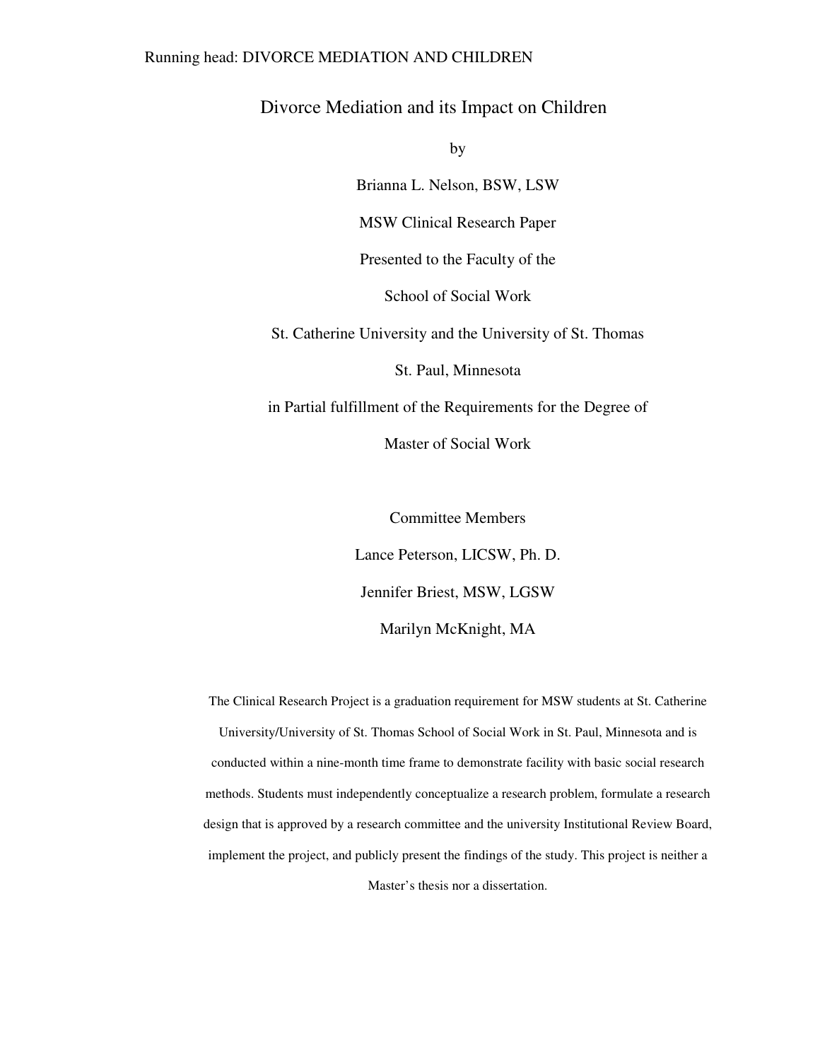# Divorce Mediation and its Impact on Children

by

Brianna L. Nelson, BSW, LSW

MSW Clinical Research Paper

Presented to the Faculty of the

School of Social Work

St. Catherine University and the University of St. Thomas

St. Paul, Minnesota

in Partial fulfillment of the Requirements for the Degree of

Master of Social Work

Committee Members

Lance Peterson, LICSW, Ph. D.

Jennifer Briest, MSW, LGSW

Marilyn McKnight, MA

The Clinical Research Project is a graduation requirement for MSW students at St. Catherine University/University of St. Thomas School of Social Work in St. Paul, Minnesota and is conducted within a nine-month time frame to demonstrate facility with basic social research methods. Students must independently conceptualize a research problem, formulate a research design that is approved by a research committee and the university Institutional Review Board, implement the project, and publicly present the findings of the study. This project is neither a Master's thesis nor a dissertation.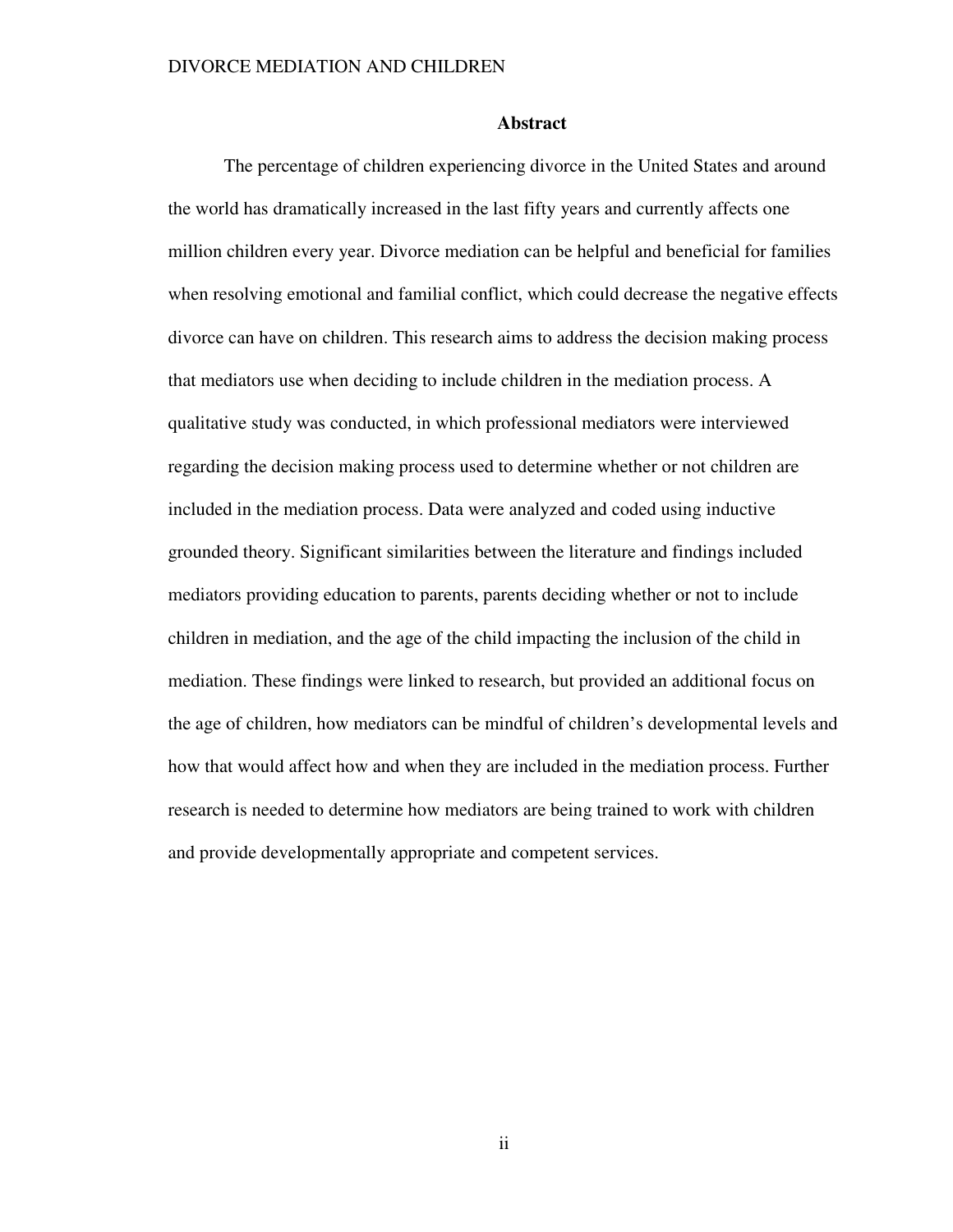## Abstract

The percentage of children experiencing divorce in the United States and around the world has dramatically increased in the last fifty years and currently affects one million children every year. Divorce mediation can be helpful and beneficial for families when resolving emotional and familial conflict, which could decrease the negative effects divorce can have on children. This research aims to address the decision making process that mediators use when deciding to include children in the mediation process. A qualitative study was conducted, in which professional mediators were interviewed regarding the decision making process used to determine whether or not children are included in the mediation process. Data were analyzed and coded using inductive grounded theory. Significant similarities between the literature and findings included mediators providing education to parents, parents deciding whether or not to include children in mediation, and the age of the child impacting the inclusion of the child in mediation. These findings were linked to research, but provided an additional focus on the age of children, how mediators can be mindful of children's developmental levels and how that would affect how and when they are included in the mediation process. Further research is needed to determine how mediators are being trained to work with children and provide developmentally appropriate and competent services.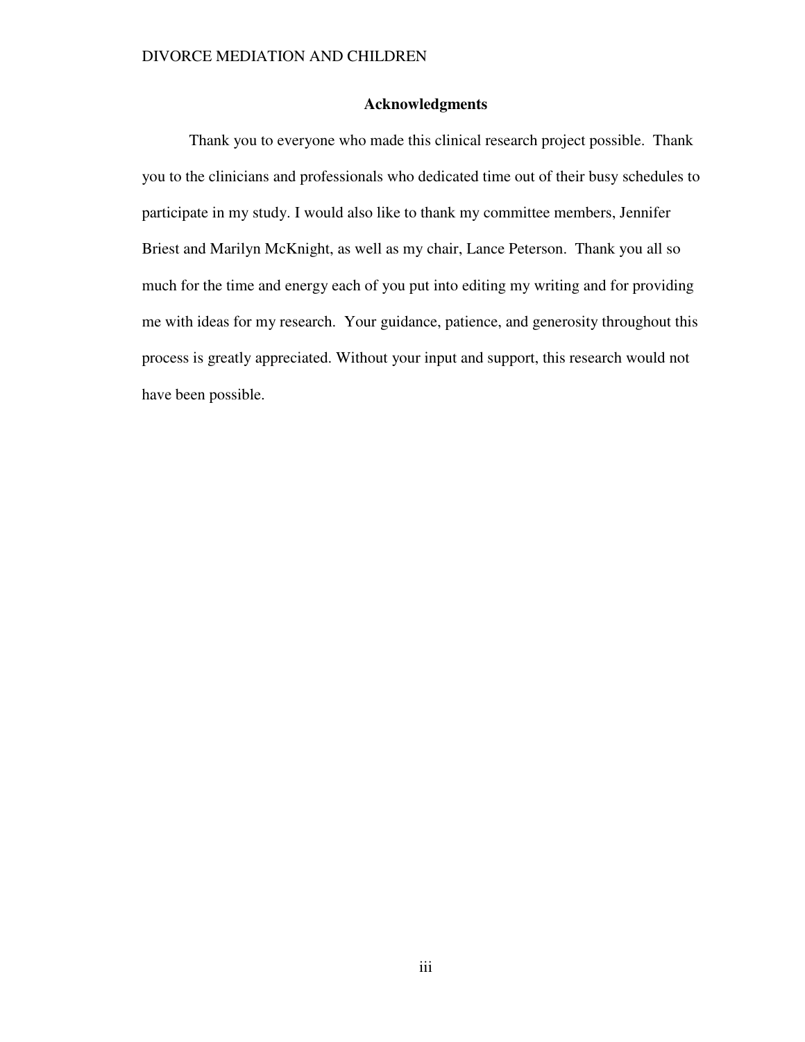## Acknowledgments

Thank you to everyone who made this clinical research project possible. Thank you to the clinicians and professionals who dedicated time out of their busy schedules to participate in my study. I would also like to thank my committee members, Jennifer Briest and Marilyn McKnight, as well as my chair, Lance Peterson. Thank you all so much for the time and energy each of you put into editing my writing and for providing me with ideas for my research. Your guidance, patience, and generosity throughout this process is greatly appreciated. Without your input and support, this research would not have been possible.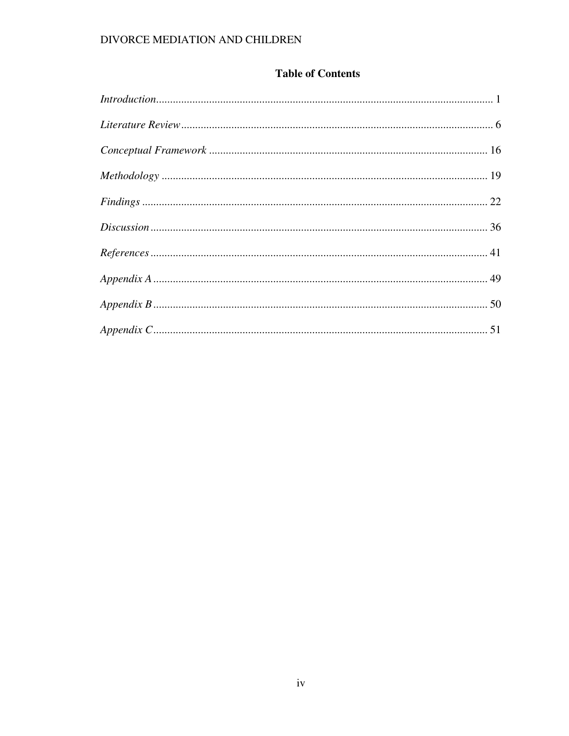## Table of Contents

*Introduction* .......................................................................................................... 1

*Literature Review* .................................................................................................. 6

*Conceptual Framework* ......................................................................................... 16

*Methodology* ......................................................................................................... 19

*Findings* ................................................................................................................ 22

*Discussion* ............................................................................................................ 36

*References* ............................................................................................................ 41

*Appendix A* ........................................................................................................... 49

*Appendix B* ........................................................................................................... 50

*Appendix C* ........................................................................................................... 51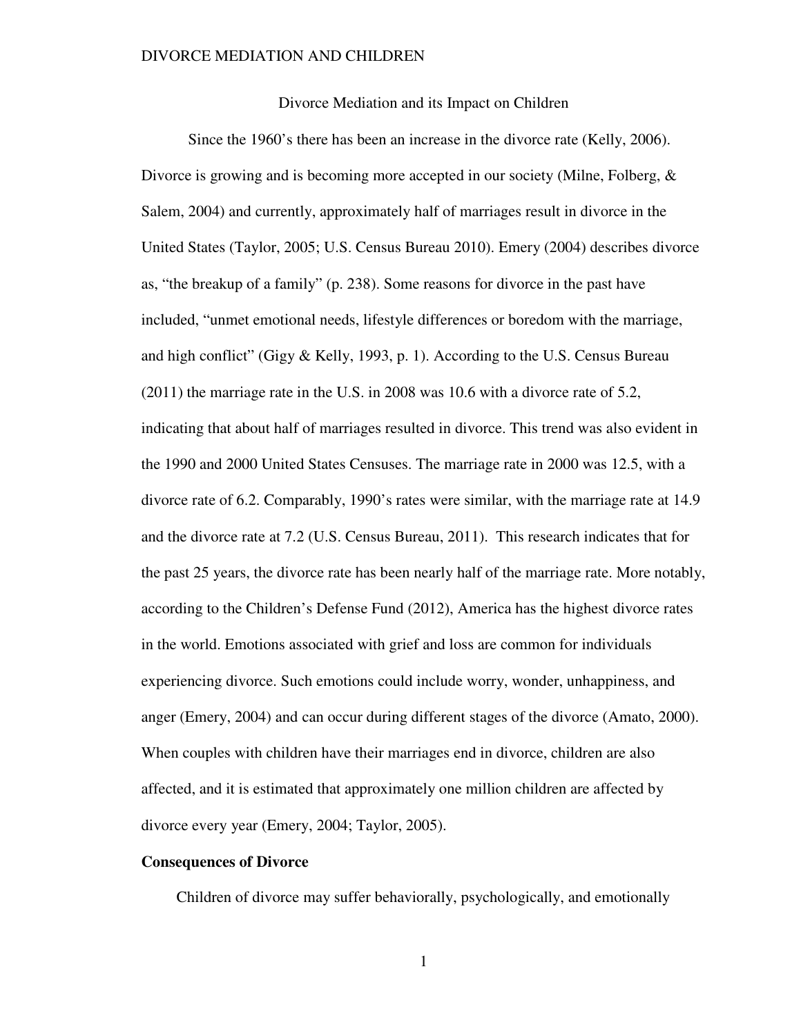Divorce Mediation and its Impact on Children

Since the 1960's there has been an increase in the divorce rate (Kelly, 2006). Divorce is growing and is becoming more accepted in our society (Milne, Folberg, & Salem, 2004) and currently, approximately half of marriages result in divorce in the United States (Taylor, 2005; U.S. Census Bureau 2010). Emery (2004) describes divorce as, "the breakup of a family" (p. 238). Some reasons for divorce in the past have included, "unmet emotional needs, lifestyle differences or boredom with the marriage, and high conflict" (Gigy & Kelly, 1993, p. 1). According to the U.S. Census Bureau (2011) the marriage rate in the U.S. in 2008 was 10.6 with a divorce rate of 5.2, indicating that about half of marriages resulted in divorce. This trend was also evident in the 1990 and 2000 United States Censuses. The marriage rate in 2000 was 12.5, with a divorce rate of 6.2. Comparably, 1990's rates were similar, with the marriage rate at 14.9 and the divorce rate at 7.2 (U.S. Census Bureau, 2011). This research indicates that for the past 25 years, the divorce rate has been nearly half of the marriage rate. More notably, according to the Children's Defense Fund (2012), America has the highest divorce rates in the world. Emotions associated with grief and loss are common for individuals experiencing divorce. Such emotions could include worry, wonder, unhappiness, and anger (Emery, 2004) and can occur during different stages of the divorce (Amato, 2000). When couples with children have their marriages end in divorce, children are also affected, and it is estimated that approximately one million children are affected by divorce every year (Emery, 2004; Taylor, 2005).

**Consequences of Divorce**

Children of divorce may suffer behaviorally, psychologically, and emotionally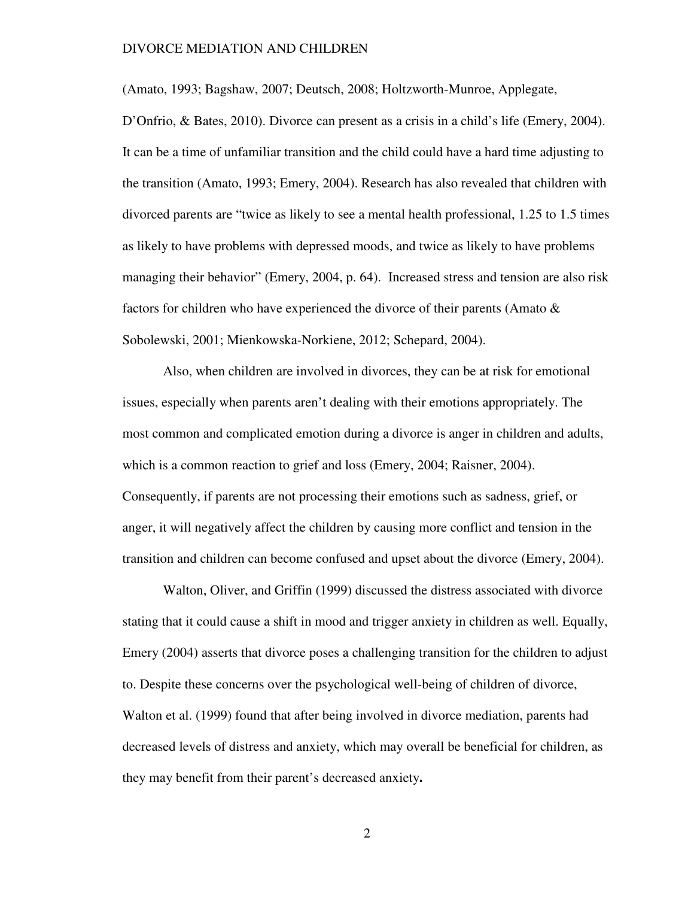(Amato, 1993; Bagshaw, 2007; Deutsch, 2008; Holtzworth-Munroe, Applegate, D'Onfrio, & Bates, 2010). Divorce can present as a crisis in a child's life (Emery, 2004). It can be a time of unfamiliar transition and the child could have a hard time adjusting to the transition (Amato, 1993; Emery, 2004). Research has also revealed that children with divorced parents are "twice as likely to see a mental health professional, 1.25 to 1.5 times as likely to have problems with depressed moods, and twice as likely to have problems managing their behavior" (Emery, 2004, p. 64). Increased stress and tension are also risk factors for children who have experienced the divorce of their parents (Amato & Sobolewski, 2001; Mienkowska-Norkiene, 2012; Schepard, 2004).

Also, when children are involved in divorces, they can be at risk for emotional issues, especially when parents aren't dealing with their emotions appropriately. The most common and complicated emotion during a divorce is anger in children and adults, which is a common reaction to grief and loss (Emery, 2004; Raisner, 2004). Consequently, if parents are not processing their emotions such as sadness, grief, or anger, it will negatively affect the children by causing more conflict and tension in the transition and children can become confused and upset about the divorce (Emery, 2004).

Walton, Oliver, and Griffin (1999) discussed the distress associated with divorce stating that it could cause a shift in mood and trigger anxiety in children as well. Equally, Emery (2004) asserts that divorce poses a challenging transition for the children to adjust to. Despite these concerns over the psychological well-being of children of divorce, Walton et al. (1999) found that after being involved in divorce mediation, parents had decreased levels of distress and anxiety, which may overall be beneficial for children, as they may benefit from their parent's decreased anxiety**.**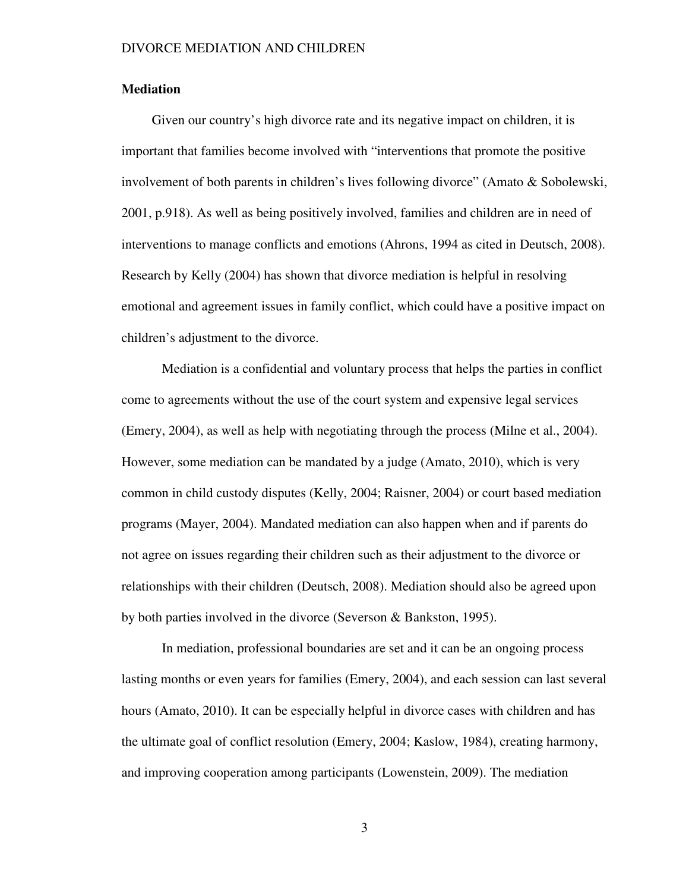**Mediation**

Given our country's high divorce rate and its negative impact on children, it is important that families become involved with "interventions that promote the positive involvement of both parents in children's lives following divorce" (Amato & Sobolewski, 2001, p.918). As well as being positively involved, families and children are in need of interventions to manage conflicts and emotions (Ahrons, 1994 as cited in Deutsch, 2008). Research by Kelly (2004) has shown that divorce mediation is helpful in resolving emotional and agreement issues in family conflict, which could have a positive impact on children's adjustment to the divorce.

Mediation is a confidential and voluntary process that helps the parties in conflict come to agreements without the use of the court system and expensive legal services (Emery, 2004), as well as help with negotiating through the process (Milne et al., 2004). However, some mediation can be mandated by a judge (Amato, 2010), which is very common in child custody disputes (Kelly, 2004; Raisner, 2004) or court based mediation programs (Mayer, 2004). Mandated mediation can also happen when and if parents do not agree on issues regarding their children such as their adjustment to the divorce or relationships with their children (Deutsch, 2008). Mediation should also be agreed upon by both parties involved in the divorce (Severson & Bankston, 1995).

In mediation, professional boundaries are set and it can be an ongoing process lasting months or even years for families (Emery, 2004), and each session can last several hours (Amato, 2010). It can be especially helpful in divorce cases with children and has the ultimate goal of conflict resolution (Emery, 2004; Kaslow, 1984), creating harmony, and improving cooperation among participants (Lowenstein, 2009). The mediation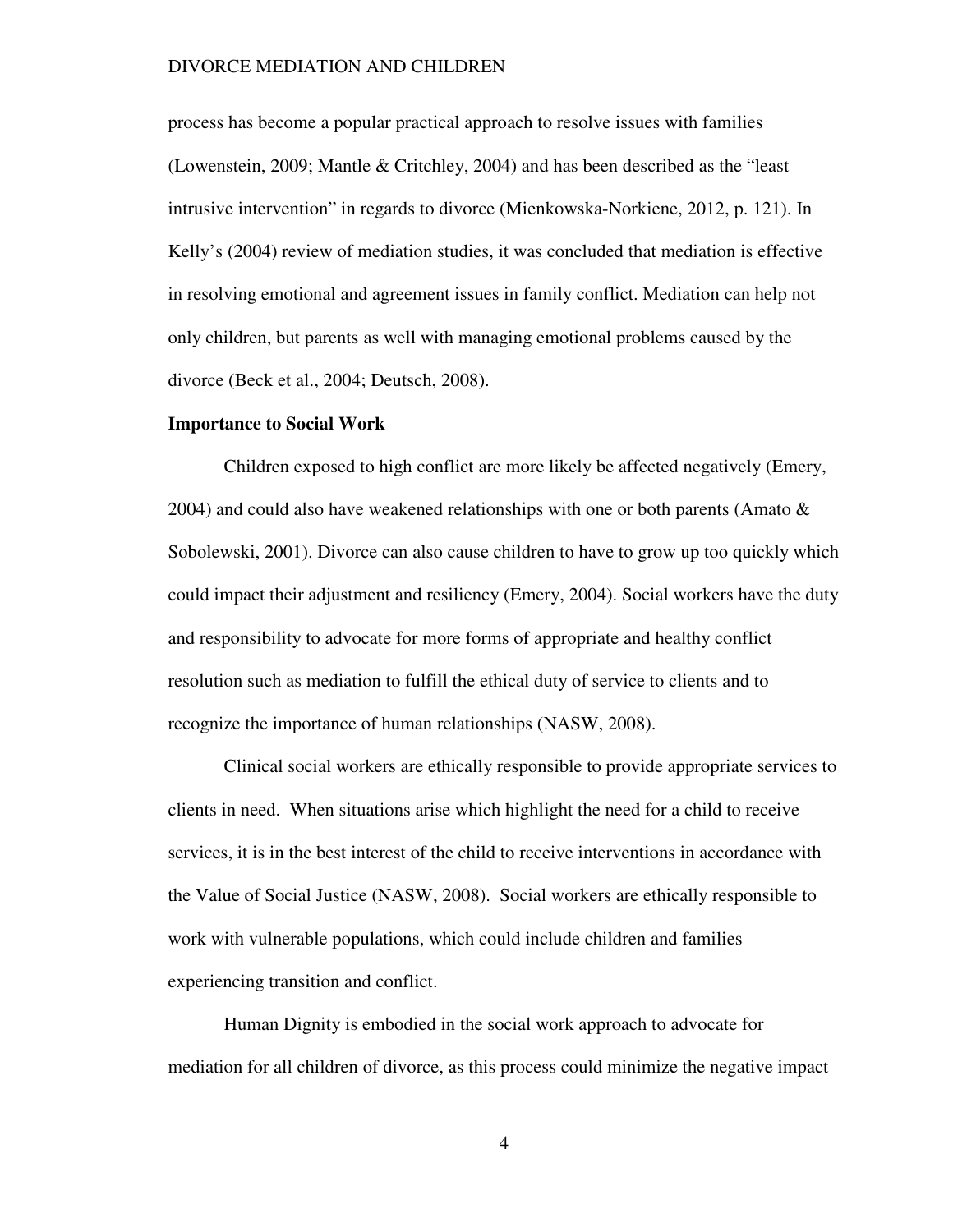process has become a popular practical approach to resolve issues with families (Lowenstein, 2009; Mantle & Critchley, 2004) and has been described as the "least intrusive intervention" in regards to divorce (Mienkowska-Norkiene, 2012, p. 121). In Kelly's (2004) review of mediation studies, it was concluded that mediation is effective in resolving emotional and agreement issues in family conflict. Mediation can help not only children, but parents as well with managing emotional problems caused by the divorce (Beck et al., 2004; Deutsch, 2008).

**Importance to Social Work**

Children exposed to high conflict are more likely be affected negatively (Emery, 2004) and could also have weakened relationships with one or both parents (Amato & Sobolewski, 2001). Divorce can also cause children to have to grow up too quickly which could impact their adjustment and resiliency (Emery, 2004). Social workers have the duty and responsibility to advocate for more forms of appropriate and healthy conflict resolution such as mediation to fulfill the ethical duty of service to clients and to recognize the importance of human relationships (NASW, 2008).

Clinical social workers are ethically responsible to provide appropriate services to clients in need. When situations arise which highlight the need for a child to receive services, it is in the best interest of the child to receive interventions in accordance with the Value of Social Justice (NASW, 2008). Social workers are ethically responsible to work with vulnerable populations, which could include children and families experiencing transition and conflict.

Human Dignity is embodied in the social work approach to advocate for mediation for all children of divorce, as this process could minimize the negative impact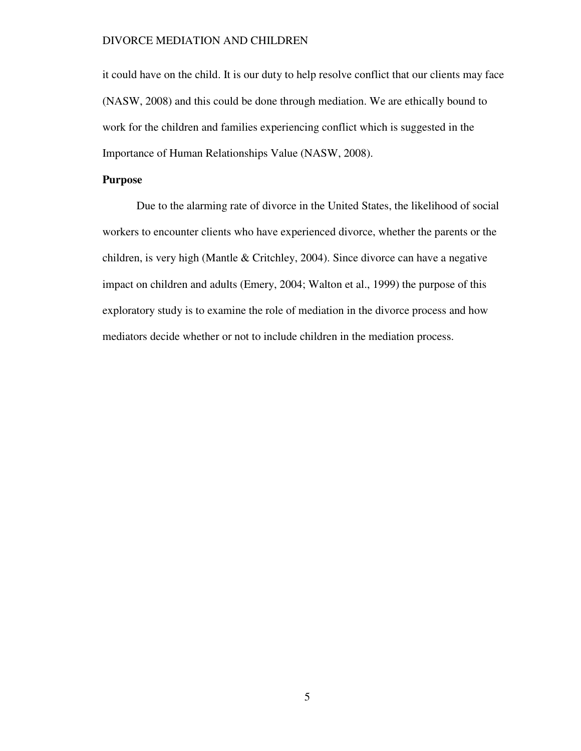it could have on the child. It is our duty to help resolve conflict that our clients may face (NASW, 2008) and this could be done through mediation. We are ethically bound to work for the children and families experiencing conflict which is suggested in the Importance of Human Relationships Value (NASW, 2008).

**Purpose**

Due to the alarming rate of divorce in the United States, the likelihood of social workers to encounter clients who have experienced divorce, whether the parents or the children, is very high (Mantle & Critchley, 2004). Since divorce can have a negative impact on children and adults (Emery, 2004; Walton et al., 1999) the purpose of this exploratory study is to examine the role of mediation in the divorce process and how mediators decide whether or not to include children in the mediation process.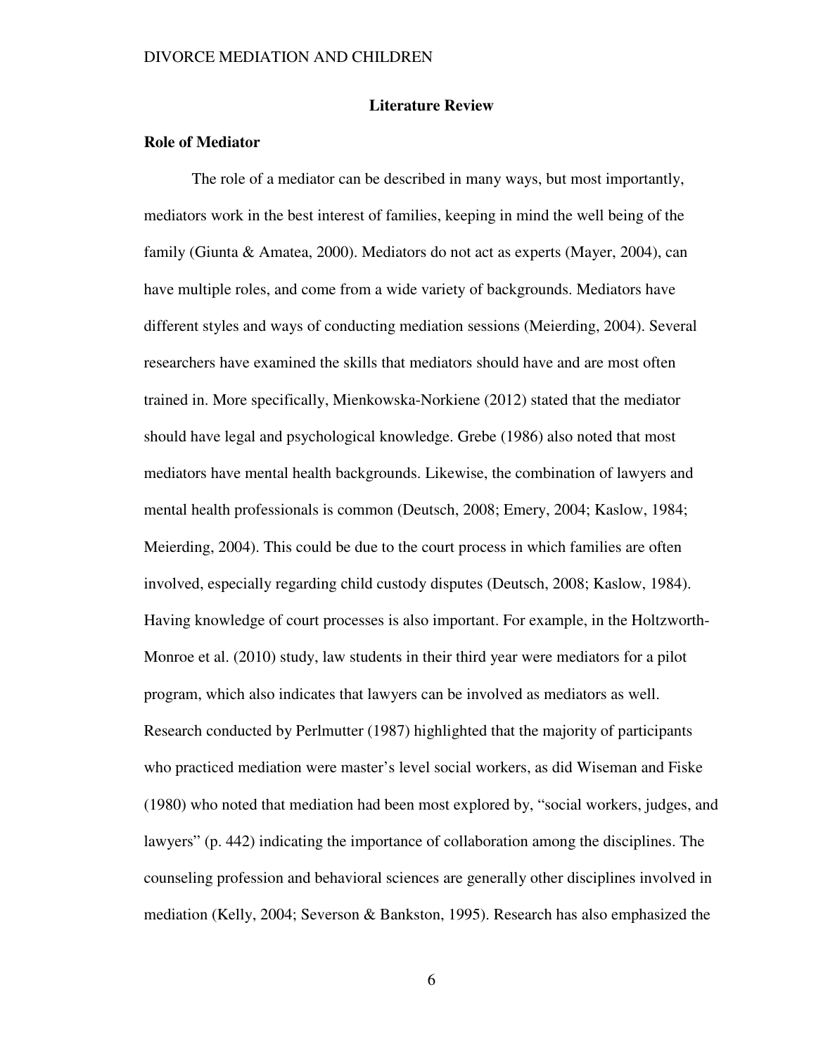# Literature Review

## Role of Mediator

The role of a mediator can be described in many ways, but most importantly, mediators work in the best interest of families, keeping in mind the well being of the family (Giunta & Amatea, 2000). Mediators do not act as experts (Mayer, 2004), can have multiple roles, and come from a wide variety of backgrounds. Mediators have different styles and ways of conducting mediation sessions (Meierding, 2004). Several researchers have examined the skills that mediators should have and are most often trained in. More specifically, Mienkowska-Norkiene (2012) stated that the mediator should have legal and psychological knowledge. Grebe (1986) also noted that most mediators have mental health backgrounds. Likewise, the combination of lawyers and mental health professionals is common (Deutsch, 2008; Emery, 2004; Kaslow, 1984; Meierding, 2004). This could be due to the court process in which families are often involved, especially regarding child custody disputes (Deutsch, 2008; Kaslow, 1984). Having knowledge of court processes is also important. For example, in the Holtzworth-Monroe et al. (2010) study, law students in their third year were mediators for a pilot program, which also indicates that lawyers can be involved as mediators as well. Research conducted by Perlmutter (1987) highlighted that the majority of participants who practiced mediation were master's level social workers, as did Wiseman and Fiske (1980) who noted that mediation had been most explored by, "social workers, judges, and lawyers" (p. 442) indicating the importance of collaboration among the disciplines. The counseling profession and behavioral sciences are generally other disciplines involved in mediation (Kelly, 2004; Severson & Bankston, 1995). Research has also emphasized the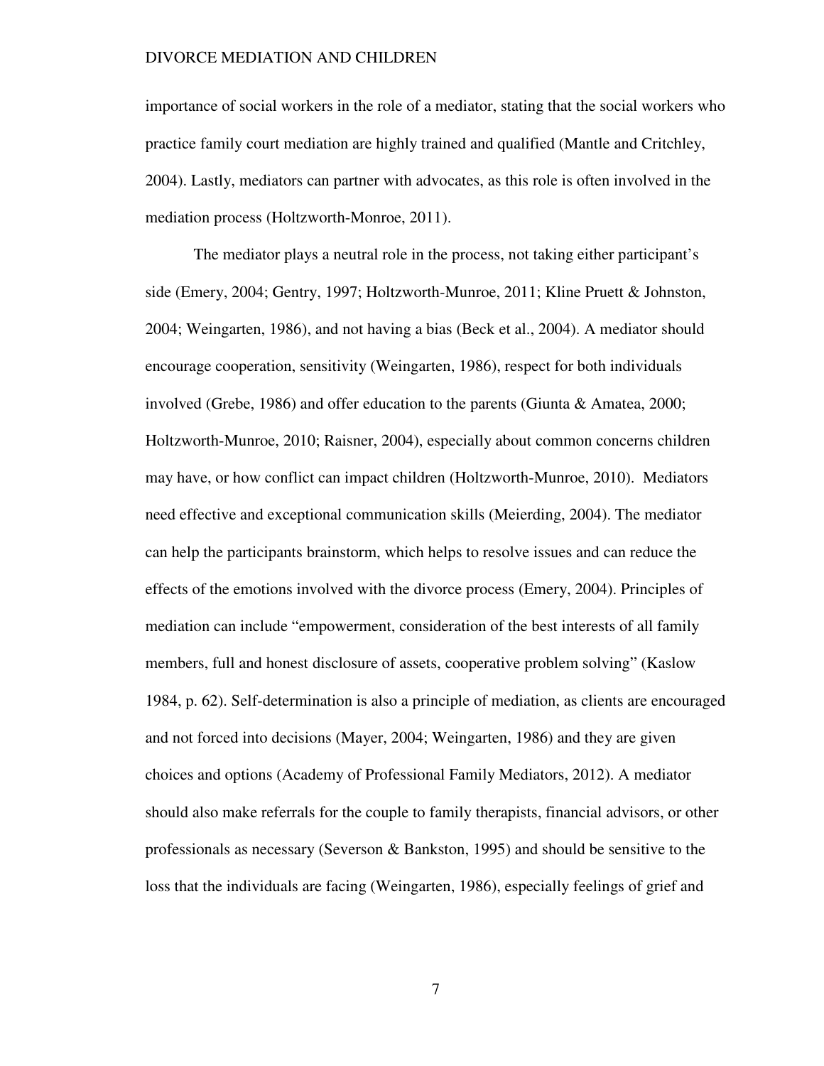importance of social workers in the role of a mediator, stating that the social workers who practice family court mediation are highly trained and qualified (Mantle and Critchley, 2004). Lastly, mediators can partner with advocates, as this role is often involved in the mediation process (Holtzworth-Monroe, 2011).

The mediator plays a neutral role in the process, not taking either participant's side (Emery, 2004; Gentry, 1997; Holtzworth-Munroe, 2011; Kline Pruett & Johnston, 2004; Weingarten, 1986), and not having a bias (Beck et al., 2004). A mediator should encourage cooperation, sensitivity (Weingarten, 1986), respect for both individuals involved (Grebe, 1986) and offer education to the parents (Giunta & Amatea, 2000; Holtzworth-Munroe, 2010; Raisner, 2004), especially about common concerns children may have, or how conflict can impact children (Holtzworth-Munroe, 2010). Mediators need effective and exceptional communication skills (Meierding, 2004). The mediator can help the participants brainstorm, which helps to resolve issues and can reduce the effects of the emotions involved with the divorce process (Emery, 2004). Principles of mediation can include "empowerment, consideration of the best interests of all family members, full and honest disclosure of assets, cooperative problem solving" (Kaslow 1984, p. 62). Self-determination is also a principle of mediation, as clients are encouraged and not forced into decisions (Mayer, 2004; Weingarten, 1986) and they are given choices and options (Academy of Professional Family Mediators, 2012). A mediator should also make referrals for the couple to family therapists, financial advisors, or other professionals as necessary (Severson & Bankston, 1995) and should be sensitive to the loss that the individuals are facing (Weingarten, 1986), especially feelings of grief and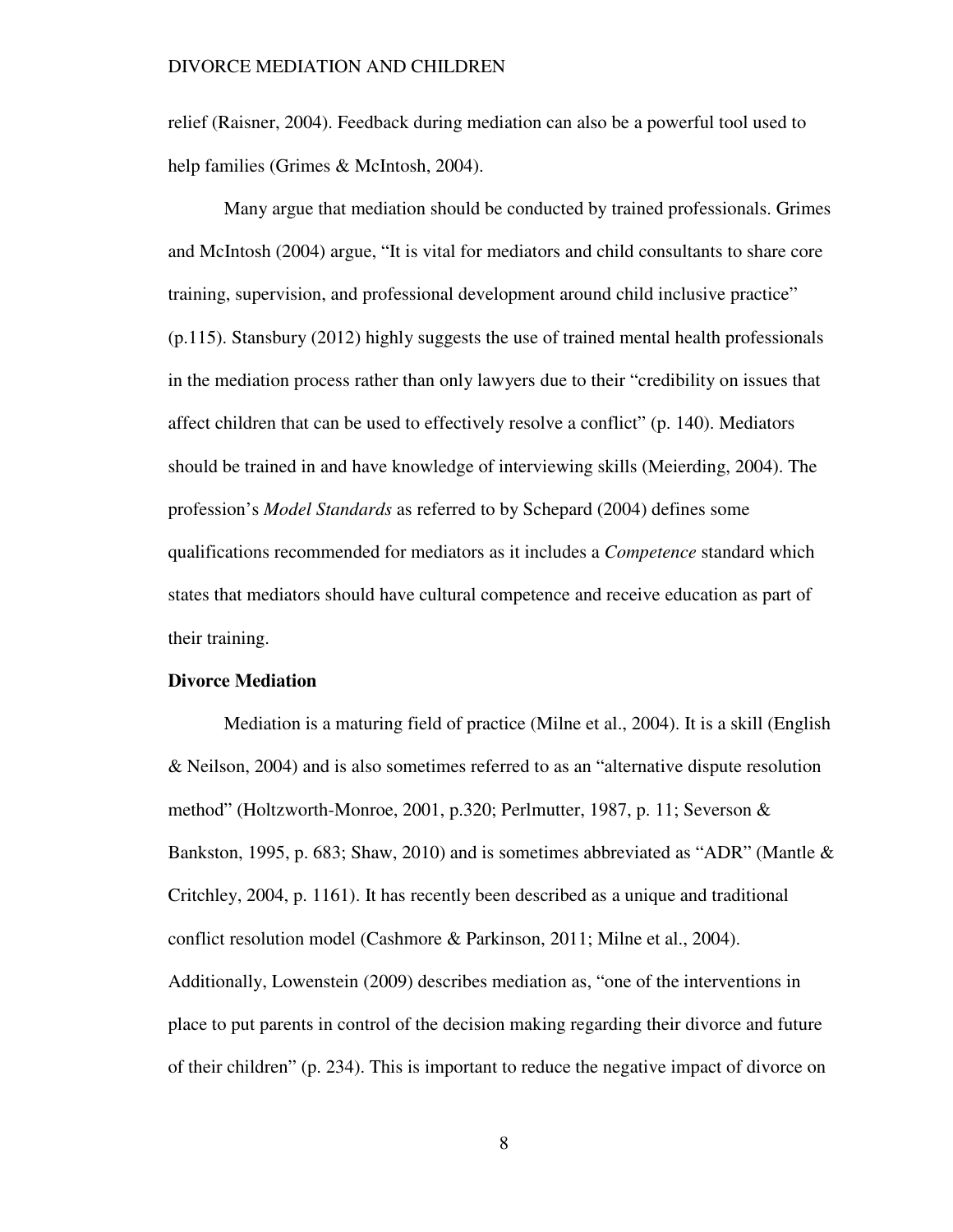relief (Raisner, 2004). Feedback during mediation can also be a powerful tool used to help families (Grimes & McIntosh, 2004).

Many argue that mediation should be conducted by trained professionals. Grimes and McIntosh (2004) argue, "It is vital for mediators and child consultants to share core training, supervision, and professional development around child inclusive practice" (p.115). Stansbury (2012) highly suggests the use of trained mental health professionals in the mediation process rather than only lawyers due to their "credibility on issues that affect children that can be used to effectively resolve a conflict" (p. 140). Mediators should be trained in and have knowledge of interviewing skills (Meierding, 2004). The profession's *Model Standards* as referred to by Schepard (2004) defines some qualifications recommended for mediators as it includes a *Competence* standard which states that mediators should have cultural competence and receive education as part of their training.

**Divorce Mediation**

Mediation is a maturing field of practice (Milne et al., 2004). It is a skill (English & Neilson, 2004) and is also sometimes referred to as an "alternative dispute resolution method" (Holtzworth-Monroe, 2001, p.320; Perlmutter, 1987, p. 11; Severson & Bankston, 1995, p. 683; Shaw, 2010) and is sometimes abbreviated as "ADR" (Mantle & Critchley, 2004, p. 1161). It has recently been described as a unique and traditional conflict resolution model (Cashmore & Parkinson, 2011; Milne et al., 2004). Additionally, Lowenstein (2009) describes mediation as, "one of the interventions in place to put parents in control of the decision making regarding their divorce and future of their children" (p. 234). This is important to reduce the negative impact of divorce on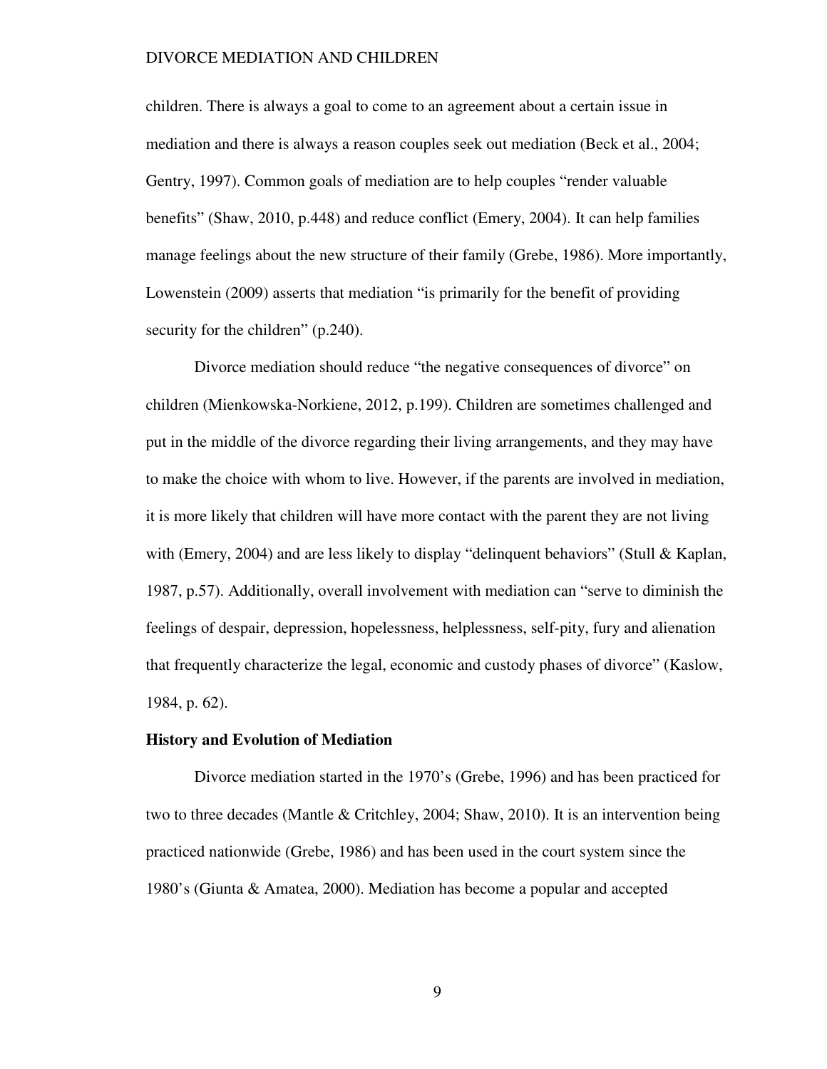children. There is always a goal to come to an agreement about a certain issue in mediation and there is always a reason couples seek out mediation (Beck et al., 2004; Gentry, 1997). Common goals of mediation are to help couples "render valuable benefits" (Shaw, 2010, p.448) and reduce conflict (Emery, 2004). It can help families manage feelings about the new structure of their family (Grebe, 1986). More importantly, Lowenstein (2009) asserts that mediation "is primarily for the benefit of providing security for the children" (p.240).

Divorce mediation should reduce "the negative consequences of divorce" on children (Mienkowska-Norkiene, 2012, p.199). Children are sometimes challenged and put in the middle of the divorce regarding their living arrangements, and they may have to make the choice with whom to live. However, if the parents are involved in mediation, it is more likely that children will have more contact with the parent they are not living with (Emery, 2004) and are less likely to display "delinquent behaviors" (Stull & Kaplan, 1987, p.57). Additionally, overall involvement with mediation can "serve to diminish the feelings of despair, depression, hopelessness, helplessness, self-pity, fury and alienation that frequently characterize the legal, economic and custody phases of divorce" (Kaslow, 1984, p. 62).

**History and Evolution of Mediation**

Divorce mediation started in the 1970's (Grebe, 1996) and has been practiced for two to three decades (Mantle & Critchley, 2004; Shaw, 2010). It is an intervention being practiced nationwide (Grebe, 1986) and has been used in the court system since the 1980's (Giunta & Amatea, 2000). Mediation has become a popular and accepted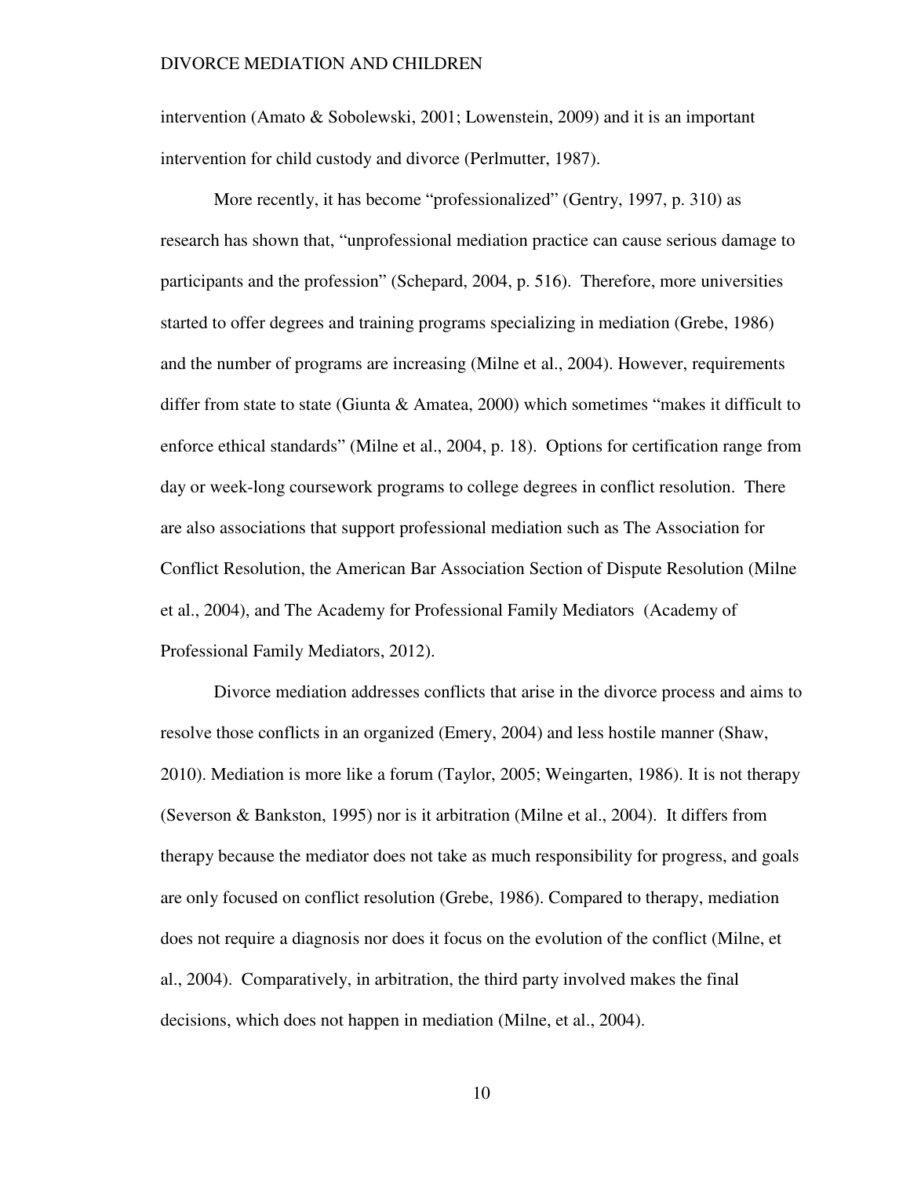intervention (Amato & Sobolewski, 2001; Lowenstein, 2009) and it is an important intervention for child custody and divorce (Perlmutter, 1987).

More recently, it has become "professionalized" (Gentry, 1997, p. 310) as research has shown that, "unprofessional mediation practice can cause serious damage to participants and the profession" (Schepard, 2004, p. 516). Therefore, more universities started to offer degrees and training programs specializing in mediation (Grebe, 1986) and the number of programs are increasing (Milne et al., 2004). However, requirements differ from state to state (Giunta & Amatea, 2000) which sometimes "makes it difficult to enforce ethical standards" (Milne et al., 2004, p. 18). Options for certification range from day or week-long coursework programs to college degrees in conflict resolution. There are also associations that support professional mediation such as The Association for Conflict Resolution, the American Bar Association Section of Dispute Resolution (Milne et al., 2004), and The Academy for Professional Family Mediators (Academy of Professional Family Mediators, 2012).

Divorce mediation addresses conflicts that arise in the divorce process and aims to resolve those conflicts in an organized (Emery, 2004) and less hostile manner (Shaw, 2010). Mediation is more like a forum (Taylor, 2005; Weingarten, 1986). It is not therapy (Severson & Bankston, 1995) nor is it arbitration (Milne et al., 2004). It differs from therapy because the mediator does not take as much responsibility for progress, and goals are only focused on conflict resolution (Grebe, 1986). Compared to therapy, mediation does not require a diagnosis nor does it focus on the evolution of the conflict (Milne, et al., 2004). Comparatively, in arbitration, the third party involved makes the final decisions, which does not happen in mediation (Milne, et al., 2004).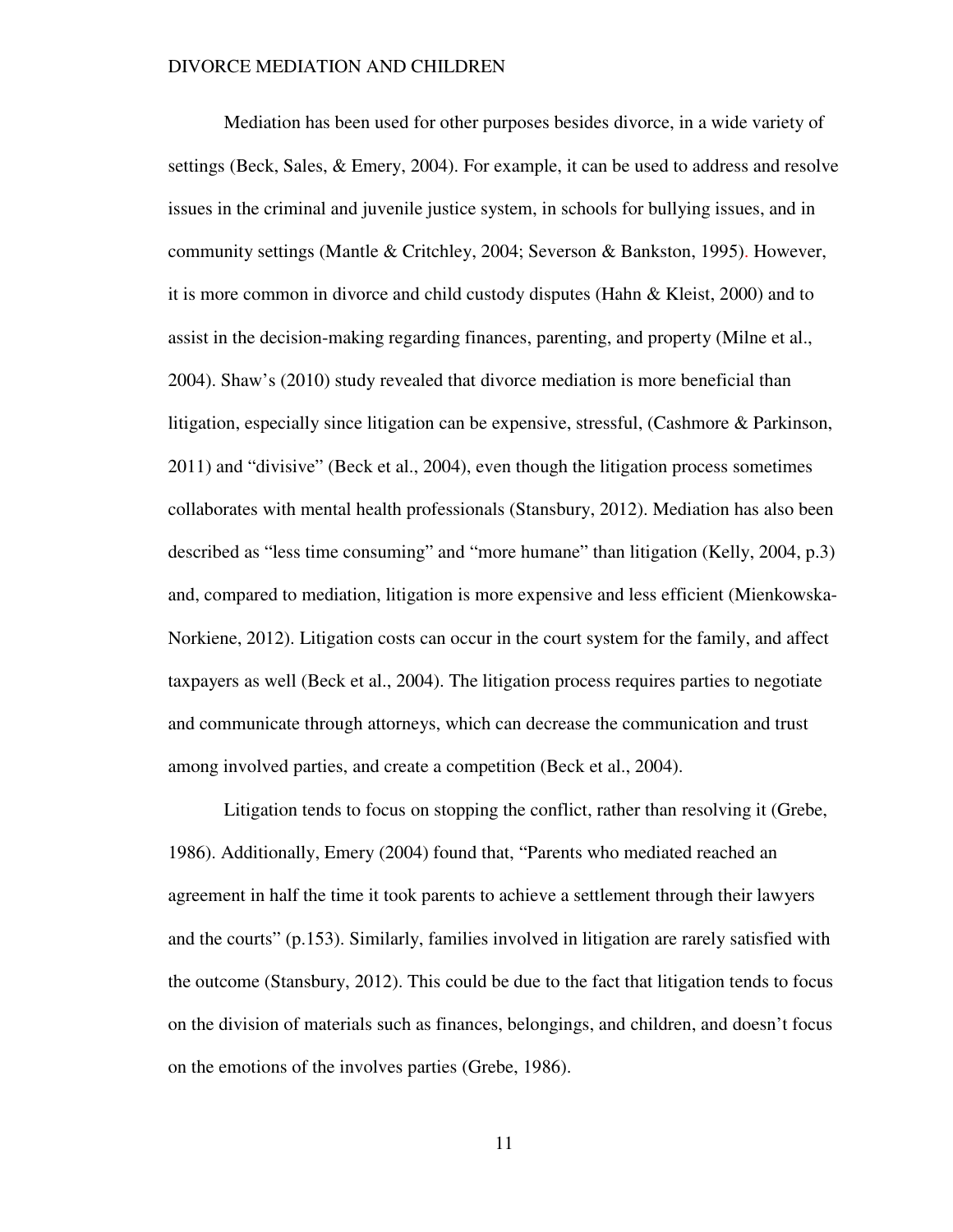Mediation has been used for other purposes besides divorce, in a wide variety of settings (Beck, Sales, & Emery, 2004). For example, it can be used to address and resolve issues in the criminal and juvenile justice system, in schools for bullying issues, and in community settings (Mantle & Critchley, 2004; Severson & Bankston, 1995). However, it is more common in divorce and child custody disputes (Hahn & Kleist, 2000) and to assist in the decision-making regarding finances, parenting, and property (Milne et al., 2004). Shaw's (2010) study revealed that divorce mediation is more beneficial than litigation, especially since litigation can be expensive, stressful, (Cashmore & Parkinson, 2011) and "divisive" (Beck et al., 2004), even though the litigation process sometimes collaborates with mental health professionals (Stansbury, 2012). Mediation has also been described as "less time consuming" and "more humane" than litigation (Kelly, 2004, p.3) and, compared to mediation, litigation is more expensive and less efficient (Mienkowska-Norkiene, 2012). Litigation costs can occur in the court system for the family, and affect taxpayers as well (Beck et al., 2004). The litigation process requires parties to negotiate and communicate through attorneys, which can decrease the communication and trust among involved parties, and create a competition (Beck et al., 2004).

Litigation tends to focus on stopping the conflict, rather than resolving it (Grebe, 1986). Additionally, Emery (2004) found that, "Parents who mediated reached an agreement in half the time it took parents to achieve a settlement through their lawyers and the courts" (p.153). Similarly, families involved in litigation are rarely satisfied with the outcome (Stansbury, 2012). This could be due to the fact that litigation tends to focus on the division of materials such as finances, belongings, and children, and doesn't focus on the emotions of the involves parties (Grebe, 1986).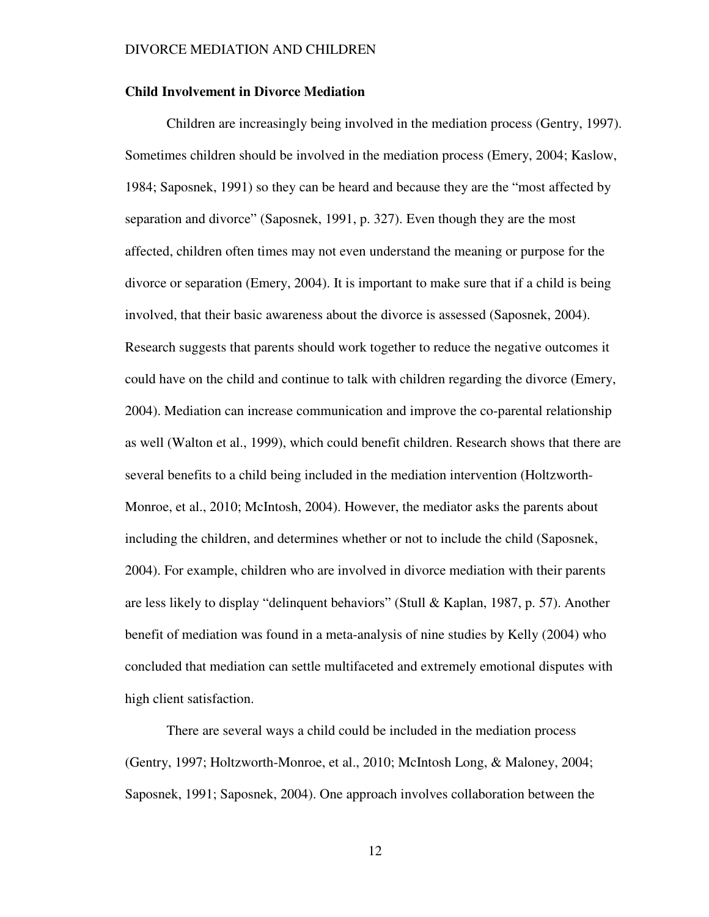## Child Involvement in Divorce Mediation

Children are increasingly being involved in the mediation process (Gentry, 1997). Sometimes children should be involved in the mediation process (Emery, 2004; Kaslow, 1984; Saposnek, 1991) so they can be heard and because they are the "most affected by separation and divorce" (Saposnek, 1991, p. 327). Even though they are the most affected, children often times may not even understand the meaning or purpose for the divorce or separation (Emery, 2004). It is important to make sure that if a child is being involved, that their basic awareness about the divorce is assessed (Saposnek, 2004). Research suggests that parents should work together to reduce the negative outcomes it could have on the child and continue to talk with children regarding the divorce (Emery, 2004). Mediation can increase communication and improve the co-parental relationship as well (Walton et al., 1999), which could benefit children. Research shows that there are several benefits to a child being included in the mediation intervention (Holtzworth-Monroe, et al., 2010; McIntosh, 2004). However, the mediator asks the parents about including the children, and determines whether or not to include the child (Saposnek, 2004). For example, children who are involved in divorce mediation with their parents are less likely to display "delinquent behaviors" (Stull & Kaplan, 1987, p. 57). Another benefit of mediation was found in a meta-analysis of nine studies by Kelly (2004) who concluded that mediation can settle multifaceted and extremely emotional disputes with high client satisfaction.

There are several ways a child could be included in the mediation process (Gentry, 1997; Holtzworth-Monroe, et al., 2010; McIntosh Long, & Maloney, 2004; Saposnek, 1991; Saposnek, 2004). One approach involves collaboration between the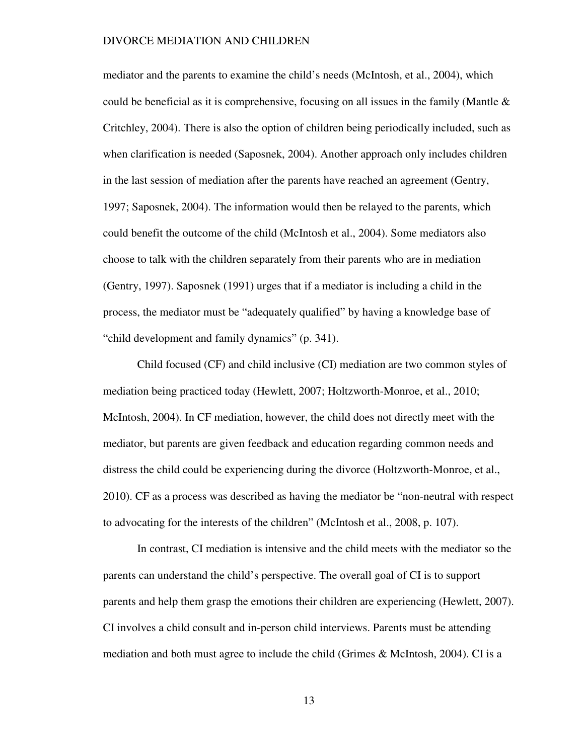mediator and the parents to examine the child's needs (McIntosh, et al., 2004), which could be beneficial as it is comprehensive, focusing on all issues in the family (Mantle & Critchley, 2004). There is also the option of children being periodically included, such as when clarification is needed (Saposnek, 2004). Another approach only includes children in the last session of mediation after the parents have reached an agreement (Gentry, 1997; Saposnek, 2004). The information would then be relayed to the parents, which could benefit the outcome of the child (McIntosh et al., 2004). Some mediators also choose to talk with the children separately from their parents who are in mediation (Gentry, 1997). Saposnek (1991) urges that if a mediator is including a child in the process, the mediator must be "adequately qualified" by having a knowledge base of "child development and family dynamics" (p. 341).

Child focused (CF) and child inclusive (CI) mediation are two common styles of mediation being practiced today (Hewlett, 2007; Holtzworth-Monroe, et al., 2010; McIntosh, 2004). In CF mediation, however, the child does not directly meet with the mediator, but parents are given feedback and education regarding common needs and distress the child could be experiencing during the divorce (Holtzworth-Monroe, et al., 2010). CF as a process was described as having the mediator be "non-neutral with respect to advocating for the interests of the children" (McIntosh et al., 2008, p. 107).

In contrast, CI mediation is intensive and the child meets with the mediator so the parents can understand the child's perspective. The overall goal of CI is to support parents and help them grasp the emotions their children are experiencing (Hewlett, 2007). CI involves a child consult and in-person child interviews. Parents must be attending mediation and both must agree to include the child (Grimes & McIntosh, 2004). CI is a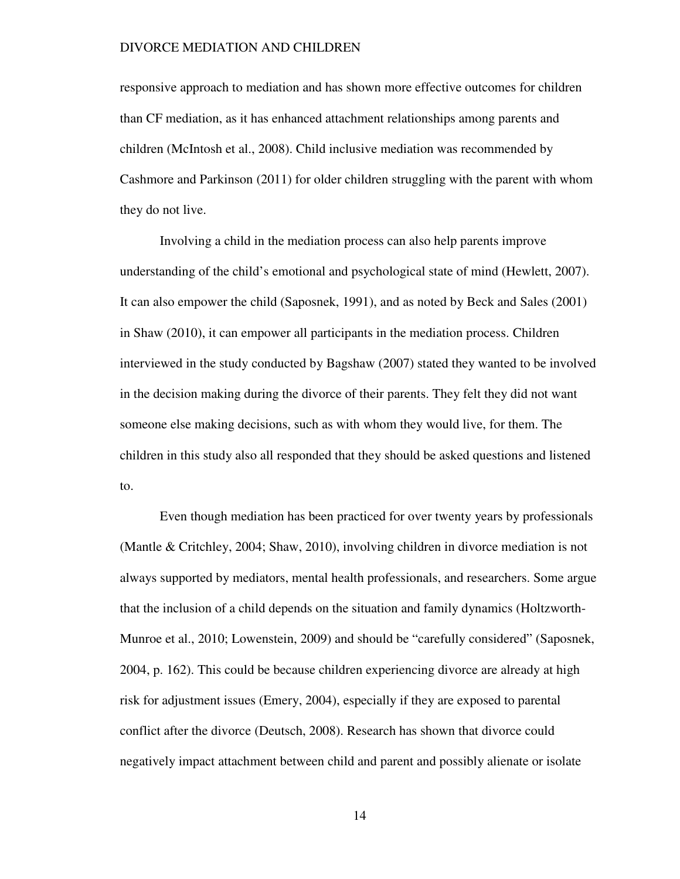responsive approach to mediation and has shown more effective outcomes for children than CF mediation, as it has enhanced attachment relationships among parents and children (McIntosh et al., 2008). Child inclusive mediation was recommended by Cashmore and Parkinson (2011) for older children struggling with the parent with whom they do not live.

Involving a child in the mediation process can also help parents improve understanding of the child's emotional and psychological state of mind (Hewlett, 2007). It can also empower the child (Saposnek, 1991), and as noted by Beck and Sales (2001) in Shaw (2010), it can empower all participants in the mediation process. Children interviewed in the study conducted by Bagshaw (2007) stated they wanted to be involved in the decision making during the divorce of their parents. They felt they did not want someone else making decisions, such as with whom they would live, for them. The children in this study also all responded that they should be asked questions and listened to.

Even though mediation has been practiced for over twenty years by professionals (Mantle & Critchley, 2004; Shaw, 2010), involving children in divorce mediation is not always supported by mediators, mental health professionals, and researchers. Some argue that the inclusion of a child depends on the situation and family dynamics (Holtzworth-Munroe et al., 2010; Lowenstein, 2009) and should be "carefully considered" (Saposnek, 2004, p. 162). This could be because children experiencing divorce are already at high risk for adjustment issues (Emery, 2004), especially if they are exposed to parental conflict after the divorce (Deutsch, 2008). Research has shown that divorce could negatively impact attachment between child and parent and possibly alienate or isolate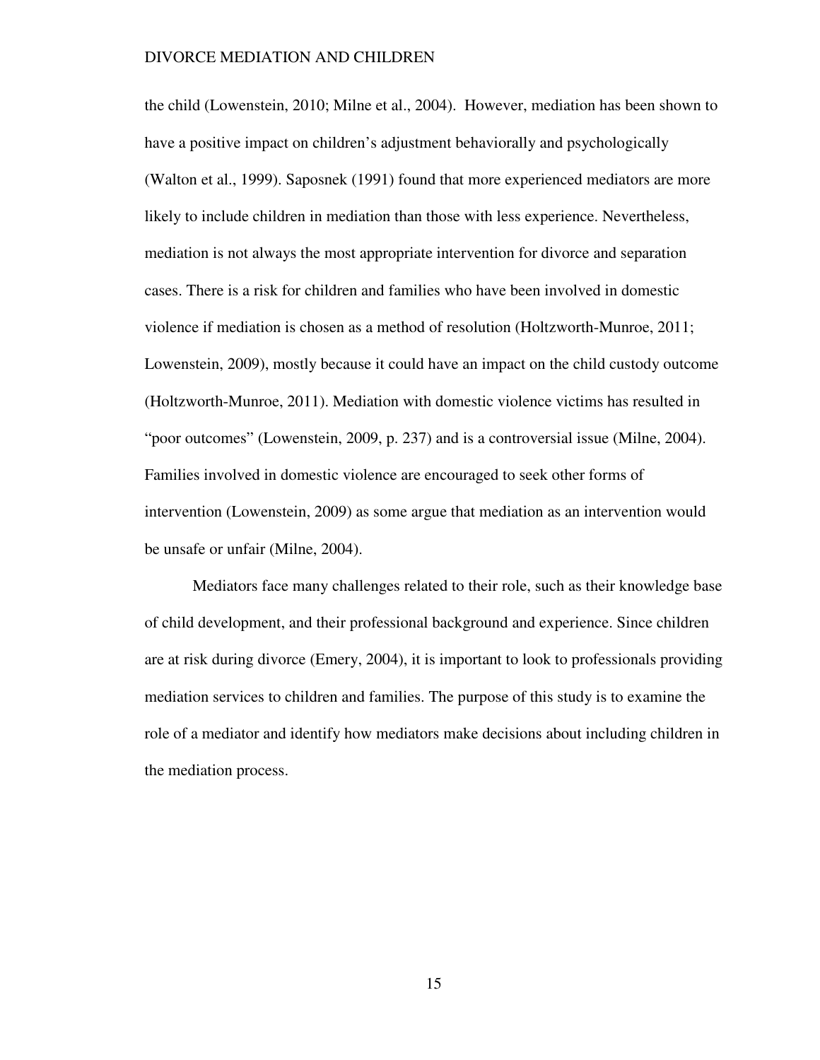the child (Lowenstein, 2010; Milne et al., 2004). However, mediation has been shown to have a positive impact on children's adjustment behaviorally and psychologically (Walton et al., 1999). Saposnek (1991) found that more experienced mediators are more likely to include children in mediation than those with less experience. Nevertheless, mediation is not always the most appropriate intervention for divorce and separation cases. There is a risk for children and families who have been involved in domestic violence if mediation is chosen as a method of resolution (Holtzworth-Munroe, 2011; Lowenstein, 2009), mostly because it could have an impact on the child custody outcome (Holtzworth-Munroe, 2011). Mediation with domestic violence victims has resulted in "poor outcomes" (Lowenstein, 2009, p. 237) and is a controversial issue (Milne, 2004). Families involved in domestic violence are encouraged to seek other forms of intervention (Lowenstein, 2009) as some argue that mediation as an intervention would be unsafe or unfair (Milne, 2004).

Mediators face many challenges related to their role, such as their knowledge base of child development, and their professional background and experience. Since children are at risk during divorce (Emery, 2004), it is important to look to professionals providing mediation services to children and families. The purpose of this study is to examine the role of a mediator and identify how mediators make decisions about including children in the mediation process.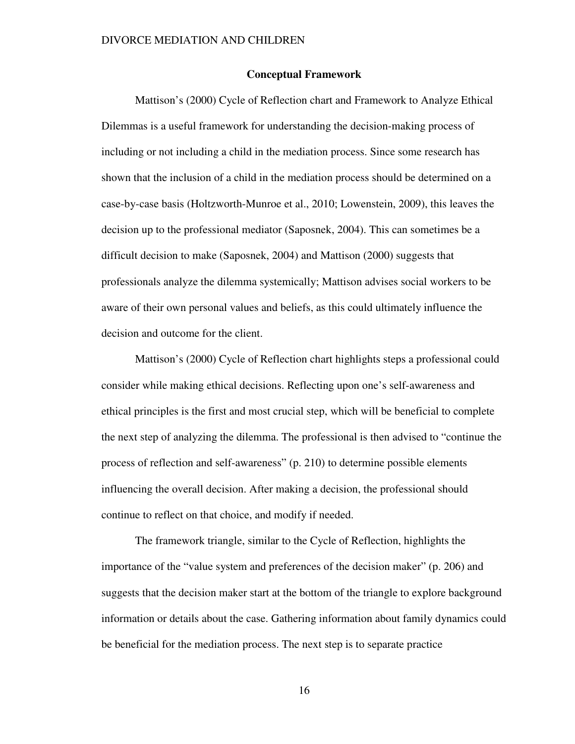## Conceptual Framework

Mattison's (2000) Cycle of Reflection chart and Framework to Analyze Ethical Dilemmas is a useful framework for understanding the decision-making process of including or not including a child in the mediation process. Since some research has shown that the inclusion of a child in the mediation process should be determined on a case-by-case basis (Holtzworth-Munroe et al., 2010; Lowenstein, 2009), this leaves the decision up to the professional mediator (Saposnek, 2004). This can sometimes be a difficult decision to make (Saposnek, 2004) and Mattison (2000) suggests that professionals analyze the dilemma systemically; Mattison advises social workers to be aware of their own personal values and beliefs, as this could ultimately influence the decision and outcome for the client.

Mattison's (2000) Cycle of Reflection chart highlights steps a professional could consider while making ethical decisions. Reflecting upon one's self-awareness and ethical principles is the first and most crucial step, which will be beneficial to complete the next step of analyzing the dilemma. The professional is then advised to "continue the process of reflection and self-awareness" (p. 210) to determine possible elements influencing the overall decision. After making a decision, the professional should continue to reflect on that choice, and modify if needed.

The framework triangle, similar to the Cycle of Reflection, highlights the importance of the "value system and preferences of the decision maker" (p. 206) and suggests that the decision maker start at the bottom of the triangle to explore background information or details about the case. Gathering information about family dynamics could be beneficial for the mediation process. The next step is to separate practice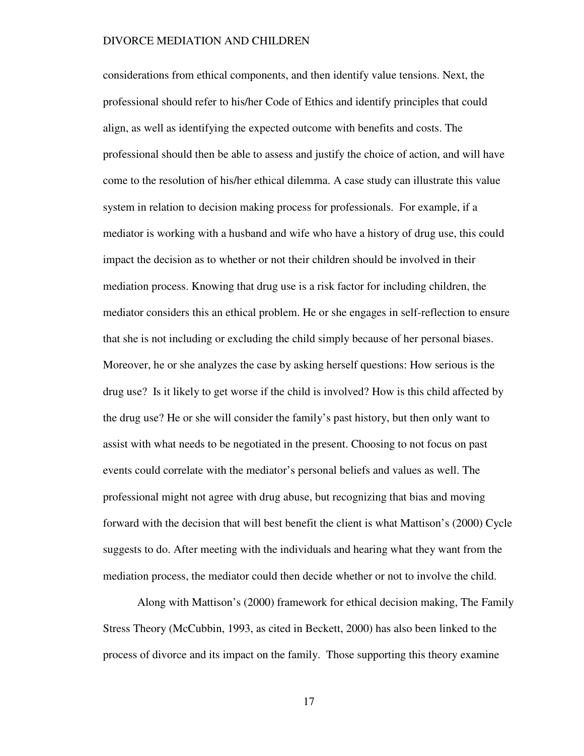considerations from ethical components, and then identify value tensions. Next, the professional should refer to his/her Code of Ethics and identify principles that could align, as well as identifying the expected outcome with benefits and costs. The professional should then be able to assess and justify the choice of action, and will have come to the resolution of his/her ethical dilemma. A case study can illustrate this value system in relation to decision making process for professionals. For example, if a mediator is working with a husband and wife who have a history of drug use, this could impact the decision as to whether or not their children should be involved in their mediation process. Knowing that drug use is a risk factor for including children, the mediator considers this an ethical problem. He or she engages in self-reflection to ensure that she is not including or excluding the child simply because of her personal biases. Moreover, he or she analyzes the case by asking herself questions: How serious is the drug use? Is it likely to get worse if the child is involved? How is this child affected by the drug use? He or she will consider the family's past history, but then only want to assist with what needs to be negotiated in the present. Choosing to not focus on past events could correlate with the mediator's personal beliefs and values as well. The professional might not agree with drug abuse, but recognizing that bias and moving forward with the decision that will best benefit the client is what Mattison's (2000) Cycle suggests to do. After meeting with the individuals and hearing what they want from the mediation process, the mediator could then decide whether or not to involve the child.

Along with Mattison's (2000) framework for ethical decision making, The Family Stress Theory (McCubbin, 1993, as cited in Beckett, 2000) has also been linked to the process of divorce and its impact on the family. Those supporting this theory examine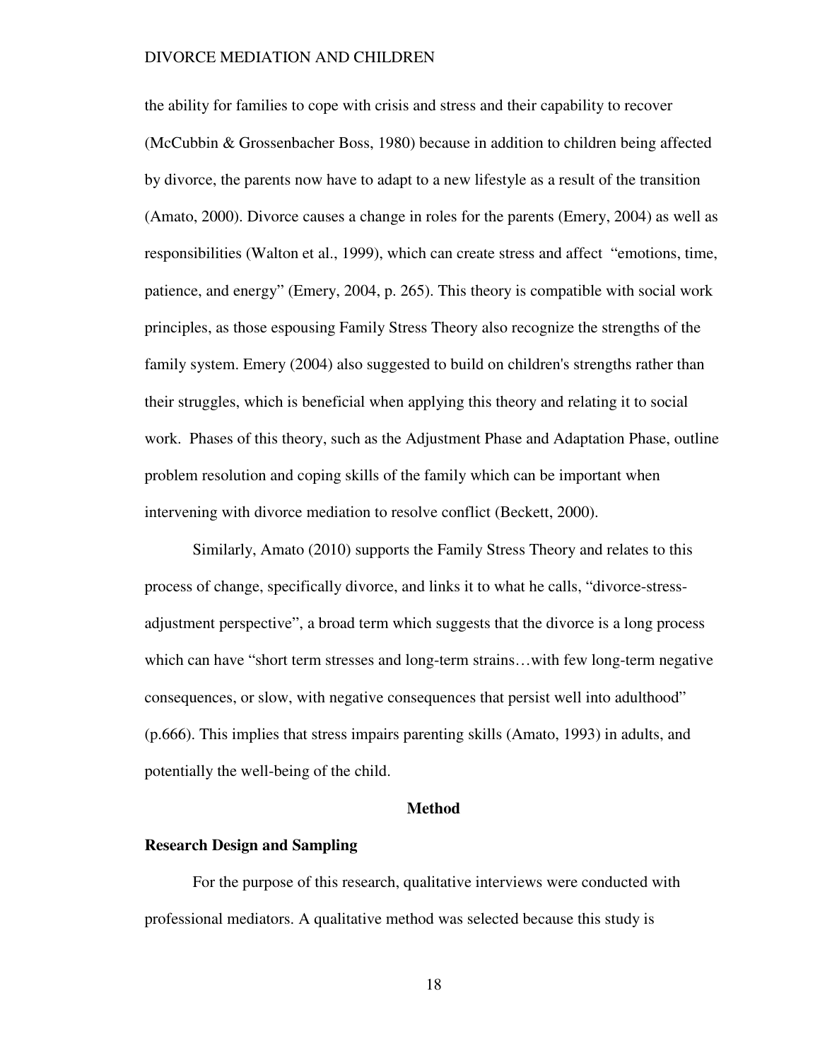the ability for families to cope with crisis and stress and their capability to recover (McCubbin & Grossenbacher Boss, 1980) because in addition to children being affected by divorce, the parents now have to adapt to a new lifestyle as a result of the transition (Amato, 2000). Divorce causes a change in roles for the parents (Emery, 2004) as well as responsibilities (Walton et al., 1999), which can create stress and affect "emotions, time, patience, and energy" (Emery, 2004, p. 265). This theory is compatible with social work principles, as those espousing Family Stress Theory also recognize the strengths of the family system. Emery (2004) also suggested to build on children's strengths rather than their struggles, which is beneficial when applying this theory and relating it to social work. Phases of this theory, such as the Adjustment Phase and Adaptation Phase, outline problem resolution and coping skills of the family which can be important when intervening with divorce mediation to resolve conflict (Beckett, 2000).

Similarly, Amato (2010) supports the Family Stress Theory and relates to this process of change, specifically divorce, and links it to what he calls, "divorce-stress-adjustment perspective", a broad term which suggests that the divorce is a long process which can have "short term stresses and long-term strains…with few long-term negative consequences, or slow, with negative consequences that persist well into adulthood" (p.666). This implies that stress impairs parenting skills (Amato, 1993) in adults, and potentially the well-being of the child.

## Method

### Research Design and Sampling

For the purpose of this research, qualitative interviews were conducted with professional mediators. A qualitative method was selected because this study is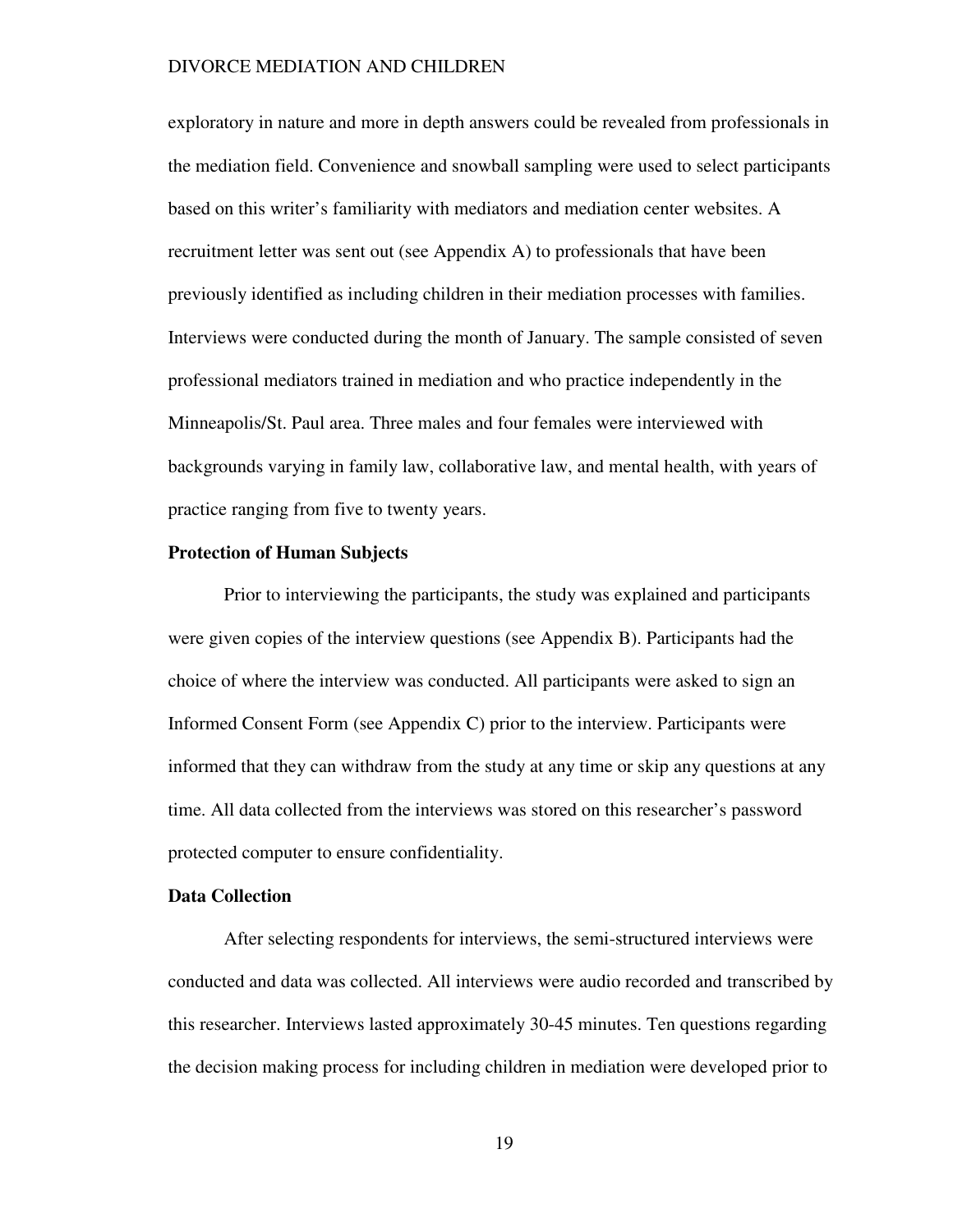exploratory in nature and more in depth answers could be revealed from professionals in the mediation field. Convenience and snowball sampling were used to select participants based on this writer's familiarity with mediators and mediation center websites. A recruitment letter was sent out (see Appendix A) to professionals that have been previously identified as including children in their mediation processes with families. Interviews were conducted during the month of January. The sample consisted of seven professional mediators trained in mediation and who practice independently in the Minneapolis/St. Paul area. Three males and four females were interviewed with backgrounds varying in family law, collaborative law, and mental health, with years of practice ranging from five to twenty years.

**Protection of Human Subjects**

Prior to interviewing the participants, the study was explained and participants were given copies of the interview questions (see Appendix B). Participants had the choice of where the interview was conducted. All participants were asked to sign an Informed Consent Form (see Appendix C) prior to the interview. Participants were informed that they can withdraw from the study at any time or skip any questions at any time. All data collected from the interviews was stored on this researcher's password protected computer to ensure confidentiality.

**Data Collection**

After selecting respondents for interviews, the semi-structured interviews were conducted and data was collected. All interviews were audio recorded and transcribed by this researcher. Interviews lasted approximately 30-45 minutes. Ten questions regarding the decision making process for including children in mediation were developed prior to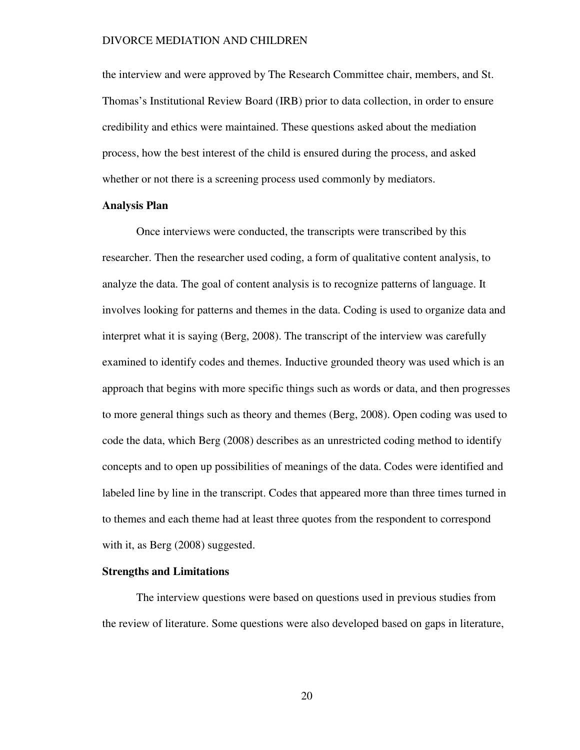the interview and were approved by The Research Committee chair, members, and St. Thomas's Institutional Review Board (IRB) prior to data collection, in order to ensure credibility and ethics were maintained. These questions asked about the mediation process, how the best interest of the child is ensured during the process, and asked whether or not there is a screening process used commonly by mediators.

**Analysis Plan**

Once interviews were conducted, the transcripts were transcribed by this researcher. Then the researcher used coding, a form of qualitative content analysis, to analyze the data. The goal of content analysis is to recognize patterns of language. It involves looking for patterns and themes in the data. Coding is used to organize data and interpret what it is saying (Berg, 2008). The transcript of the interview was carefully examined to identify codes and themes. Inductive grounded theory was used which is an approach that begins with more specific things such as words or data, and then progresses to more general things such as theory and themes (Berg, 2008). Open coding was used to code the data, which Berg (2008) describes as an unrestricted coding method to identify concepts and to open up possibilities of meanings of the data. Codes were identified and labeled line by line in the transcript. Codes that appeared more than three times turned in to themes and each theme had at least three quotes from the respondent to correspond with it, as Berg (2008) suggested.

**Strengths and Limitations**

The interview questions were based on questions used in previous studies from the review of literature. Some questions were also developed based on gaps in literature,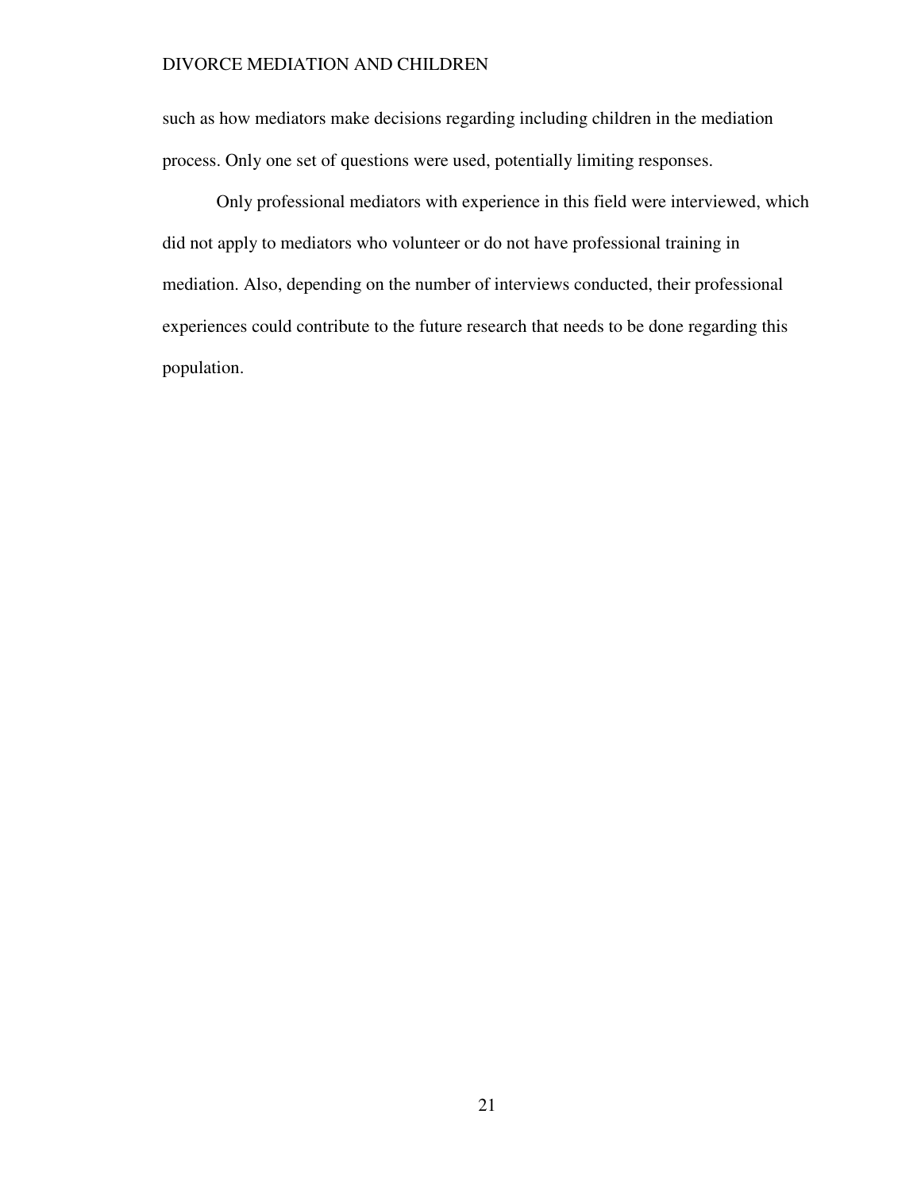such as how mediators make decisions regarding including children in the mediation process. Only one set of questions were used, potentially limiting responses.

Only professional mediators with experience in this field were interviewed, which did not apply to mediators who volunteer or do not have professional training in mediation. Also, depending on the number of interviews conducted, their professional experiences could contribute to the future research that needs to be done regarding this population.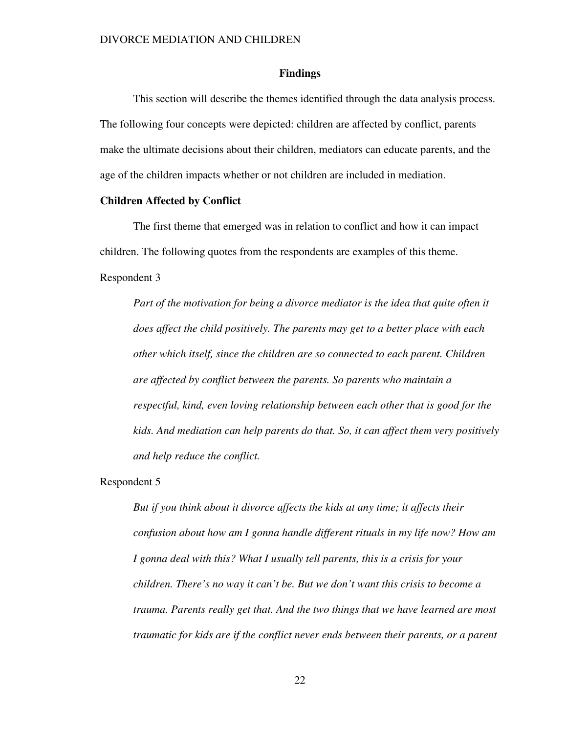## Findings

This section will describe the themes identified through the data analysis process. The following four concepts were depicted: children are affected by conflict, parents make the ultimate decisions about their children, mediators can educate parents, and the age of the children impacts whether or not children are included in mediation.

### Children Affected by Conflict

The first theme that emerged was in relation to conflict and how it can impact children. The following quotes from the respondents are examples of this theme.

Respondent 3

> *Part of the motivation for being a divorce mediator is the idea that quite often it does affect the child positively. The parents may get to a better place with each other which itself, since the children are so connected to each parent. Children are affected by conflict between the parents. So parents who maintain a respectful, kind, even loving relationship between each other that is good for the kids. And mediation can help parents do that. So, it can affect them very positively and help reduce the conflict.*

Respondent 5

> *But if you think about it divorce affects the kids at any time; it affects their confusion about how am I gonna handle different rituals in my life now? How am I gonna deal with this? What I usually tell parents, this is a crisis for your children. There's no way it can't be. But we don't want this crisis to become a trauma. Parents really get that. And the two things that we have learned are most traumatic for kids are if the conflict never ends between their parents, or a parent*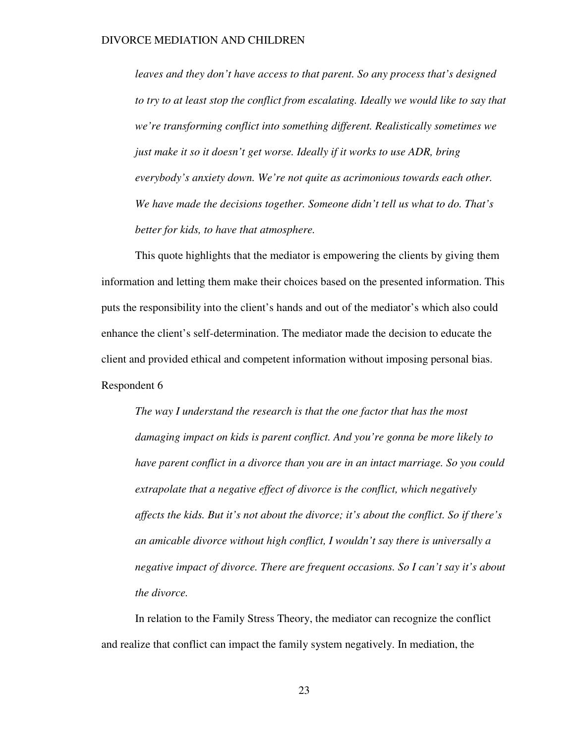*leaves and they don't have access to that parent. So any process that's designed to try to at least stop the conflict from escalating. Ideally we would like to say that we're transforming conflict into something different. Realistically sometimes we just make it so it doesn't get worse. Ideally if it works to use ADR, bring everybody's anxiety down. We're not quite as acrimonious towards each other. We have made the decisions together. Someone didn't tell us what to do. That's better for kids, to have that atmosphere.*

This quote highlights that the mediator is empowering the clients by giving them information and letting them make their choices based on the presented information. This puts the responsibility into the client's hands and out of the mediator's which also could enhance the client's self-determination. The mediator made the decision to educate the client and provided ethical and competent information without imposing personal bias.

Respondent 6

*The way I understand the research is that the one factor that has the most damaging impact on kids is parent conflict. And you're gonna be more likely to have parent conflict in a divorce than you are in an intact marriage. So you could extrapolate that a negative effect of divorce is the conflict, which negatively affects the kids. But it's not about the divorce; it's about the conflict. So if there's an amicable divorce without high conflict, I wouldn't say there is universally a negative impact of divorce. There are frequent occasions. So I can't say it's about the divorce.*

In relation to the Family Stress Theory, the mediator can recognize the conflict and realize that conflict can impact the family system negatively. In mediation, the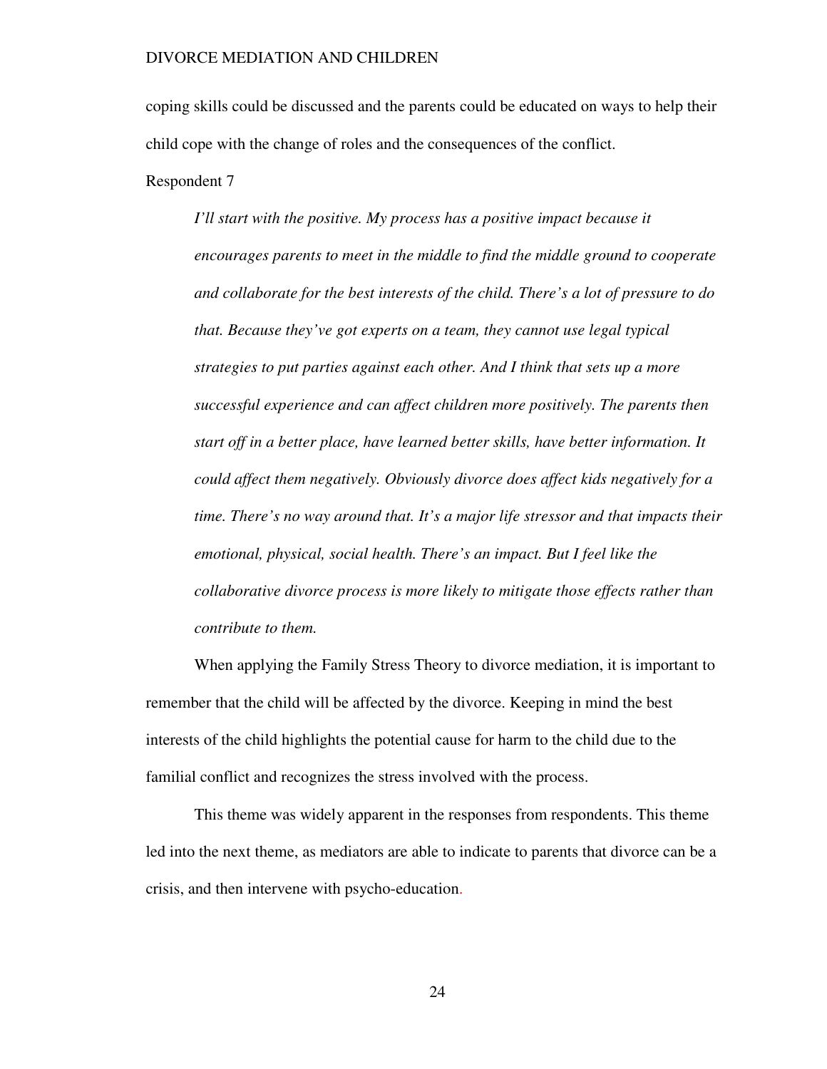coping skills could be discussed and the parents could be educated on ways to help their child cope with the change of roles and the consequences of the conflict.

Respondent 7

> *I'll start with the positive. My process has a positive impact because it encourages parents to meet in the middle to find the middle ground to cooperate and collaborate for the best interests of the child. There's a lot of pressure to do that. Because they've got experts on a team, they cannot use legal typical strategies to put parties against each other. And I think that sets up a more successful experience and can affect children more positively. The parents then start off in a better place, have learned better skills, have better information. It could affect them negatively. Obviously divorce does affect kids negatively for a time. There's no way around that. It's a major life stressor and that impacts their emotional, physical, social health. There's an impact. But I feel like the collaborative divorce process is more likely to mitigate those effects rather than contribute to them.*

When applying the Family Stress Theory to divorce mediation, it is important to remember that the child will be affected by the divorce. Keeping in mind the best interests of the child highlights the potential cause for harm to the child due to the familial conflict and recognizes the stress involved with the process.

This theme was widely apparent in the responses from respondents. This theme led into the next theme, as mediators are able to indicate to parents that divorce can be a crisis, and then intervene with psycho-education.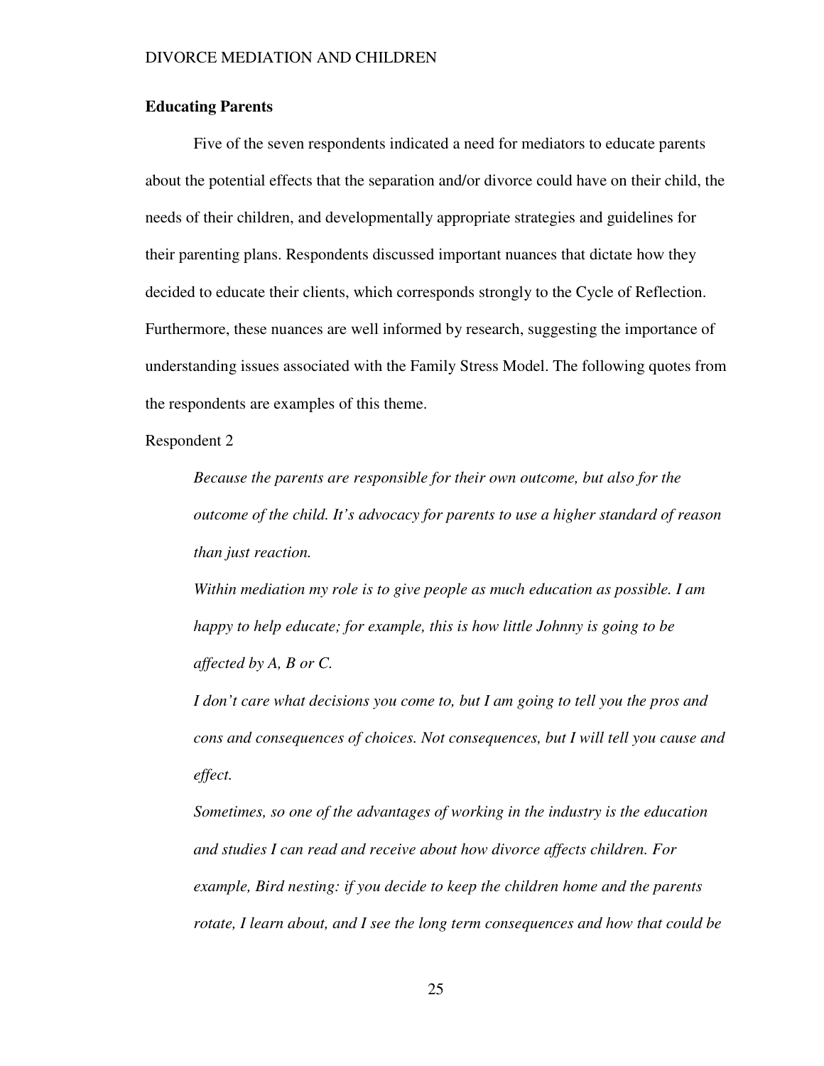**Educating Parents**

Five of the seven respondents indicated a need for mediators to educate parents about the potential effects that the separation and/or divorce could have on their child, the needs of their children, and developmentally appropriate strategies and guidelines for their parenting plans. Respondents discussed important nuances that dictate how they decided to educate their clients, which corresponds strongly to the Cycle of Reflection. Furthermore, these nuances are well informed by research, suggesting the importance of understanding issues associated with the Family Stress Model. The following quotes from the respondents are examples of this theme.

Respondent 2

> *Because the parents are responsible for their own outcome, but also for the outcome of the child. It's advocacy for parents to use a higher standard of reason than just reaction.*
>
> *Within mediation my role is to give people as much education as possible. I am happy to help educate; for example, this is how little Johnny is going to be affected by A, B or C.*
>
> *I don't care what decisions you come to, but I am going to tell you the pros and cons and consequences of choices. Not consequences, but I will tell you cause and effect.*
>
> *Sometimes, so one of the advantages of working in the industry is the education and studies I can read and receive about how divorce affects children. For example, Bird nesting: if you decide to keep the children home and the parents rotate, I learn about, and I see the long term consequences and how that could be*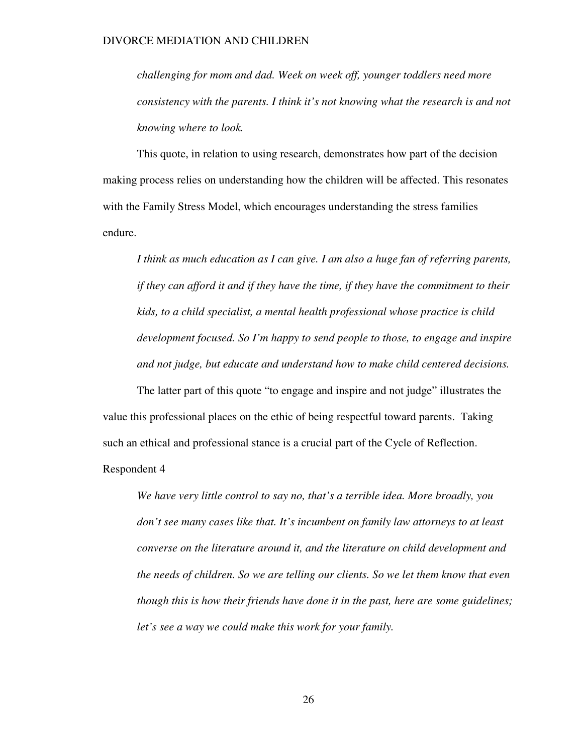*challenging for mom and dad. Week on week off, younger toddlers need more consistency with the parents. I think it's not knowing what the research is and not knowing where to look.*

This quote, in relation to using research, demonstrates how part of the decision making process relies on understanding how the children will be affected. This resonates with the Family Stress Model, which encourages understanding the stress families endure.

*I think as much education as I can give. I am also a huge fan of referring parents, if they can afford it and if they have the time, if they have the commitment to their kids, to a child specialist, a mental health professional whose practice is child development focused. So I'm happy to send people to those, to engage and inspire and not judge, but educate and understand how to make child centered decisions.*

The latter part of this quote "to engage and inspire and not judge" illustrates the value this professional places on the ethic of being respectful toward parents. Taking such an ethical and professional stance is a crucial part of the Cycle of Reflection.

Respondent 4

*We have very little control to say no, that's a terrible idea. More broadly, you don't see many cases like that. It's incumbent on family law attorneys to at least converse on the literature around it, and the literature on child development and the needs of children. So we are telling our clients. So we let them know that even though this is how their friends have done it in the past, here are some guidelines; let's see a way we could make this work for your family.*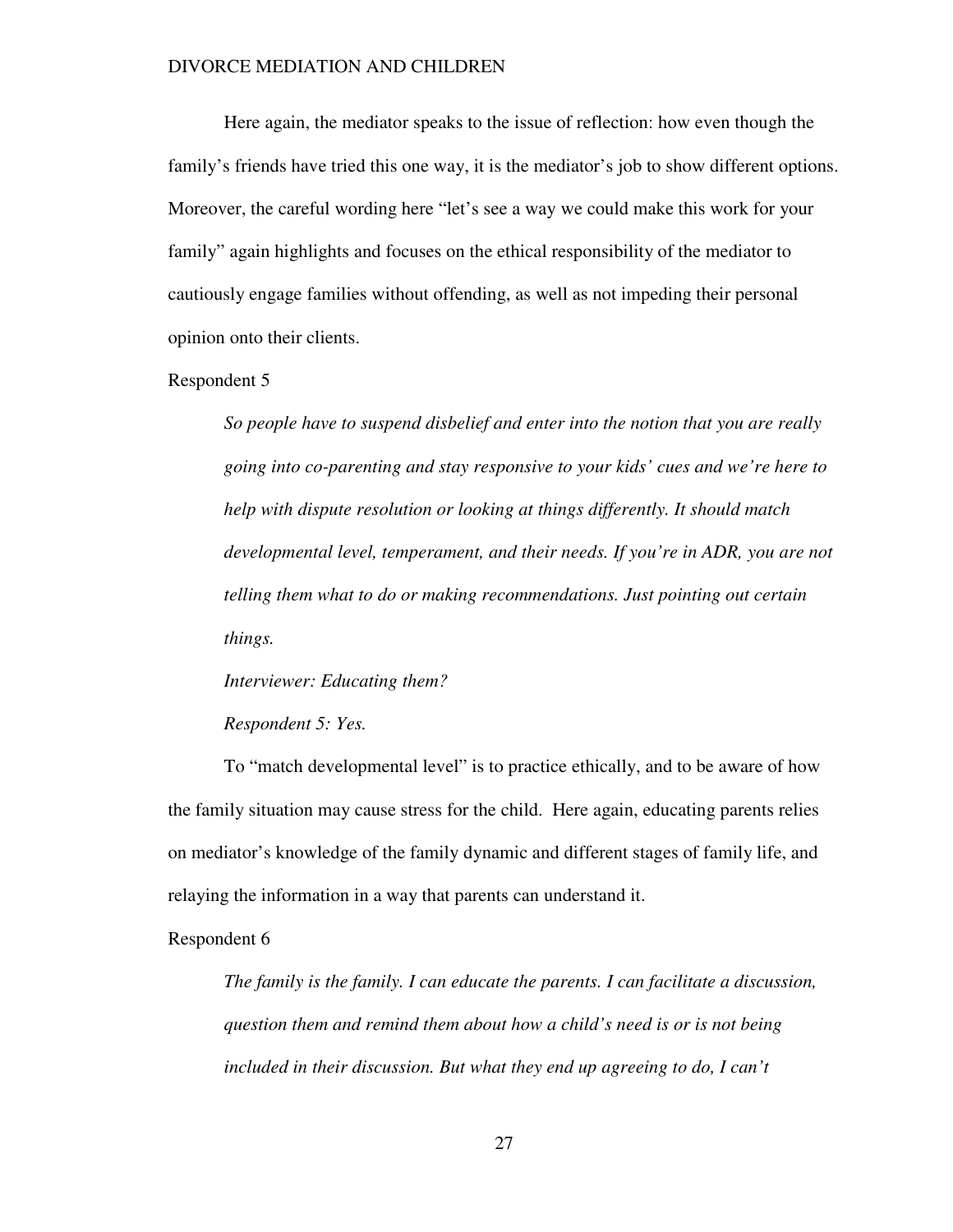Here again, the mediator speaks to the issue of reflection: how even though the family's friends have tried this one way, it is the mediator's job to show different options. Moreover, the careful wording here "let's see a way we could make this work for your family" again highlights and focuses on the ethical responsibility of the mediator to cautiously engage families without offending, as well as not impeding their personal opinion onto their clients.

Respondent 5

> *So people have to suspend disbelief and enter into the notion that you are really going into co-parenting and stay responsive to your kids' cues and we're here to help with dispute resolution or looking at things differently. It should match developmental level, temperament, and their needs. If you're in ADR, you are not telling them what to do or making recommendations. Just pointing out certain things.*
>
> *Interviewer: Educating them?*
>
> *Respondent 5: Yes.*

To "match developmental level" is to practice ethically, and to be aware of how the family situation may cause stress for the child. Here again, educating parents relies on mediator's knowledge of the family dynamic and different stages of family life, and relaying the information in a way that parents can understand it.

Respondent 6

> *The family is the family. I can educate the parents. I can facilitate a discussion, question them and remind them about how a child's need is or is not being included in their discussion. But what they end up agreeing to do, I can't*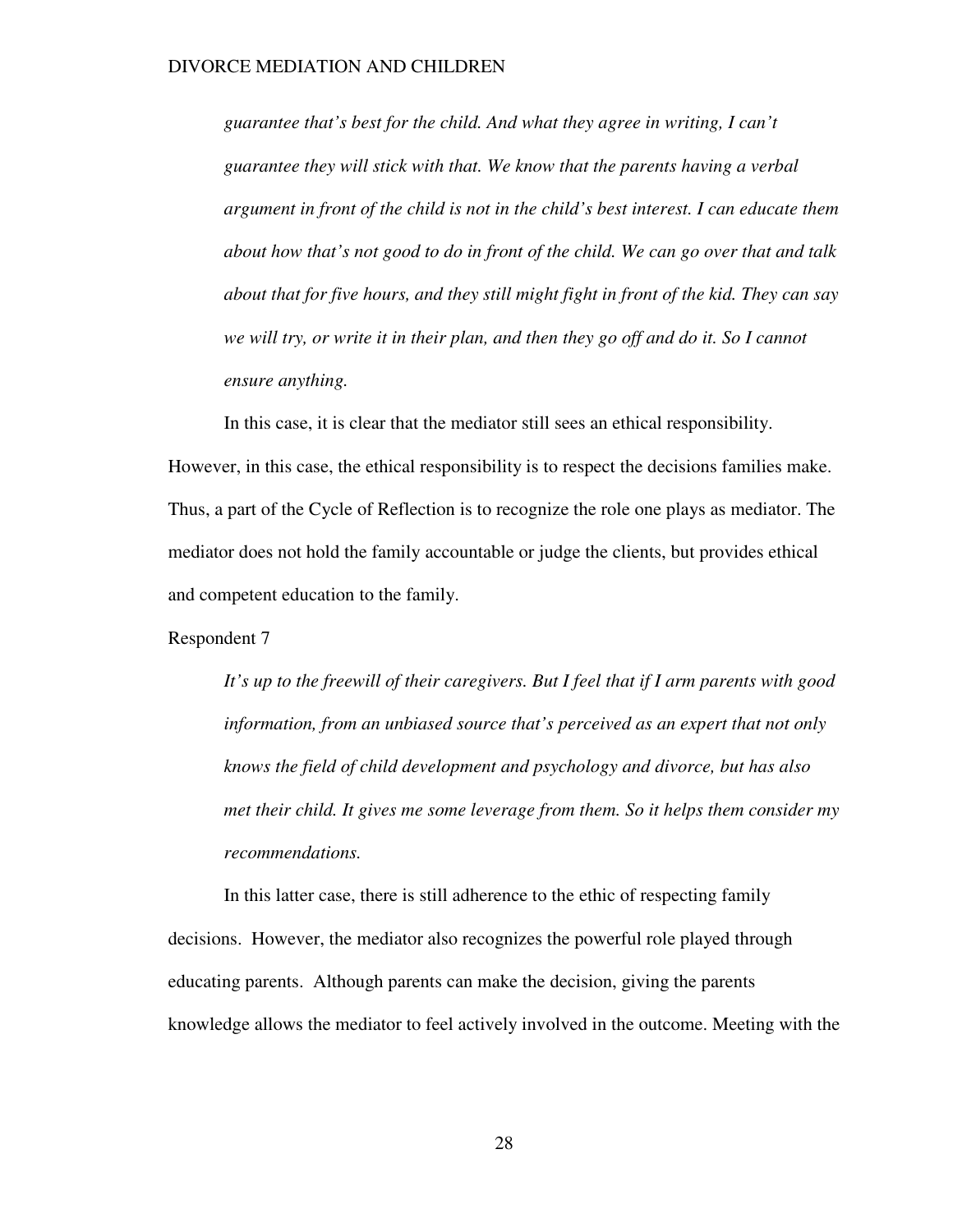*guarantee that's best for the child. And what they agree in writing, I can't guarantee they will stick with that. We know that the parents having a verbal argument in front of the child is not in the child's best interest. I can educate them about how that's not good to do in front of the child. We can go over that and talk about that for five hours, and they still might fight in front of the kid. They can say we will try, or write it in their plan, and then they go off and do it. So I cannot ensure anything.*

In this case, it is clear that the mediator still sees an ethical responsibility. However, in this case, the ethical responsibility is to respect the decisions families make. Thus, a part of the Cycle of Reflection is to recognize the role one plays as mediator. The mediator does not hold the family accountable or judge the clients, but provides ethical and competent education to the family.

Respondent 7

*It's up to the freewill of their caregivers. But I feel that if I arm parents with good information, from an unbiased source that's perceived as an expert that not only knows the field of child development and psychology and divorce, but has also met their child. It gives me some leverage from them. So it helps them consider my recommendations.*

In this latter case, there is still adherence to the ethic of respecting family decisions. However, the mediator also recognizes the powerful role played through educating parents. Although parents can make the decision, giving the parents knowledge allows the mediator to feel actively involved in the outcome. Meeting with the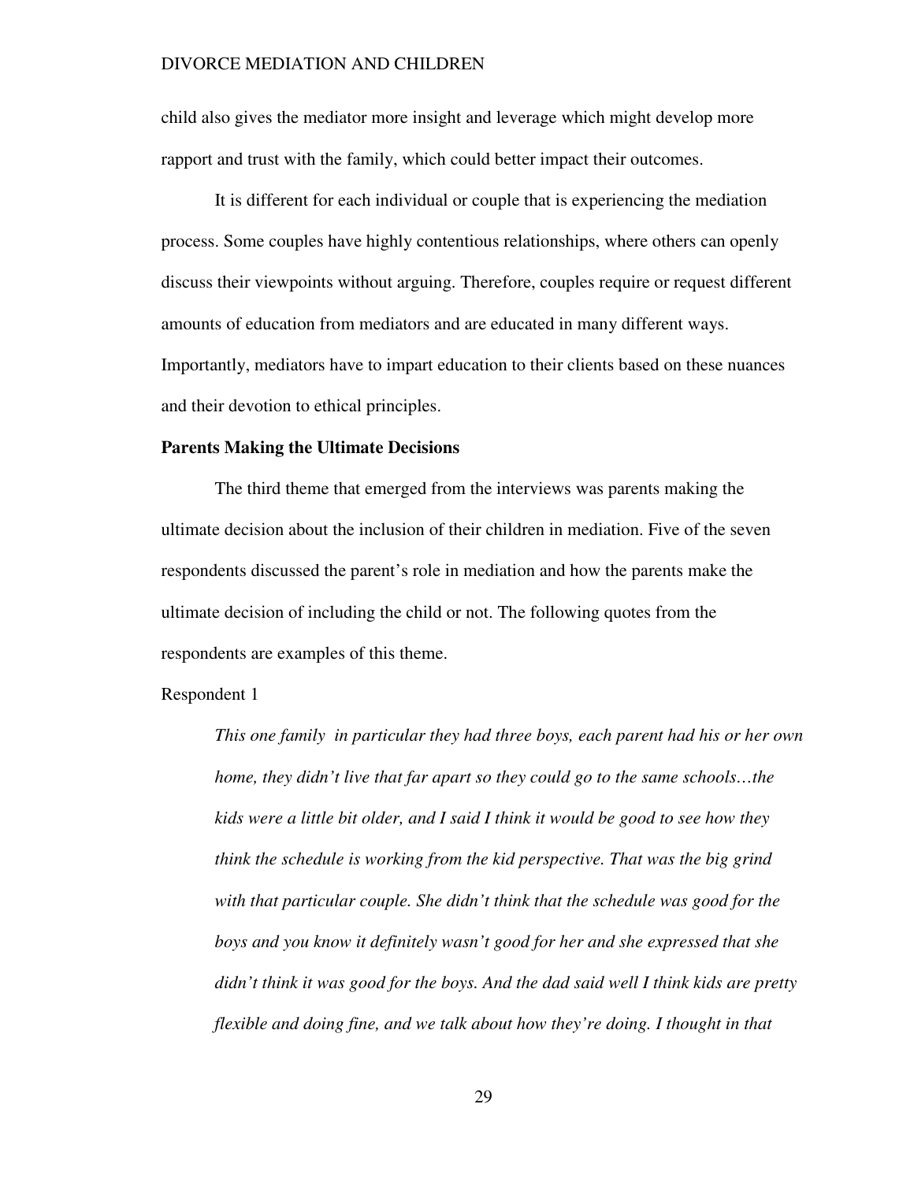child also gives the mediator more insight and leverage which might develop more rapport and trust with the family, which could better impact their outcomes.

It is different for each individual or couple that is experiencing the mediation process. Some couples have highly contentious relationships, where others can openly discuss their viewpoints without arguing. Therefore, couples require or request different amounts of education from mediators and are educated in many different ways. Importantly, mediators have to impart education to their clients based on these nuances and their devotion to ethical principles.

**Parents Making the Ultimate Decisions**

The third theme that emerged from the interviews was parents making the ultimate decision about the inclusion of their children in mediation. Five of the seven respondents discussed the parent's role in mediation and how the parents make the ultimate decision of including the child or not. The following quotes from the respondents are examples of this theme.

Respondent 1

> *This one family in particular they had three boys, each parent had his or her own home, they didn't live that far apart so they could go to the same schools…the kids were a little bit older, and I said I think it would be good to see how they think the schedule is working from the kid perspective. That was the big grind with that particular couple. She didn't think that the schedule was good for the boys and you know it definitely wasn't good for her and she expressed that she didn't think it was good for the boys. And the dad said well I think kids are pretty flexible and doing fine, and we talk about how they're doing. I thought in that*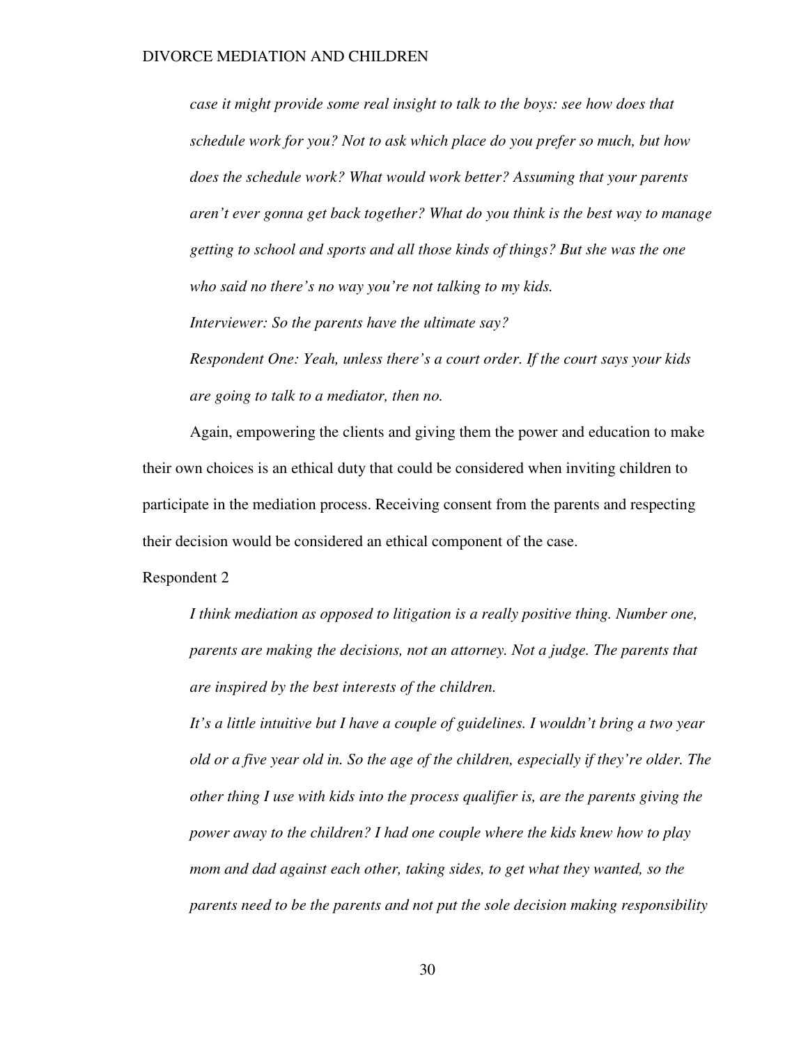*case it might provide some real insight to talk to the boys: see how does that schedule work for you? Not to ask which place do you prefer so much, but how does the schedule work? What would work better? Assuming that your parents aren't ever gonna get back together? What do you think is the best way to manage getting to school and sports and all those kinds of things? But she was the one who said no there's no way you're not talking to my kids.*

*Interviewer: So the parents have the ultimate say?*

*Respondent One: Yeah, unless there's a court order. If the court says your kids are going to talk to a mediator, then no.*

Again, empowering the clients and giving them the power and education to make their own choices is an ethical duty that could be considered when inviting children to participate in the mediation process. Receiving consent from the parents and respecting their decision would be considered an ethical component of the case.

Respondent 2

*I think mediation as opposed to litigation is a really positive thing. Number one, parents are making the decisions, not an attorney. Not a judge. The parents that are inspired by the best interests of the children.*

*It's a little intuitive but I have a couple of guidelines. I wouldn't bring a two year old or a five year old in. So the age of the children, especially if they're older. The other thing I use with kids into the process qualifier is, are the parents giving the power away to the children? I had one couple where the kids knew how to play mom and dad against each other, taking sides, to get what they wanted, so the parents need to be the parents and not put the sole decision making responsibility*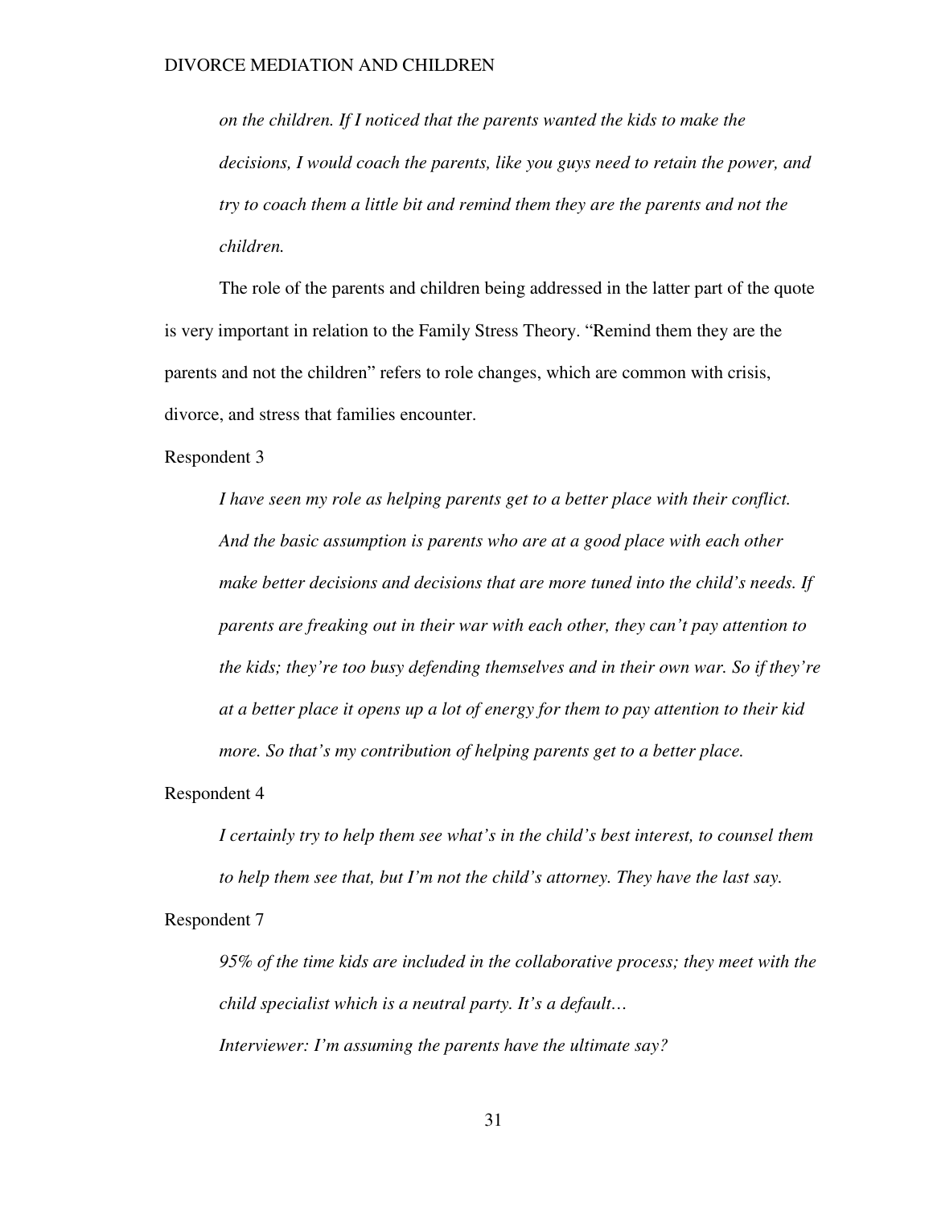*on the children. If I noticed that the parents wanted the kids to make the decisions, I would coach the parents, like you guys need to retain the power, and try to coach them a little bit and remind them they are the parents and not the children.*

The role of the parents and children being addressed in the latter part of the quote is very important in relation to the Family Stress Theory. "Remind them they are the parents and not the children" refers to role changes, which are common with crisis, divorce, and stress that families encounter.

Respondent 3

> *I have seen my role as helping parents get to a better place with their conflict. And the basic assumption is parents who are at a good place with each other make better decisions and decisions that are more tuned into the child's needs. If parents are freaking out in their war with each other, they can't pay attention to the kids; they're too busy defending themselves and in their own war. So if they're at a better place it opens up a lot of energy for them to pay attention to their kid more. So that's my contribution of helping parents get to a better place.*

Respondent 4

> *I certainly try to help them see what's in the child's best interest, to counsel them to help them see that, but I'm not the child's attorney. They have the last say.*

Respondent 7

> *95% of the time kids are included in the collaborative process; they meet with the child specialist which is a neutral party. It's a default…*
>
> *Interviewer: I'm assuming the parents have the ultimate say?*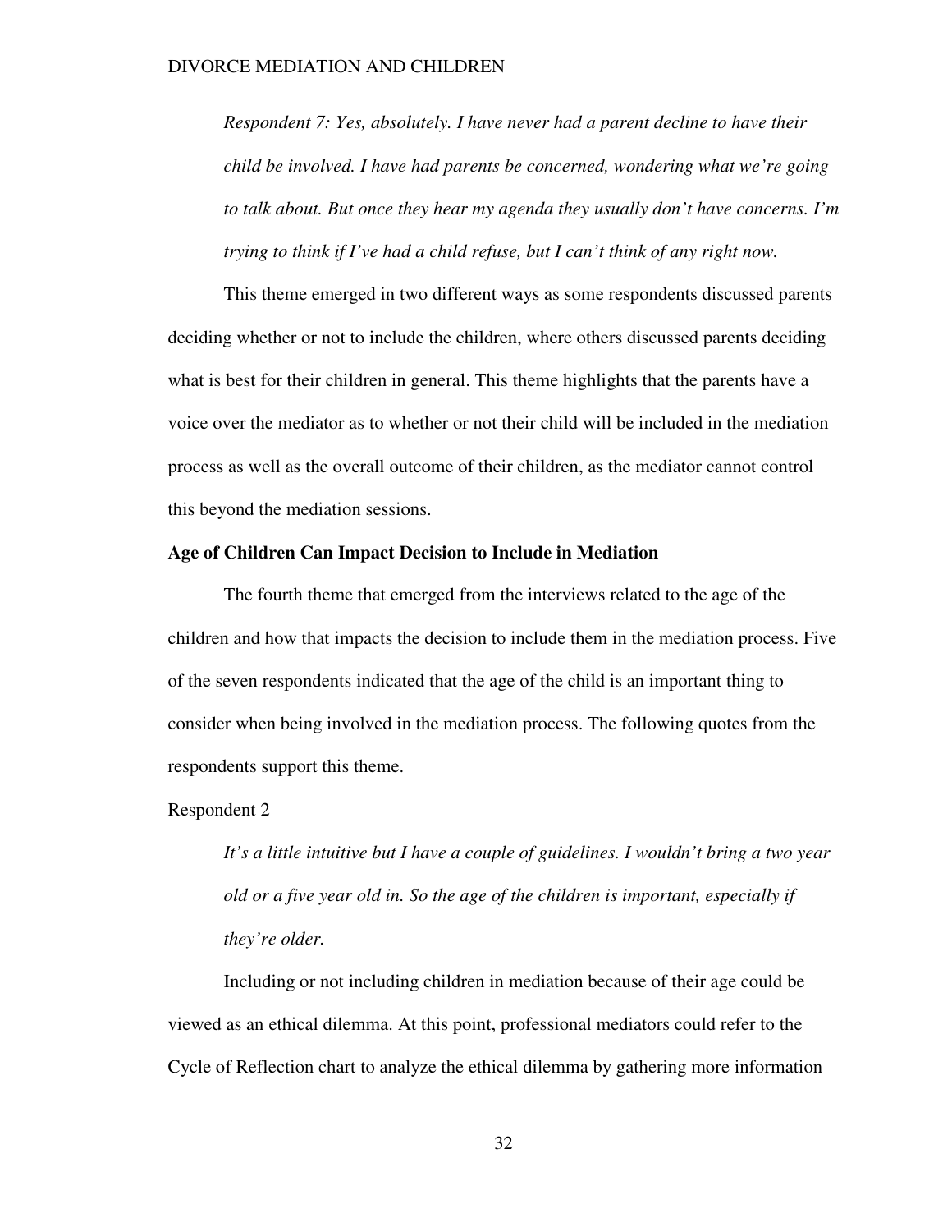*Respondent 7: Yes, absolutely. I have never had a parent decline to have their child be involved. I have had parents be concerned, wondering what we're going to talk about. But once they hear my agenda they usually don't have concerns. I'm trying to think if I've had a child refuse, but I can't think of any right now.*

This theme emerged in two different ways as some respondents discussed parents deciding whether or not to include the children, where others discussed parents deciding what is best for their children in general. This theme highlights that the parents have a voice over the mediator as to whether or not their child will be included in the mediation process as well as the overall outcome of their children, as the mediator cannot control this beyond the mediation sessions.

**Age of Children Can Impact Decision to Include in Mediation**

The fourth theme that emerged from the interviews related to the age of the children and how that impacts the decision to include them in the mediation process. Five of the seven respondents indicated that the age of the child is an important thing to consider when being involved in the mediation process. The following quotes from the respondents support this theme.

Respondent 2

*It's a little intuitive but I have a couple of guidelines. I wouldn't bring a two year old or a five year old in. So the age of the children is important, especially if they're older.*

Including or not including children in mediation because of their age could be viewed as an ethical dilemma. At this point, professional mediators could refer to the Cycle of Reflection chart to analyze the ethical dilemma by gathering more information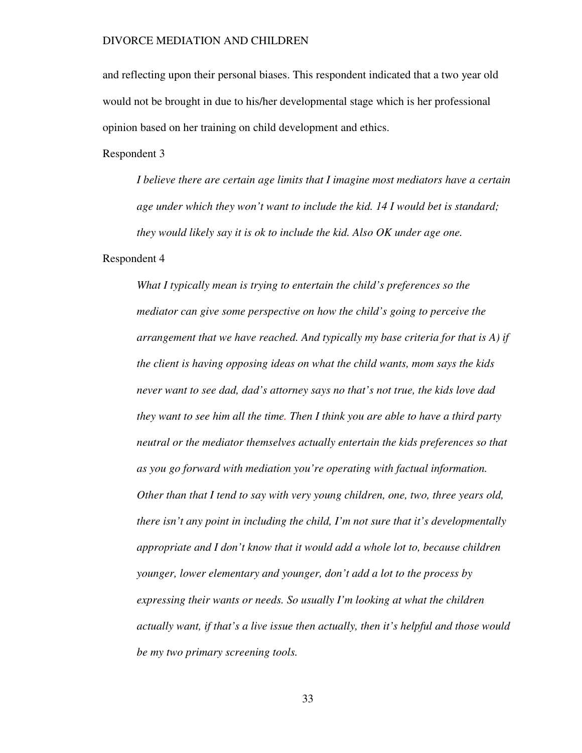and reflecting upon their personal biases. This respondent indicated that a two year old would not be brought in due to his/her developmental stage which is her professional opinion based on her training on child development and ethics.

Respondent 3

> *I believe there are certain age limits that I imagine most mediators have a certain age under which they won't want to include the kid. 14 I would bet is standard; they would likely say it is ok to include the kid. Also OK under age one.*

Respondent 4

> *What I typically mean is trying to entertain the child's preferences so the mediator can give some perspective on how the child's going to perceive the arrangement that we have reached. And typically my base criteria for that is A) if the client is having opposing ideas on what the child wants, mom says the kids never want to see dad, dad's attorney says no that's not true, the kids love dad they want to see him all the time. Then I think you are able to have a third party neutral or the mediator themselves actually entertain the kids preferences so that as you go forward with mediation you're operating with factual information. Other than that I tend to say with very young children, one, two, three years old, there isn't any point in including the child, I'm not sure that it's developmentally appropriate and I don't know that it would add a whole lot to, because children younger, lower elementary and younger, don't add a lot to the process by expressing their wants or needs. So usually I'm looking at what the children actually want, if that's a live issue then actually, then it's helpful and those would be my two primary screening tools.*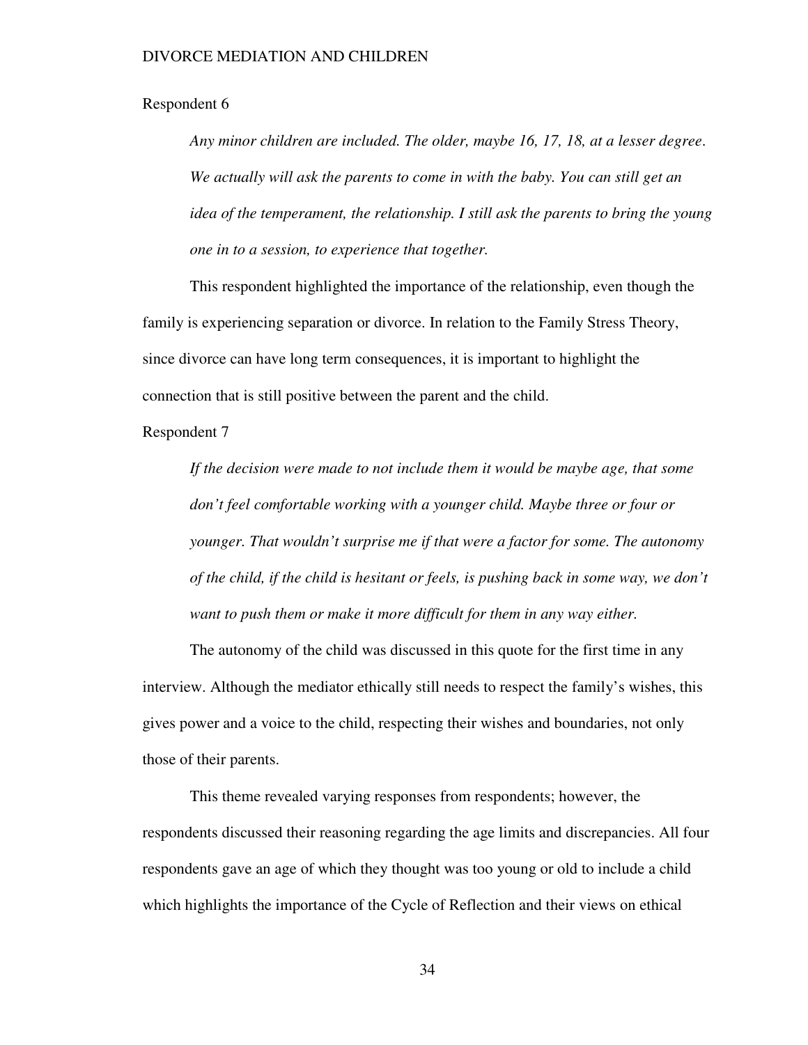Respondent 6

> *Any minor children are included. The older, maybe 16, 17, 18, at a lesser degree. We actually will ask the parents to come in with the baby. You can still get an idea of the temperament, the relationship. I still ask the parents to bring the young one in to a session, to experience that together.*

This respondent highlighted the importance of the relationship, even though the family is experiencing separation or divorce. In relation to the Family Stress Theory, since divorce can have long term consequences, it is important to highlight the connection that is still positive between the parent and the child.

Respondent 7

> *If the decision were made to not include them it would be maybe age, that some don't feel comfortable working with a younger child. Maybe three or four or younger. That wouldn't surprise me if that were a factor for some. The autonomy of the child, if the child is hesitant or feels, is pushing back in some way, we don't want to push them or make it more difficult for them in any way either.*

The autonomy of the child was discussed in this quote for the first time in any interview. Although the mediator ethically still needs to respect the family's wishes, this gives power and a voice to the child, respecting their wishes and boundaries, not only those of their parents.

This theme revealed varying responses from respondents; however, the respondents discussed their reasoning regarding the age limits and discrepancies. All four respondents gave an age of which they thought was too young or old to include a child which highlights the importance of the Cycle of Reflection and their views on ethical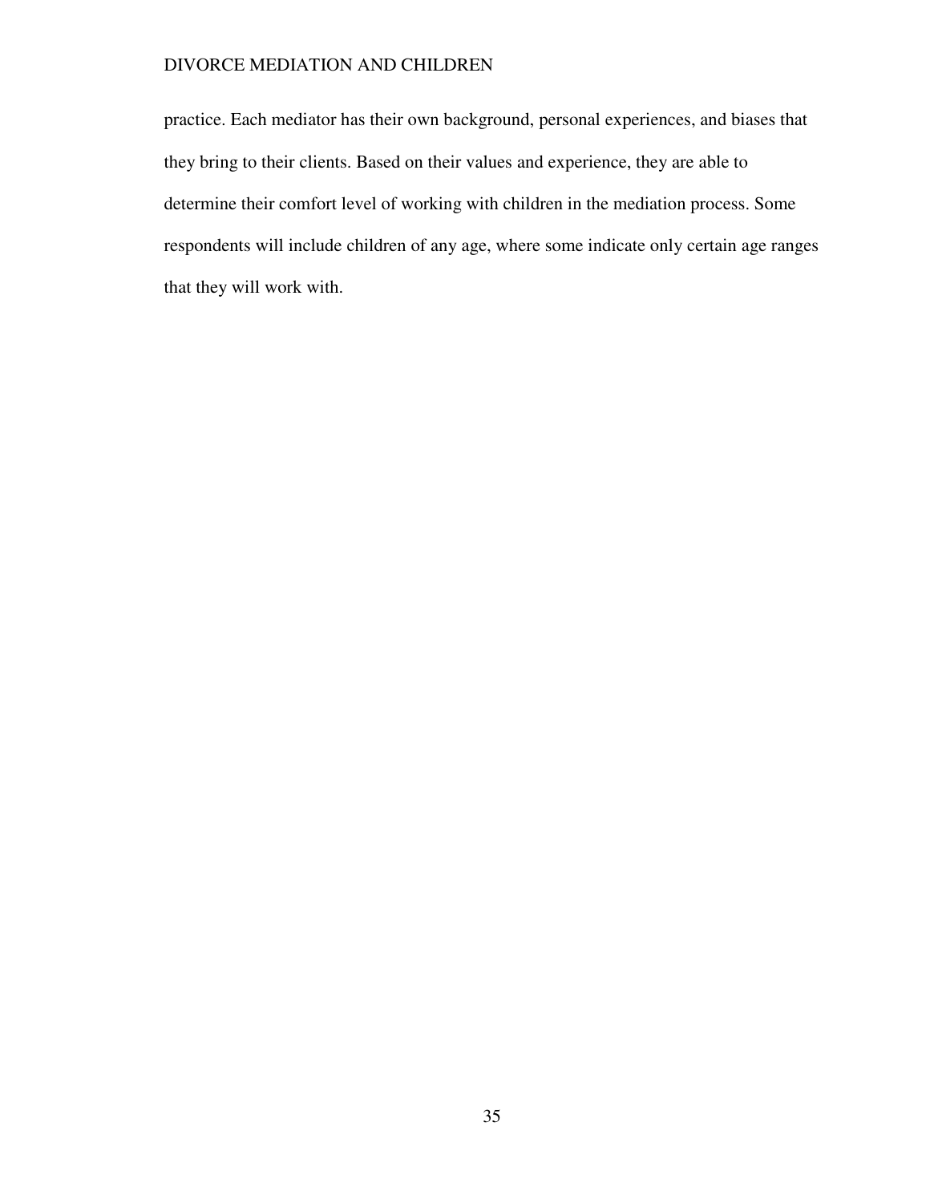practice. Each mediator has their own background, personal experiences, and biases that they bring to their clients. Based on their values and experience, they are able to determine their comfort level of working with children in the mediation process. Some respondents will include children of any age, where some indicate only certain age ranges that they will work with.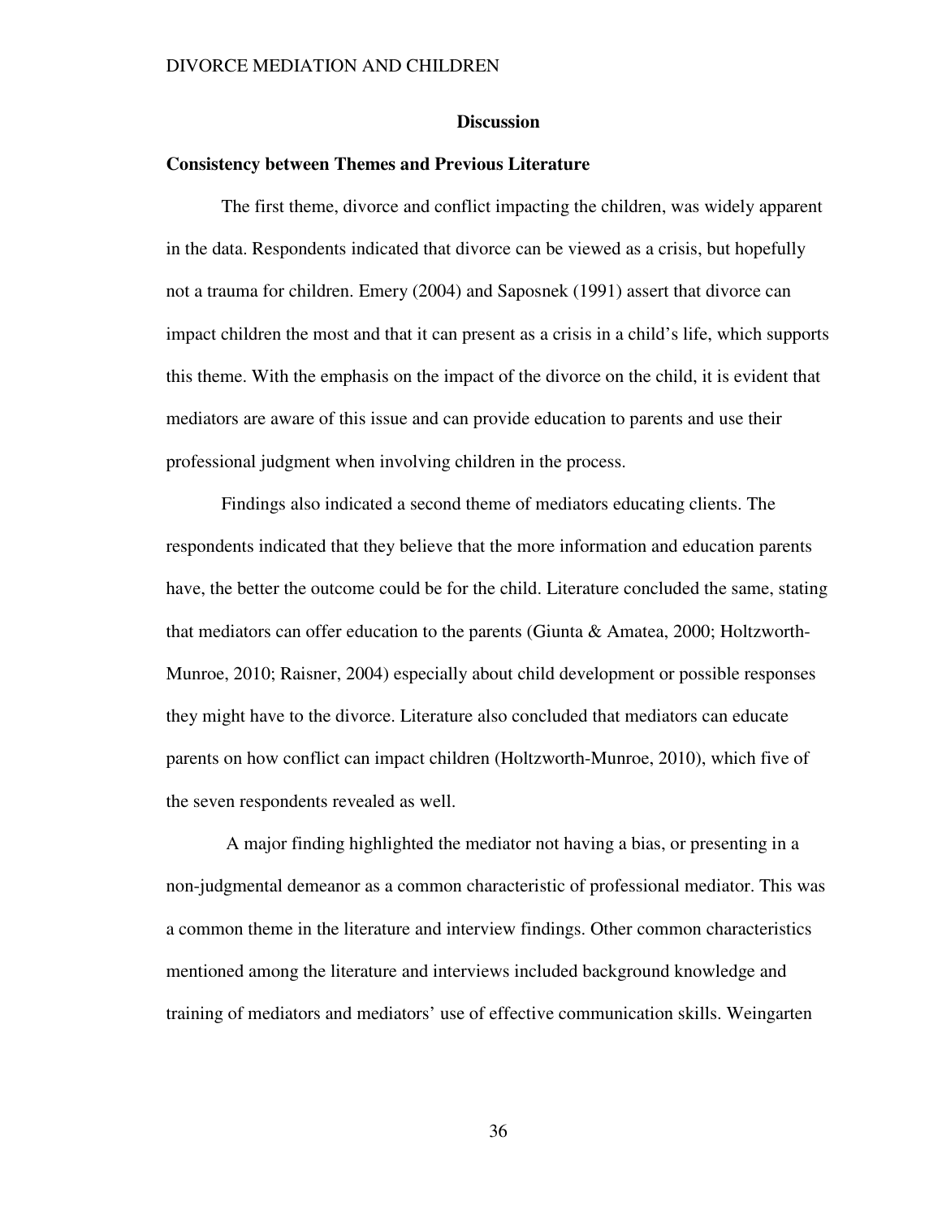## Discussion

### Consistency between Themes and Previous Literature

The first theme, divorce and conflict impacting the children, was widely apparent in the data. Respondents indicated that divorce can be viewed as a crisis, but hopefully not a trauma for children. Emery (2004) and Saposnek (1991) assert that divorce can impact children the most and that it can present as a crisis in a child's life, which supports this theme. With the emphasis on the impact of the divorce on the child, it is evident that mediators are aware of this issue and can provide education to parents and use their professional judgment when involving children in the process.

Findings also indicated a second theme of mediators educating clients. The respondents indicated that they believe that the more information and education parents have, the better the outcome could be for the child. Literature concluded the same, stating that mediators can offer education to the parents (Giunta & Amatea, 2000; Holtzworth-Munroe, 2010; Raisner, 2004) especially about child development or possible responses they might have to the divorce. Literature also concluded that mediators can educate parents on how conflict can impact children (Holtzworth-Munroe, 2010), which five of the seven respondents revealed as well.

A major finding highlighted the mediator not having a bias, or presenting in a non-judgmental demeanor as a common characteristic of professional mediator. This was a common theme in the literature and interview findings. Other common characteristics mentioned among the literature and interviews included background knowledge and training of mediators and mediators' use of effective communication skills. Weingarten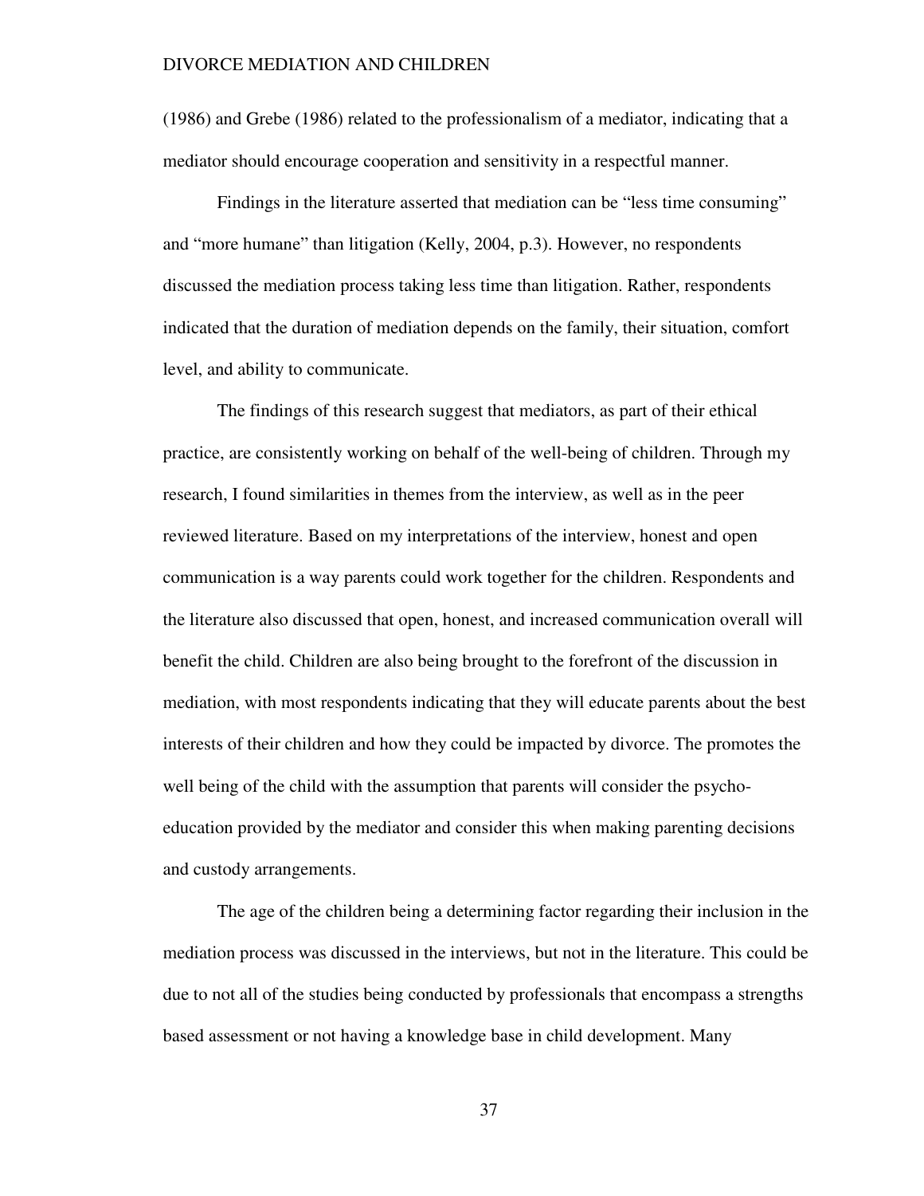(1986) and Grebe (1986) related to the professionalism of a mediator, indicating that a mediator should encourage cooperation and sensitivity in a respectful manner.

Findings in the literature asserted that mediation can be "less time consuming" and "more humane" than litigation (Kelly, 2004, p.3). However, no respondents discussed the mediation process taking less time than litigation. Rather, respondents indicated that the duration of mediation depends on the family, their situation, comfort level, and ability to communicate.

The findings of this research suggest that mediators, as part of their ethical practice, are consistently working on behalf of the well-being of children. Through my research, I found similarities in themes from the interview, as well as in the peer reviewed literature. Based on my interpretations of the interview, honest and open communication is a way parents could work together for the children. Respondents and the literature also discussed that open, honest, and increased communication overall will benefit the child. Children are also being brought to the forefront of the discussion in mediation, with most respondents indicating that they will educate parents about the best interests of their children and how they could be impacted by divorce. The promotes the well being of the child with the assumption that parents will consider the psycho-education provided by the mediator and consider this when making parenting decisions and custody arrangements.

The age of the children being a determining factor regarding their inclusion in the mediation process was discussed in the interviews, but not in the literature. This could be due to not all of the studies being conducted by professionals that encompass a strengths based assessment or not having a knowledge base in child development. Many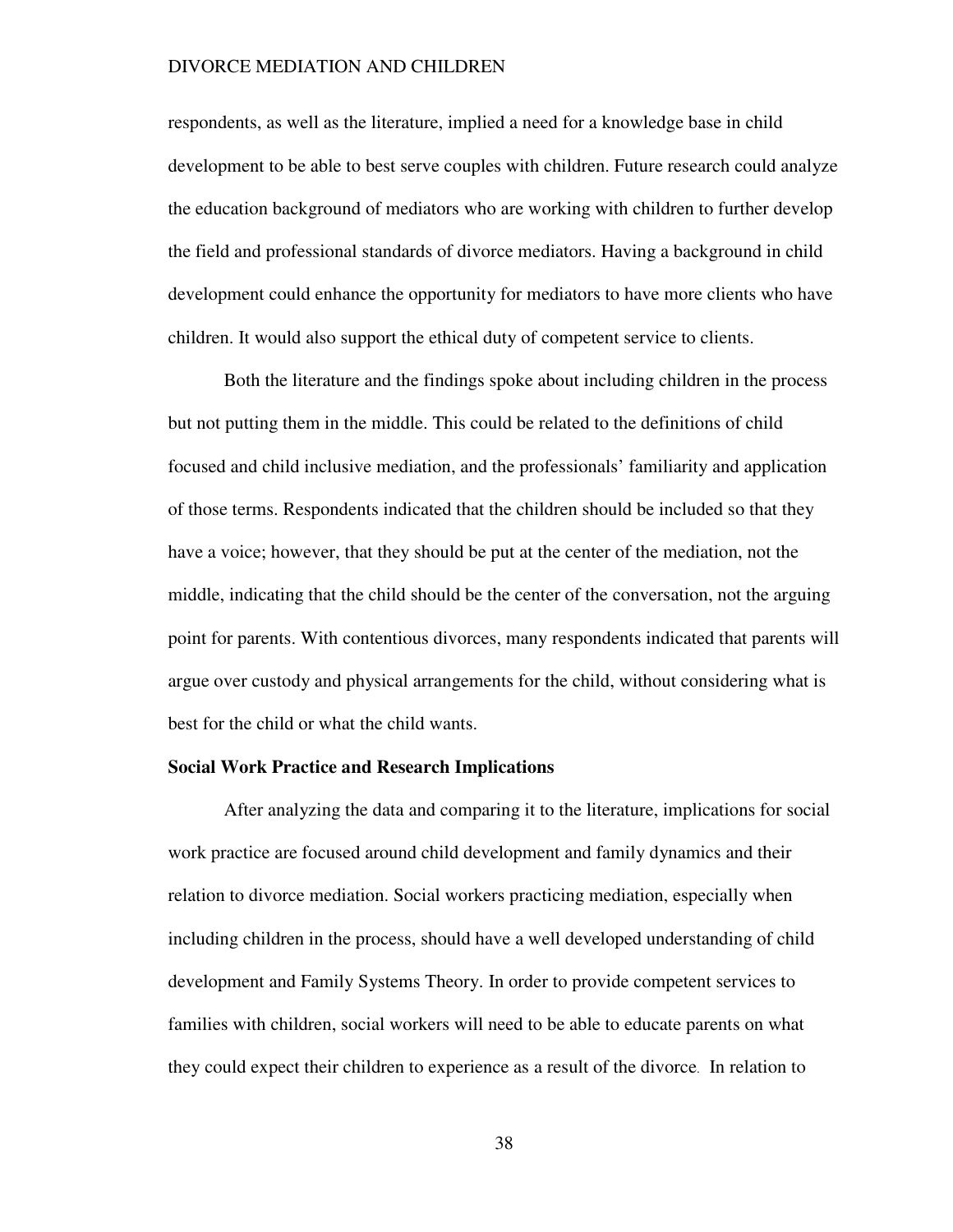respondents, as well as the literature, implied a need for a knowledge base in child development to be able to best serve couples with children. Future research could analyze the education background of mediators who are working with children to further develop the field and professional standards of divorce mediators. Having a background in child development could enhance the opportunity for mediators to have more clients who have children. It would also support the ethical duty of competent service to clients.

Both the literature and the findings spoke about including children in the process but not putting them in the middle. This could be related to the definitions of child focused and child inclusive mediation, and the professionals' familiarity and application of those terms. Respondents indicated that the children should be included so that they have a voice; however, that they should be put at the center of the mediation, not the middle, indicating that the child should be the center of the conversation, not the arguing point for parents. With contentious divorces, many respondents indicated that parents will argue over custody and physical arrangements for the child, without considering what is best for the child or what the child wants.

**Social Work Practice and Research Implications**

After analyzing the data and comparing it to the literature, implications for social work practice are focused around child development and family dynamics and their relation to divorce mediation. Social workers practicing mediation, especially when including children in the process, should have a well developed understanding of child development and Family Systems Theory. In order to provide competent services to families with children, social workers will need to be able to educate parents on what they could expect their children to experience as a result of the divorce. In relation to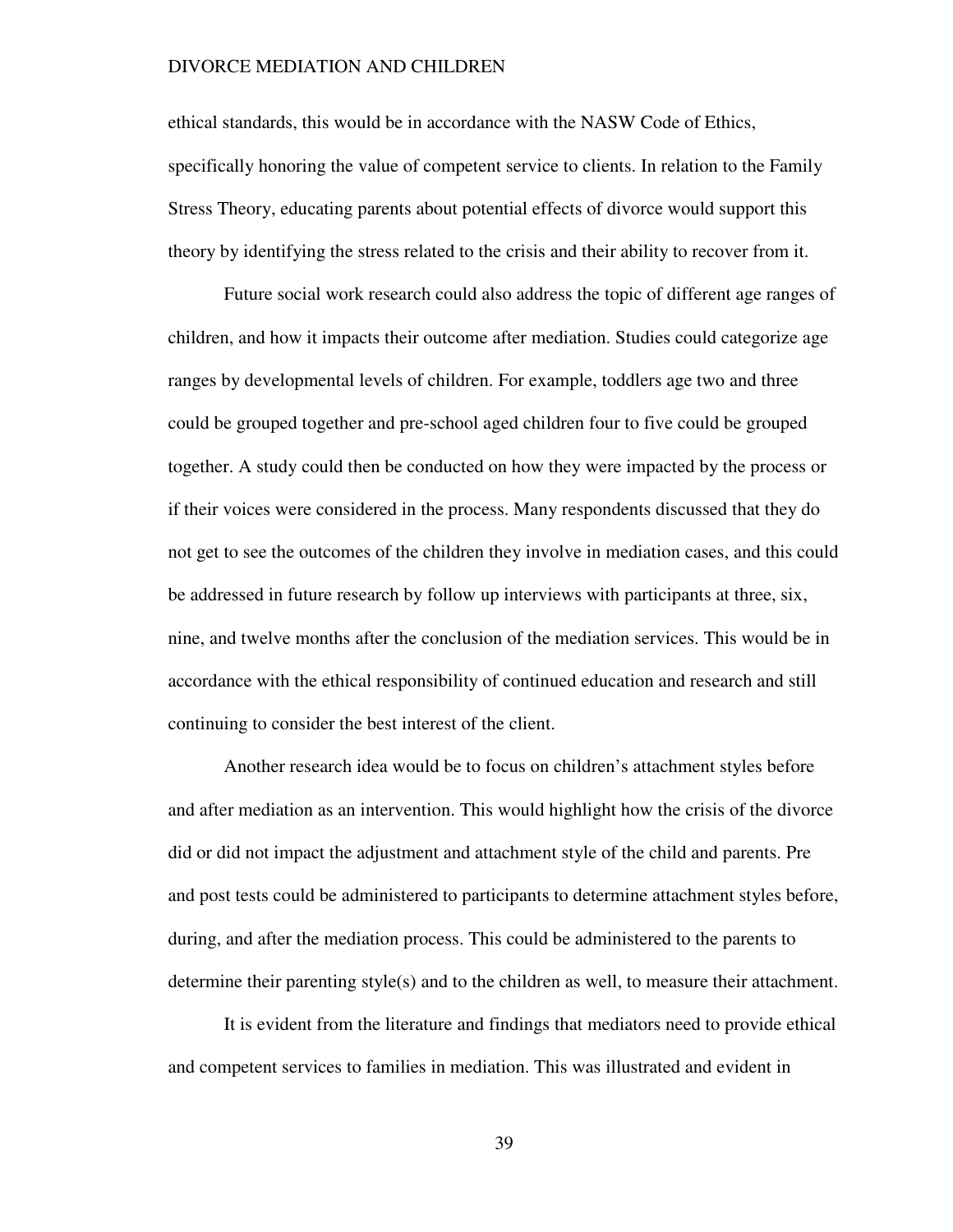ethical standards, this would be in accordance with the NASW Code of Ethics, specifically honoring the value of competent service to clients. In relation to the Family Stress Theory, educating parents about potential effects of divorce would support this theory by identifying the stress related to the crisis and their ability to recover from it.

Future social work research could also address the topic of different age ranges of children, and how it impacts their outcome after mediation. Studies could categorize age ranges by developmental levels of children. For example, toddlers age two and three could be grouped together and pre-school aged children four to five could be grouped together. A study could then be conducted on how they were impacted by the process or if their voices were considered in the process. Many respondents discussed that they do not get to see the outcomes of the children they involve in mediation cases, and this could be addressed in future research by follow up interviews with participants at three, six, nine, and twelve months after the conclusion of the mediation services. This would be in accordance with the ethical responsibility of continued education and research and still continuing to consider the best interest of the client.

Another research idea would be to focus on children's attachment styles before and after mediation as an intervention. This would highlight how the crisis of the divorce did or did not impact the adjustment and attachment style of the child and parents. Pre and post tests could be administered to participants to determine attachment styles before, during, and after the mediation process. This could be administered to the parents to determine their parenting style(s) and to the children as well, to measure their attachment.

It is evident from the literature and findings that mediators need to provide ethical and competent services to families in mediation. This was illustrated and evident in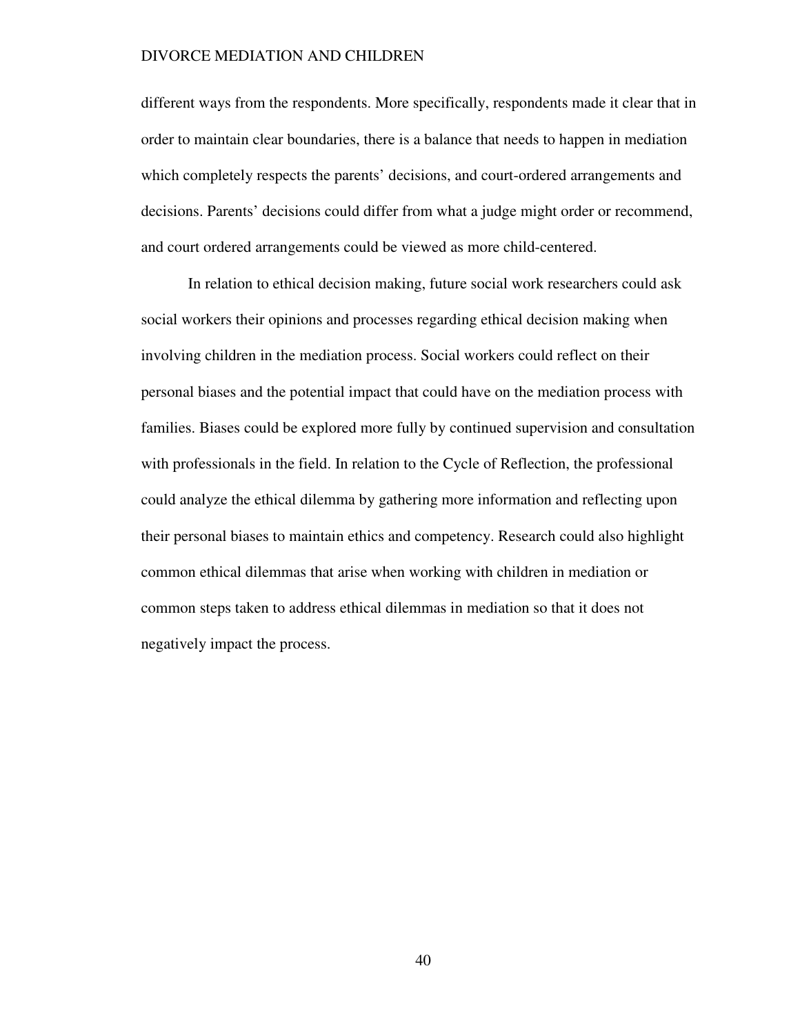different ways from the respondents. More specifically, respondents made it clear that in order to maintain clear boundaries, there is a balance that needs to happen in mediation which completely respects the parents' decisions, and court-ordered arrangements and decisions. Parents' decisions could differ from what a judge might order or recommend, and court ordered arrangements could be viewed as more child-centered.

In relation to ethical decision making, future social work researchers could ask social workers their opinions and processes regarding ethical decision making when involving children in the mediation process. Social workers could reflect on their personal biases and the potential impact that could have on the mediation process with families. Biases could be explored more fully by continued supervision and consultation with professionals in the field. In relation to the Cycle of Reflection, the professional could analyze the ethical dilemma by gathering more information and reflecting upon their personal biases to maintain ethics and competency. Research could also highlight common ethical dilemmas that arise when working with children in mediation or common steps taken to address ethical dilemmas in mediation so that it does not negatively impact the process.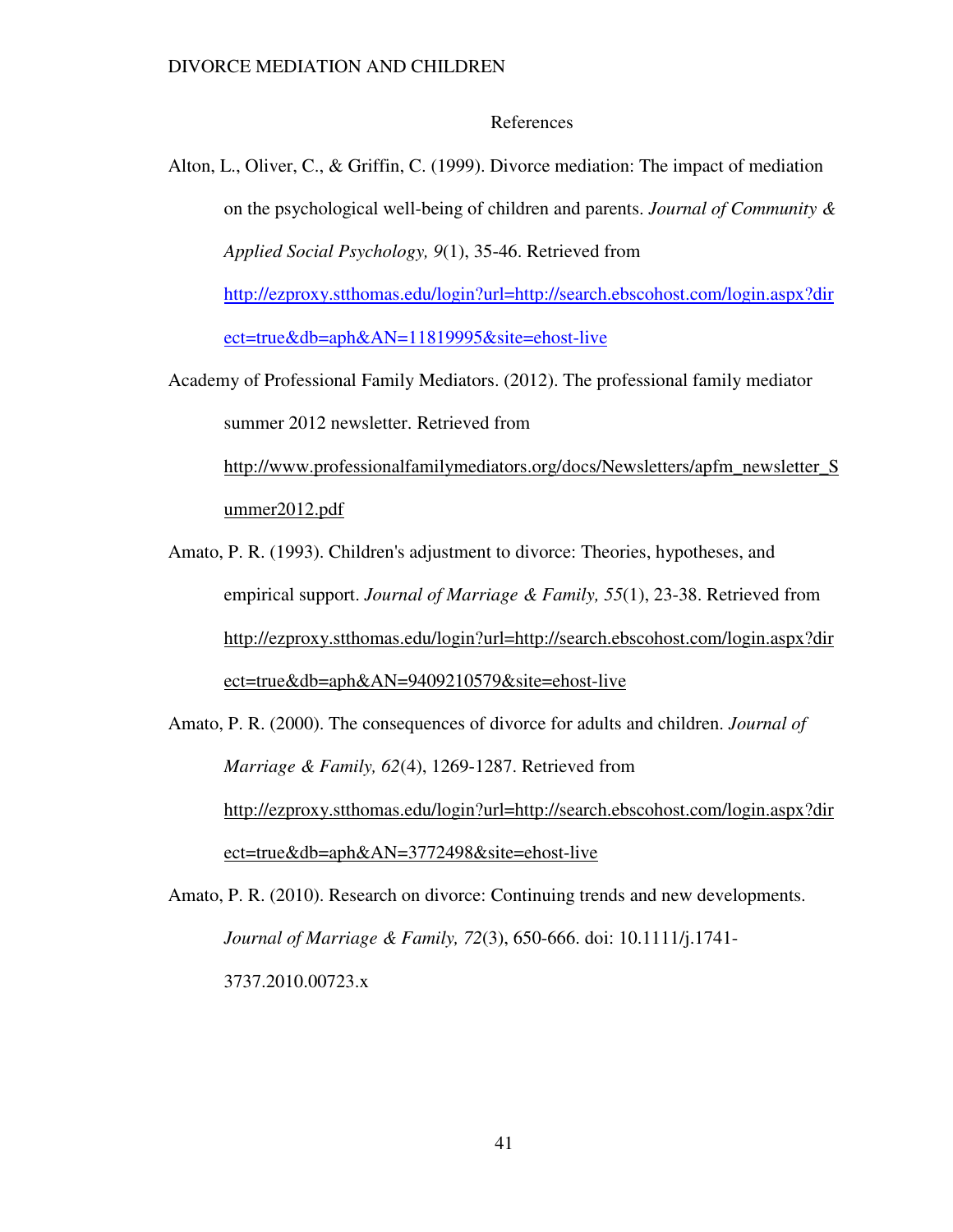# References

Alton, L., Oliver, C., & Griffin, C. (1999). Divorce mediation: The impact of mediation on the psychological well-being of children and parents. *Journal of Community & Applied Social Psychology, 9*(1), 35-46. Retrieved from http://ezproxy.stthomas.edu/login?url=http://search.ebscohost.com/login.aspx?direct=true&db=aph&AN=11819995&site=ehost-live

Academy of Professional Family Mediators. (2012). The professional family mediator summer 2012 newsletter. Retrieved from http://www.professionalfamilymediators.org/docs/Newsletters/apfm_newsletter_Summer2012.pdf

Amato, P. R. (1993). Children's adjustment to divorce: Theories, hypotheses, and empirical support. *Journal of Marriage & Family, 55*(1), 23-38. Retrieved from http://ezproxy.stthomas.edu/login?url=http://search.ebscohost.com/login.aspx?direct=true&db=aph&AN=9409210579&site=ehost-live

Amato, P. R. (2000). The consequences of divorce for adults and children. *Journal of Marriage & Family, 62*(4), 1269-1287. Retrieved from http://ezproxy.stthomas.edu/login?url=http://search.ebscohost.com/login.aspx?direct=true&db=aph&AN=3772498&site=ehost-live

Amato, P. R. (2010). Research on divorce: Continuing trends and new developments. *Journal of Marriage & Family, 72*(3), 650-666. doi: 10.1111/j.1741-3737.2010.00723.x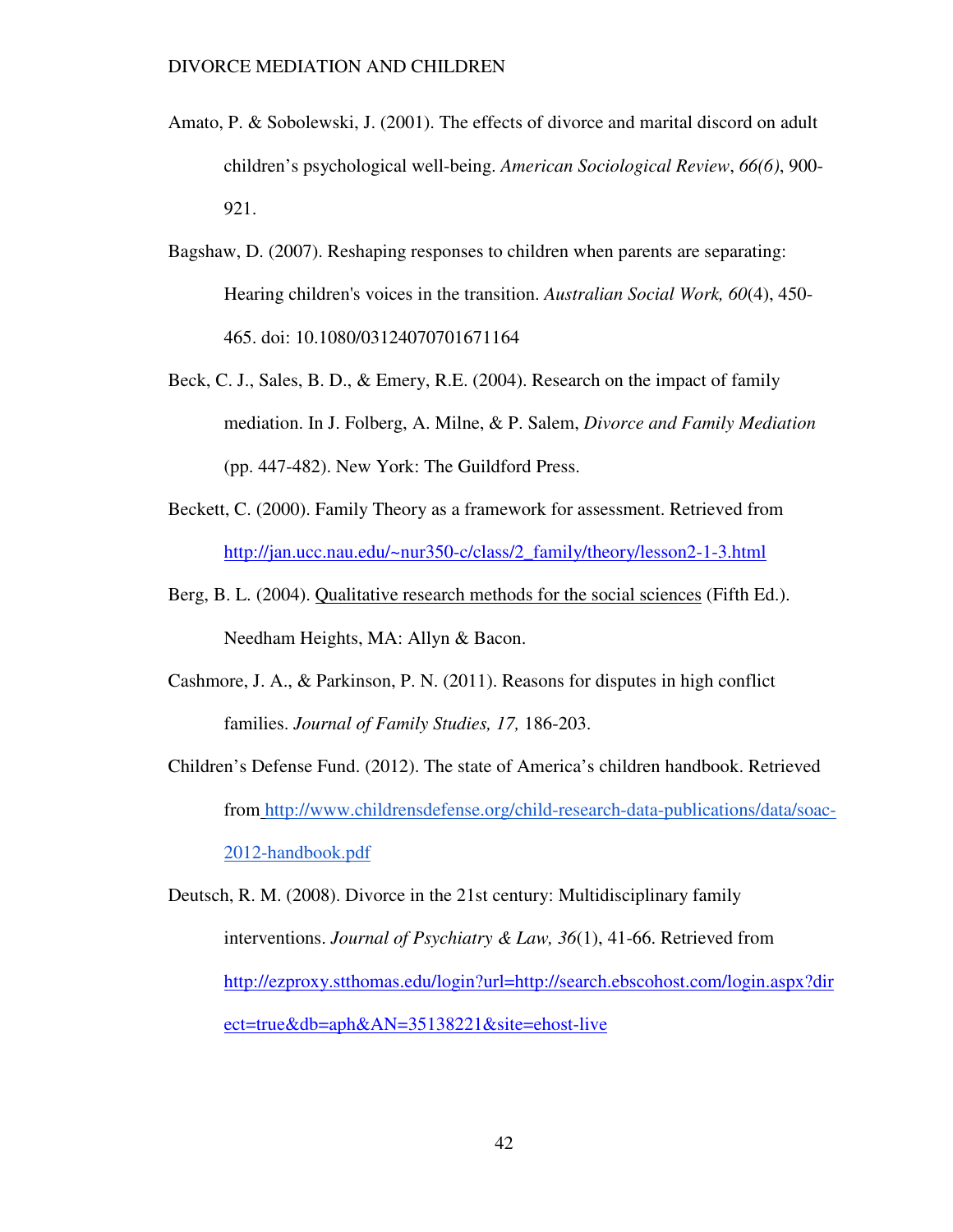Amato, P. & Sobolewski, J. (2001). The effects of divorce and marital discord on adult children's psychological well-being. *American Sociological Review*, *66(6)*, 900-921.

Bagshaw, D. (2007). Reshaping responses to children when parents are separating: Hearing children's voices in the transition. *Australian Social Work, 60*(4), 450-465. doi: 10.1080/03124070701671164

Beck, C. J., Sales, B. D., & Emery, R.E. (2004). Research on the impact of family mediation. In J. Folberg, A. Milne, & P. Salem, *Divorce and Family Mediation* (pp. 447-482). New York: The Guildford Press.

Beckett, C. (2000). Family Theory as a framework for assessment. Retrieved from http://jan.ucc.nau.edu/~nur350-c/class/2_family/theory/lesson2-1-3.html

Berg, B. L. (2004). Qualitative research methods for the social sciences (Fifth Ed.). Needham Heights, MA: Allyn & Bacon.

Cashmore, J. A., & Parkinson, P. N. (2011). Reasons for disputes in high conflict families. *Journal of Family Studies, 17,* 186-203.

Children's Defense Fund. (2012). The state of America's children handbook. Retrieved from http://www.childrensdefense.org/child-research-data-publications/data/soac-2012-handbook.pdf

Deutsch, R. M. (2008). Divorce in the 21st century: Multidisciplinary family interventions. *Journal of Psychiatry & Law, 36*(1), 41-66. Retrieved from http://ezproxy.stthomas.edu/login?url=http://search.ebscohost.com/login.aspx?direct=true&db=aph&AN=35138221&site=ehost-live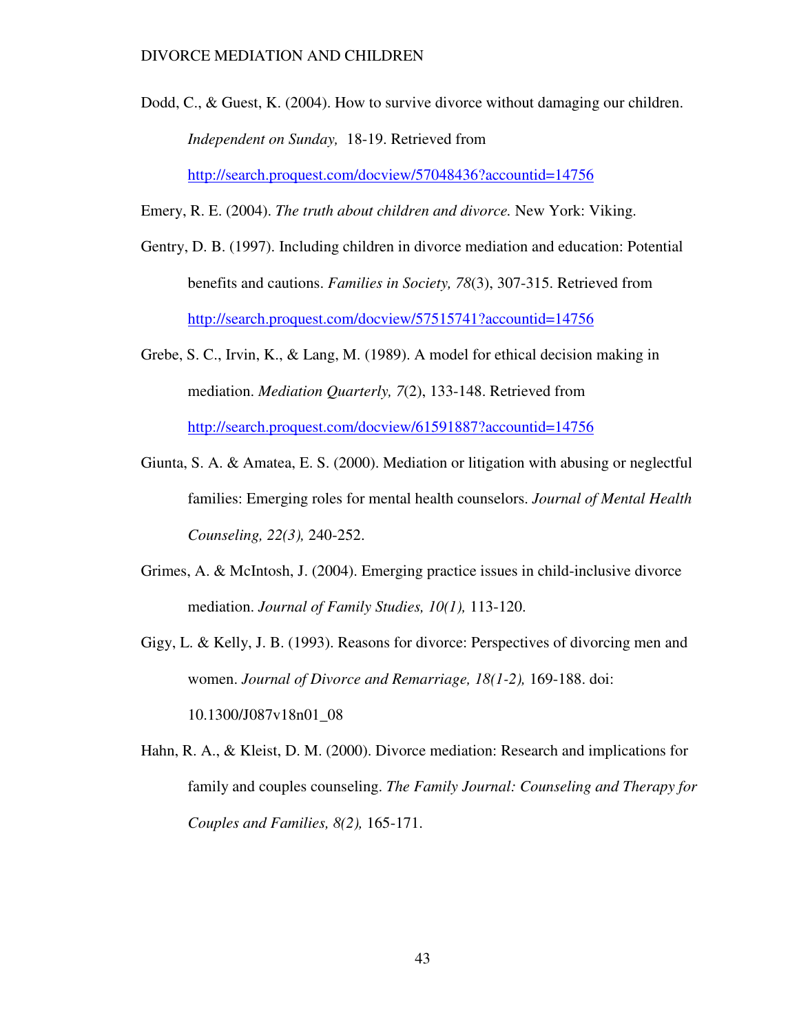Dodd, C., & Guest, K. (2004). How to survive divorce without damaging our children. *Independent on Sunday,* 18-19. Retrieved from http://search.proquest.com/docview/57048436?accountid=14756

Emery, R. E. (2004). *The truth about children and divorce.* New York: Viking.

Gentry, D. B. (1997). Including children in divorce mediation and education: Potential benefits and cautions. *Families in Society, 78*(3), 307-315. Retrieved from http://search.proquest.com/docview/57515741?accountid=14756

Grebe, S. C., Irvin, K., & Lang, M. (1989). A model for ethical decision making in mediation. *Mediation Quarterly, 7*(2), 133-148. Retrieved from http://search.proquest.com/docview/61591887?accountid=14756

Giunta, S. A. & Amatea, E. S. (2000). Mediation or litigation with abusing or neglectful families: Emerging roles for mental health counselors. *Journal of Mental Health Counseling, 22(3),* 240-252.

Grimes, A. & McIntosh, J. (2004). Emerging practice issues in child-inclusive divorce mediation. *Journal of Family Studies, 10(1),* 113-120.

Gigy, L. & Kelly, J. B. (1993). Reasons for divorce: Perspectives of divorcing men and women. *Journal of Divorce and Remarriage, 18(1-2),* 169-188. doi: 10.1300/J087v18n01_08

Hahn, R. A., & Kleist, D. M. (2000). Divorce mediation: Research and implications for family and couples counseling. *The Family Journal: Counseling and Therapy for Couples and Families, 8(2),* 165-171.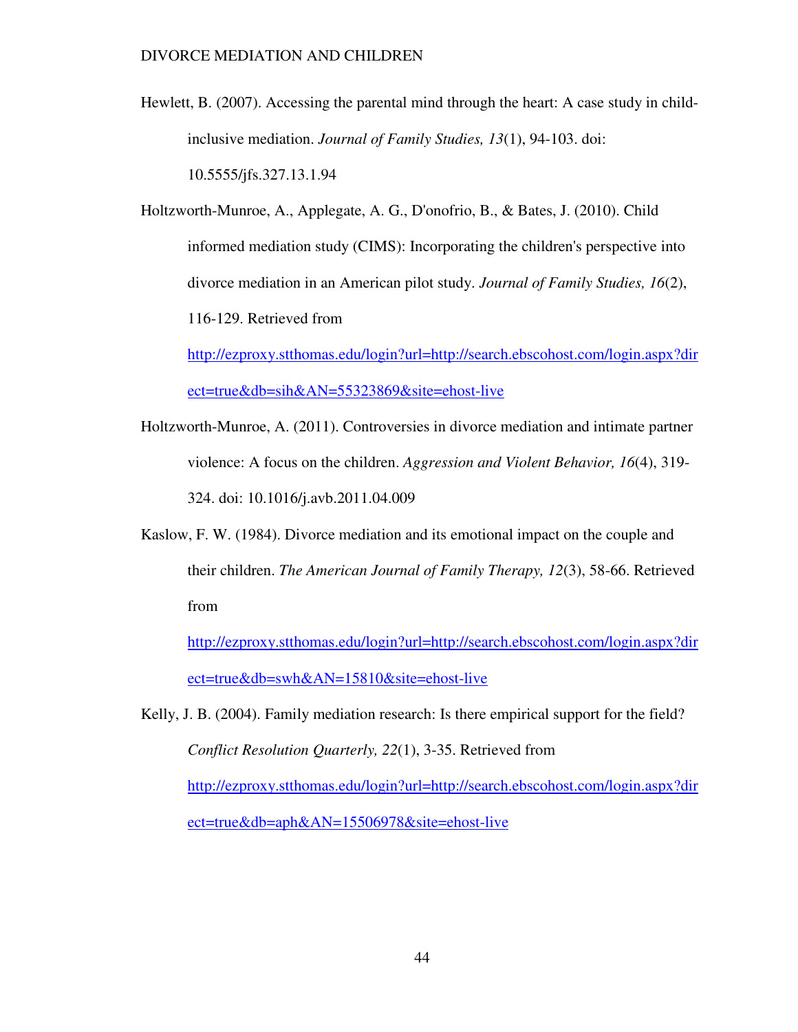Hewlett, B. (2007). Accessing the parental mind through the heart: A case study in child-inclusive mediation. *Journal of Family Studies, 13*(1), 94-103. doi: 10.5555/jfs.327.13.1.94

Holtzworth-Munroe, A., Applegate, A. G., D'onofrio, B., & Bates, J. (2010). Child informed mediation study (CIMS): Incorporating the children's perspective into divorce mediation in an American pilot study. *Journal of Family Studies, 16*(2), 116-129. Retrieved from http://ezproxy.stthomas.edu/login?url=http://search.ebscohost.com/login.aspx?direct=true&db=sih&AN=55323869&site=ehost-live

Holtzworth-Munroe, A. (2011). Controversies in divorce mediation and intimate partner violence: A focus on the children. *Aggression and Violent Behavior, 16*(4), 319-324. doi: 10.1016/j.avb.2011.04.009

Kaslow, F. W. (1984). Divorce mediation and its emotional impact on the couple and their children. *The American Journal of Family Therapy, 12*(3), 58-66. Retrieved from http://ezproxy.stthomas.edu/login?url=http://search.ebscohost.com/login.aspx?direct=true&db=swh&AN=15810&site=ehost-live

Kelly, J. B. (2004). Family mediation research: Is there empirical support for the field? *Conflict Resolution Quarterly, 22*(1), 3-35. Retrieved from http://ezproxy.stthomas.edu/login?url=http://search.ebscohost.com/login.aspx?direct=true&db=aph&AN=15506978&site=ehost-live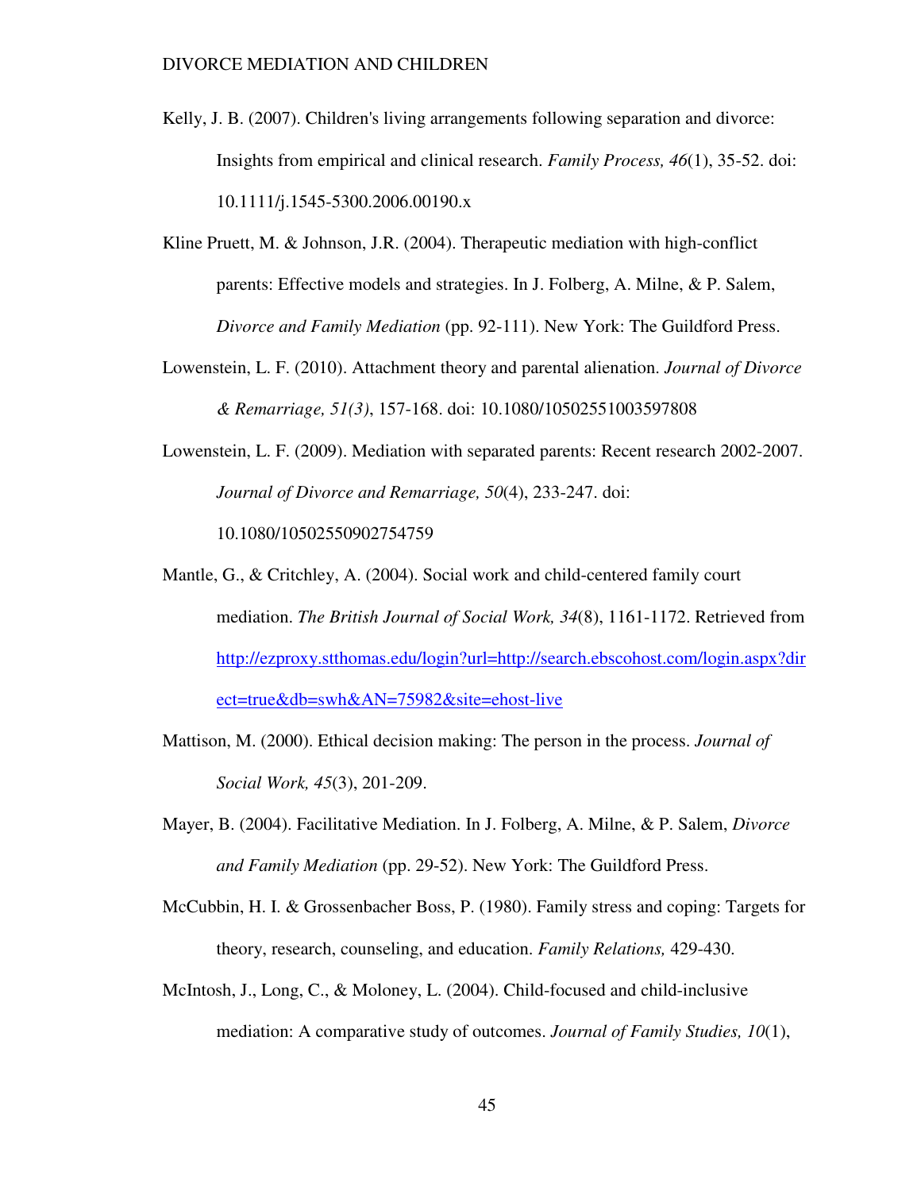Kelly, J. B. (2007). Children's living arrangements following separation and divorce: Insights from empirical and clinical research. *Family Process, 46*(1), 35-52. doi: 10.1111/j.1545-5300.2006.00190.x

Kline Pruett, M. & Johnson, J.R. (2004). Therapeutic mediation with high-conflict parents: Effective models and strategies. In J. Folberg, A. Milne, & P. Salem, *Divorce and Family Mediation* (pp. 92-111). New York: The Guildford Press.

Lowenstein, L. F. (2010). Attachment theory and parental alienation. *Journal of Divorce & Remarriage, 51(3)*, 157-168. doi: 10.1080/10502551003597808

Lowenstein, L. F. (2009). Mediation with separated parents: Recent research 2002-2007. *Journal of Divorce and Remarriage, 50*(4), 233-247. doi: 10.1080/10502550902754759

Mantle, G., & Critchley, A. (2004). Social work and child-centered family court mediation. *The British Journal of Social Work, 34*(8), 1161-1172. Retrieved from http://ezproxy.stthomas.edu/login?url=http://search.ebscohost.com/login.aspx?direct=true&db=swh&AN=75982&site=ehost-live

Mattison, M. (2000). Ethical decision making: The person in the process. *Journal of Social Work, 45*(3), 201-209.

Mayer, B. (2004). Facilitative Mediation. In J. Folberg, A. Milne, & P. Salem, *Divorce and Family Mediation* (pp. 29-52). New York: The Guildford Press.

McCubbin, H. I. & Grossenbacher Boss, P. (1980). Family stress and coping: Targets for theory, research, counseling, and education. *Family Relations,* 429-430.

McIntosh, J., Long, C., & Moloney, L. (2004). Child-focused and child-inclusive mediation: A comparative study of outcomes. *Journal of Family Studies, 10*(1),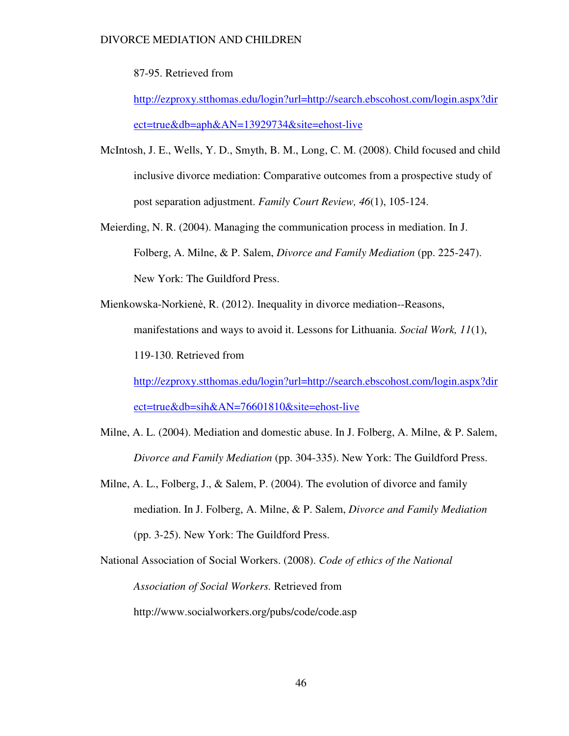87-95. Retrieved from http://ezproxy.stthomas.edu/login?url=http://search.ebscohost.com/login.aspx?direct=true&db=aph&AN=13929734&site=ehost-live

McIntosh, J. E., Wells, Y. D., Smyth, B. M., Long, C. M. (2008). Child focused and child inclusive divorce mediation: Comparative outcomes from a prospective study of post separation adjustment. *Family Court Review, 46*(1), 105-124.

Meierding, N. R. (2004). Managing the communication process in mediation. In J. Folberg, A. Milne, & P. Salem, *Divorce and Family Mediation* (pp. 225-247). New York: The Guildford Press.

Mienkowska-Norkienė, R. (2012). Inequality in divorce mediation--Reasons, manifestations and ways to avoid it. Lessons for Lithuania. *Social Work, 11*(1), 119-130. Retrieved from http://ezproxy.stthomas.edu/login?url=http://search.ebscohost.com/login.aspx?direct=true&db=sih&AN=76601810&site=ehost-live

Milne, A. L. (2004). Mediation and domestic abuse. In J. Folberg, A. Milne, & P. Salem, *Divorce and Family Mediation* (pp. 304-335). New York: The Guildford Press.

Milne, A. L., Folberg, J., & Salem, P. (2004). The evolution of divorce and family mediation. In J. Folberg, A. Milne, & P. Salem, *Divorce and Family Mediation* (pp. 3-25). New York: The Guildford Press.

National Association of Social Workers. (2008). *Code of ethics of the National Association of Social Workers.* Retrieved from http://www.socialworkers.org/pubs/code/code.asp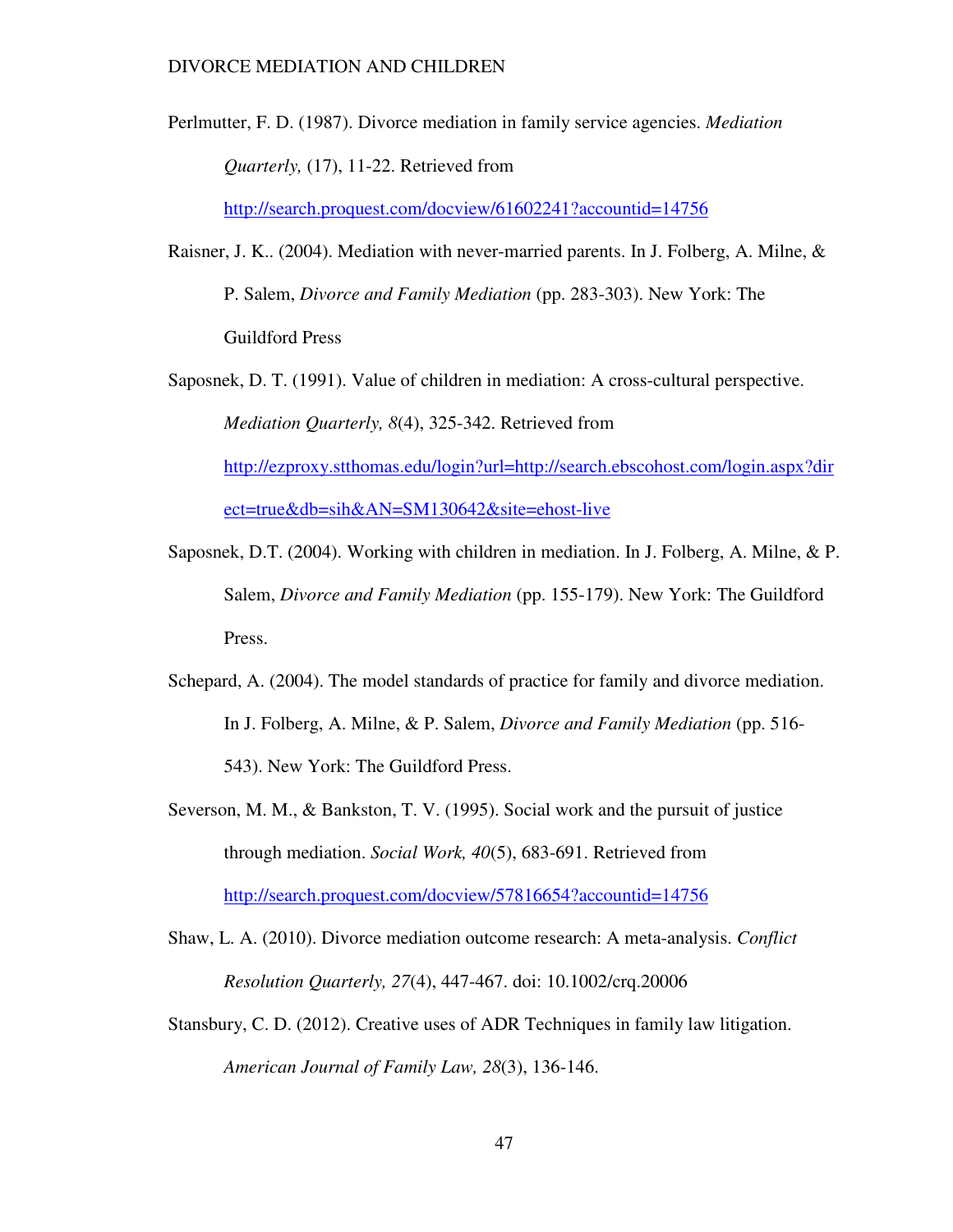Perlmutter, F. D. (1987). Divorce mediation in family service agencies. *Mediation Quarterly,* (17), 11-22. Retrieved from http://search.proquest.com/docview/61602241?accountid=14756

Raisner, J. K.. (2004). Mediation with never-married parents. In J. Folberg, A. Milne, & P. Salem, *Divorce and Family Mediation* (pp. 283-303). New York: The Guildford Press

Saposnek, D. T. (1991). Value of children in mediation: A cross-cultural perspective. *Mediation Quarterly, 8*(4), 325-342. Retrieved from http://ezproxy.stthomas.edu/login?url=http://search.ebscohost.com/login.aspx?direct=true&db=sih&AN=SM130642&site=ehost-live

Saposnek, D.T. (2004). Working with children in mediation. In J. Folberg, A. Milne, & P. Salem, *Divorce and Family Mediation* (pp. 155-179). New York: The Guildford Press.

Schepard, A. (2004). The model standards of practice for family and divorce mediation. In J. Folberg, A. Milne, & P. Salem, *Divorce and Family Mediation* (pp. 516-543). New York: The Guildford Press.

Severson, M. M., & Bankston, T. V. (1995). Social work and the pursuit of justice through mediation. *Social Work, 40*(5), 683-691. Retrieved from http://search.proquest.com/docview/57816654?accountid=14756

Shaw, L. A. (2010). Divorce mediation outcome research: A meta-analysis. *Conflict Resolution Quarterly, 27*(4), 447-467. doi: 10.1002/crq.20006

Stansbury, C. D. (2012). Creative uses of ADR Techniques in family law litigation. *American Journal of Family Law, 28*(3), 136-146.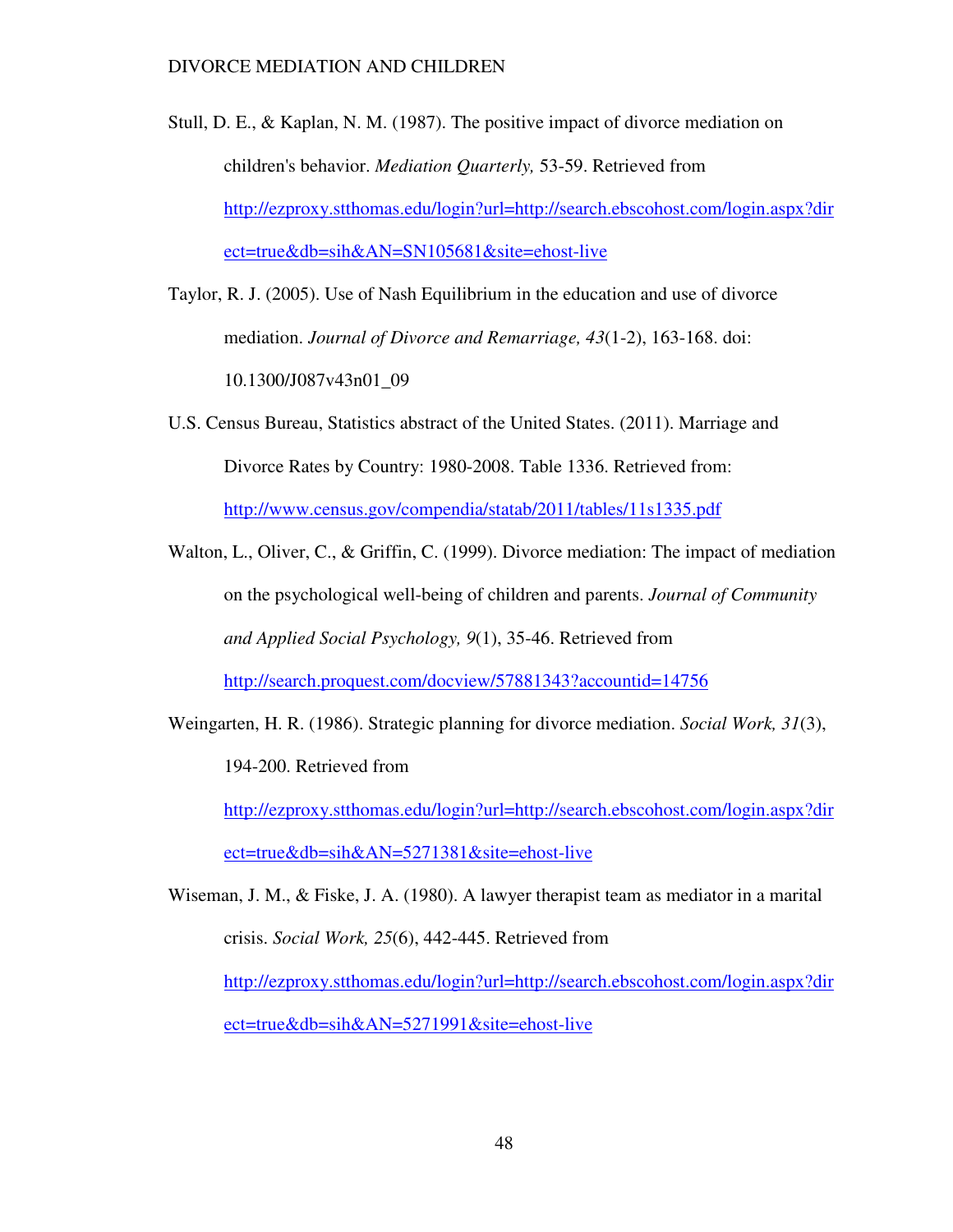Stull, D. E., & Kaplan, N. M. (1987). The positive impact of divorce mediation on children's behavior. *Mediation Quarterly,* 53-59. Retrieved from http://ezproxy.stthomas.edu/login?url=http://search.ebscohost.com/login.aspx?direct=true&db=sih&AN=SN105681&site=ehost-live

Taylor, R. J. (2005). Use of Nash Equilibrium in the education and use of divorce mediation. *Journal of Divorce and Remarriage, 43*(1-2), 163-168. doi: 10.1300/J087v43n01_09

U.S. Census Bureau, Statistics abstract of the United States. (2011). Marriage and Divorce Rates by Country: 1980-2008. Table 1336. Retrieved from: http://www.census.gov/compendia/statab/2011/tables/11s1335.pdf

Walton, L., Oliver, C., & Griffin, C. (1999). Divorce mediation: The impact of mediation on the psychological well-being of children and parents. *Journal of Community and Applied Social Psychology, 9*(1), 35-46. Retrieved from http://search.proquest.com/docview/57881343?accountid=14756

Weingarten, H. R. (1986). Strategic planning for divorce mediation. *Social Work, 31*(3), 194-200. Retrieved from http://ezproxy.stthomas.edu/login?url=http://search.ebscohost.com/login.aspx?direct=true&db=sih&AN=5271381&site=ehost-live

Wiseman, J. M., & Fiske, J. A. (1980). A lawyer therapist team as mediator in a marital crisis. *Social Work, 25*(6), 442-445. Retrieved from http://ezproxy.stthomas.edu/login?url=http://search.ebscohost.com/login.aspx?direct=true&db=sih&AN=5271991&site=ehost-live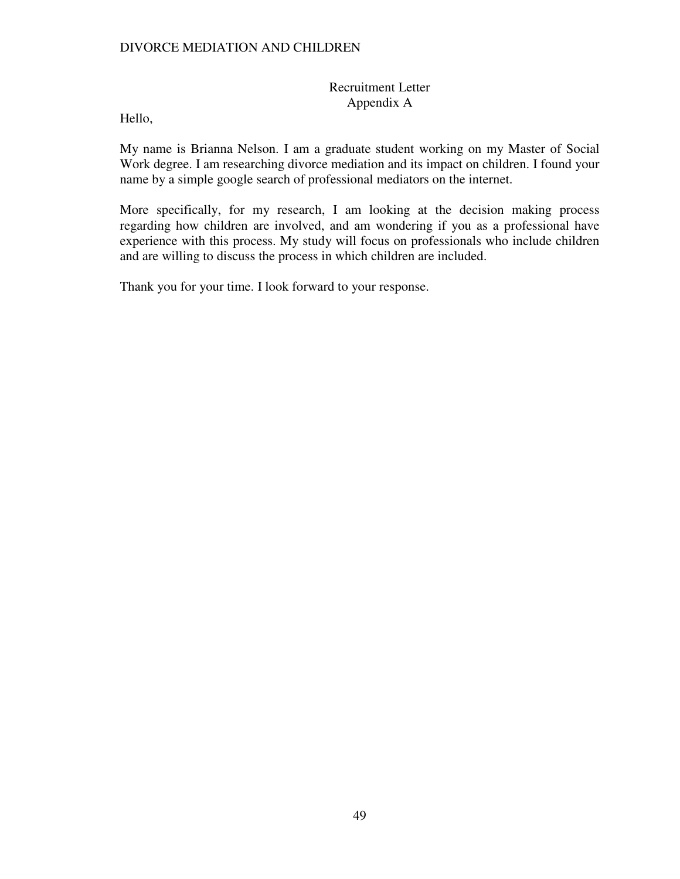## Recruitment Letter
## Appendix A

Hello,

My name is Brianna Nelson. I am a graduate student working on my Master of Social Work degree. I am researching divorce mediation and its impact on children. I found your name by a simple google search of professional mediators on the internet.

More specifically, for my research, I am looking at the decision making process regarding how children are involved, and am wondering if you as a professional have experience with this process. My study will focus on professionals who include children and are willing to discuss the process in which children are included.

Thank you for your time. I look forward to your response.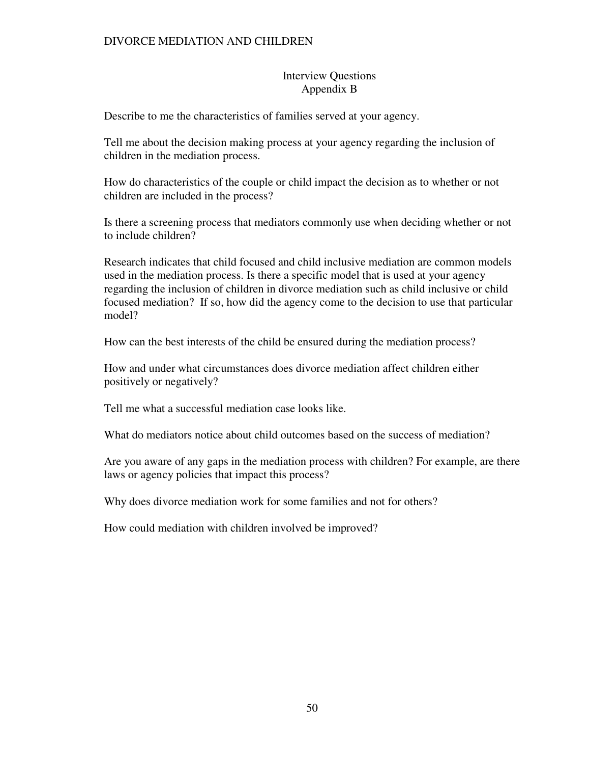## Interview Questions
## Appendix B

Describe to me the characteristics of families served at your agency.

Tell me about the decision making process at your agency regarding the inclusion of children in the mediation process.

How do characteristics of the couple or child impact the decision as to whether or not children are included in the process?

Is there a screening process that mediators commonly use when deciding whether or not to include children?

Research indicates that child focused and child inclusive mediation are common models used in the mediation process. Is there a specific model that is used at your agency regarding the inclusion of children in divorce mediation such as child inclusive or child focused mediation? If so, how did the agency come to the decision to use that particular model?

How can the best interests of the child be ensured during the mediation process?

How and under what circumstances does divorce mediation affect children either positively or negatively?

Tell me what a successful mediation case looks like.

What do mediators notice about child outcomes based on the success of mediation?

Are you aware of any gaps in the mediation process with children? For example, are there laws or agency policies that impact this process?

Why does divorce mediation work for some families and not for others?

How could mediation with children involved be improved?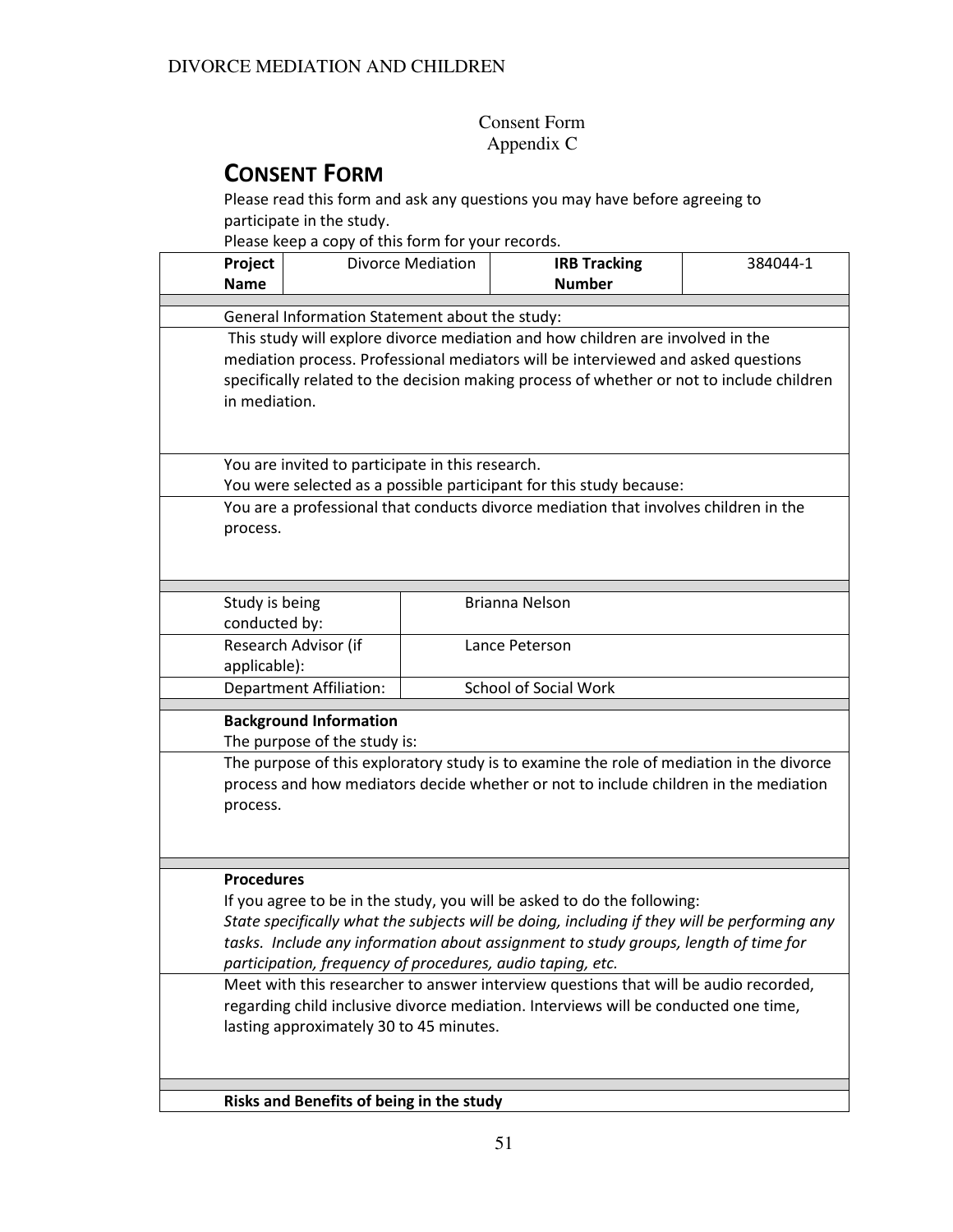Consent Form
Appendix C

# CONSENT FORM

Please read this form and ask any questions you may have before agreeing to participate in the study.

Please keep a copy of this form for your records.

| **Project Name** | Divorce Mediation | **IRB Tracking Number** | 384044-1 |
|---|---|---|---|

General Information Statement about the study:

This study will explore divorce mediation and how children are involved in the mediation process. Professional mediators will be interviewed and asked questions specifically related to the decision making process of whether or not to include children in mediation.

You are invited to participate in this research.
You were selected as a possible participant for this study because:

You are a professional that conducts divorce mediation that involves children in the process.

| | |
|---|---|
| Study is being conducted by: | Brianna Nelson |
| Research Advisor (if applicable): | Lance Peterson |
| Department Affiliation: | School of Social Work |

**Background Information**
The purpose of the study is:

The purpose of this exploratory study is to examine the role of mediation in the divorce process and how mediators decide whether or not to include children in the mediation process.

**Procedures**
If you agree to be in the study, you will be asked to do the following:
*State specifically what the subjects will be doing, including if they will be performing any tasks. Include any information about assignment to study groups, length of time for participation, frequency of procedures, audio taping, etc.*

Meet with this researcher to answer interview questions that will be audio recorded, regarding child inclusive divorce mediation. Interviews will be conducted one time, lasting approximately 30 to 45 minutes.

**Risks and Benefits of being in the study**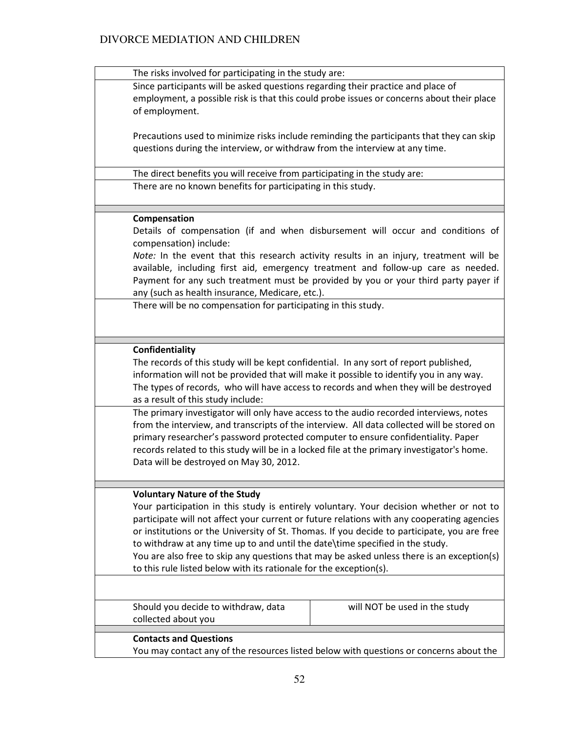The risks involved for participating in the study are:

Since participants will be asked questions regarding their practice and place of employment, a possible risk is that this could probe issues or concerns about their place of employment.

Precautions used to minimize risks include reminding the participants that they can skip questions during the interview, or withdraw from the interview at any time.

The direct benefits you will receive from participating in the study are:

There are no known benefits for participating in this study.

**Compensation**

Details of compensation (if and when disbursement will occur and conditions of compensation) include:

*Note:* In the event that this research activity results in an injury, treatment will be available, including first aid, emergency treatment and follow-up care as needed. Payment for any such treatment must be provided by you or your third party payer if any (such as health insurance, Medicare, etc.).

There will be no compensation for participating in this study.

**Confidentiality**

The records of this study will be kept confidential. In any sort of report published, information will not be provided that will make it possible to identify you in any way. The types of records, who will have access to records and when they will be destroyed as a result of this study include:

The primary investigator will only have access to the audio recorded interviews, notes from the interview, and transcripts of the interview. All data collected will be stored on primary researcher's password protected computer to ensure confidentiality. Paper records related to this study will be in a locked file at the primary investigator's home. Data will be destroyed on May 30, 2012.

**Voluntary Nature of the Study**

Your participation in this study is entirely voluntary. Your decision whether or not to participate will not affect your current or future relations with any cooperating agencies or institutions or the University of St. Thomas. If you decide to participate, you are free to withdraw at any time up to and until the date\time specified in the study.

You are also free to skip any questions that may be asked unless there is an exception(s) to this rule listed below with its rationale for the exception(s).

| Should you decide to withdraw, data collected about you | will NOT be used in the study |
| --- | --- |

**Contacts and Questions**

You may contact any of the resources listed below with questions or concerns about the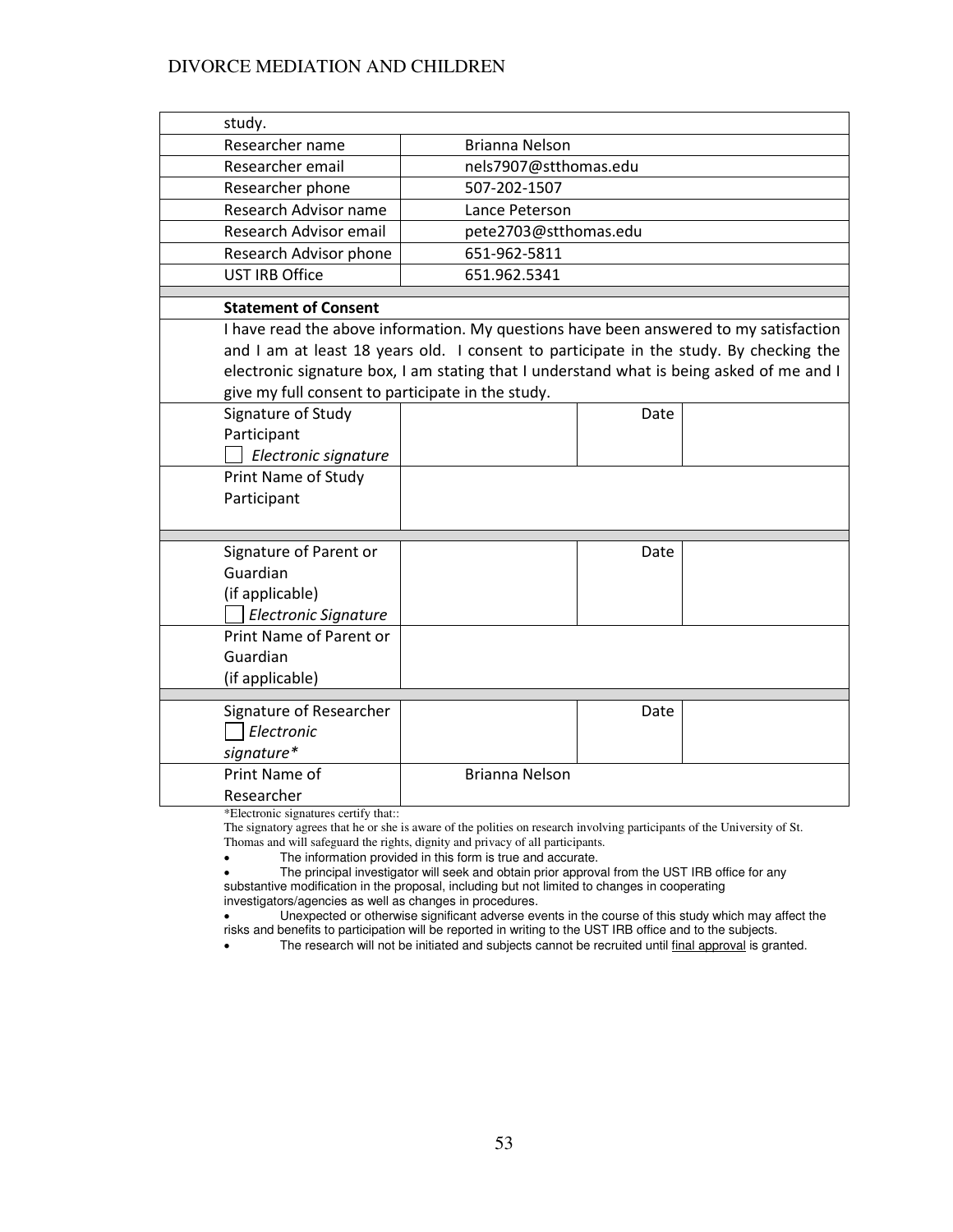| | |
|---|---|
| study. | |
| Researcher name | Brianna Nelson |
| Researcher email | nels7907@stthomas.edu |
| Researcher phone | 507-202-1507 |
| Research Advisor name | Lance Peterson |
| Research Advisor email | pete2703@stthomas.edu |
| Research Advisor phone | 651-962-5811 |
| UST IRB Office | 651.962.5341 |

**Statement of Consent**

I have read the above information. My questions have been answered to my satisfaction and I am at least 18 years old. I consent to participate in the study. By checking the electronic signature box, I am stating that I understand what is being asked of me and I give my full consent to participate in the study.

| | | | |
|---|---|---|---|
| Signature of Study Participant ☐ *Electronic signature* | | Date | |
| Print Name of Study Participant | | | |
| Signature of Parent or Guardian (if applicable) ☐ *Electronic Signature* | | Date | |
| Print Name of Parent or Guardian (if applicable) | | | |
| Signature of Researcher ☐ *Electronic signature** | | Date | |
| Print Name of Researcher | Brianna Nelson | | |

*Electronic signatures certify that::

The signatory agrees that he or she is aware of the polities on research involving participants of the University of St. Thomas and will safeguard the rights, dignity and privacy of all participants.

- The information provided in this form is true and accurate.
- The principal investigator will seek and obtain prior approval from the UST IRB office for any substantive modification in the proposal, including but not limited to changes in cooperating investigators/agencies as well as changes in procedures.
- Unexpected or otherwise significant adverse events in the course of this study which may affect the risks and benefits to participation will be reported in writing to the UST IRB office and to the subjects.
- The research will not be initiated and subjects cannot be recruited until final approval is granted.